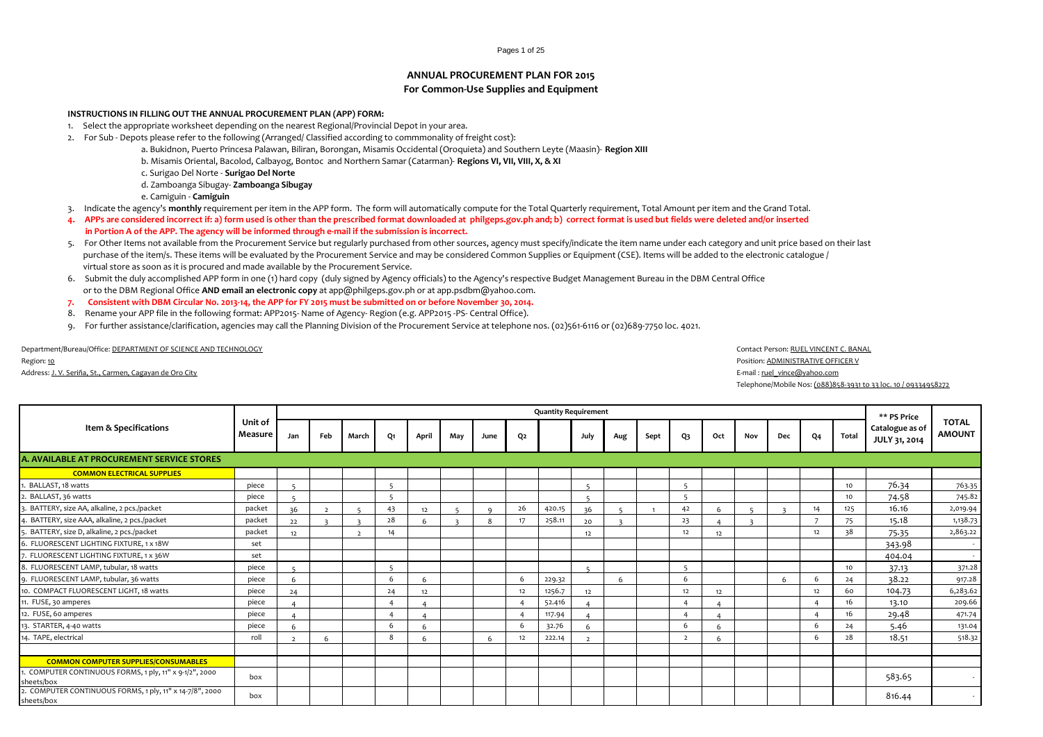## ANNUAL PROCUREMENT PLAN FOR 2015
### For Common-Use Supplies and Equipment

**INSTRUCTIONS IN FILLING OUT THE ANNUAL PROCUREMENT PLAN (APP) FORM:**

1. Select the appropriate worksheet depending on the nearest Regional/Provincial Depot in your area.
2. For Sub - Depots please refer to the following (Arranged/ Classified according to commmonality of freight cost):
   a. Bukidnon, Puerto Princesa Palawan, Biliran, Borongan, Misamis Occidental (Oroquieta) and Southern Leyte (Maasin)- **Region XIII**
   b. Misamis Oriental, Bacolod, Calbayog, Bontoc and Northern Samar (Catarman)- **Regions VI, VII, VIII, X, & XI**
   c. Surigao Del Norte - **Surigao Del Norte**
   d. Zamboanga Sibugay- **Zamboanga Sibugay**
   e. Camiguin - **Camiguin**
3. Indicate the agency's **monthly** requirement per item in the APP form. The form will automatically compute for the Total Quarterly requirement, Total Amount per item and the Grand Total.
4. **APPs are considered incorrect if: a) form used is other than the prescribed format downloaded at philgeps.gov.ph and; b) correct format is used but fields were deleted and/or inserted in Portion A of the APP. The agency will be informed through e-mail if the submission is incorrect.**
5. For Other Items not available from the Procurement Service but regularly purchased from other sources, agency must specify/indicate the item name under each category and unit price based on their last purchase of the item/s. These items will be evaluated by the Procurement Service and may be considered Common Supplies or Equipment (CSE). Items will be added to the electronic catalogue / virtual store as soon as it is procured and made available by the Procurement Service.
6. Submit the duly accomplished APP form in one (1) hard copy (duly signed by Agency officials) to the Agency's respective Budget Management Bureau in the DBM Central Office or to the DBM Regional Office **AND email an electronic copy** at app@philgeps.gov.ph or at app.psdbm@yahoo.com.
7. **Consistent with DBM Circular No. 2013-14, the APP for FY 2015 must be submitted on or before November 30, 2014.**
8. Rename your APP file in the following format: APP2015- Name of Agency- Region (e.g. APP2015 -PS- Central Office).
9. For further assistance/clarification, agencies may call the Planning Division of the Procurement Service at telephone nos. (02)561-6116 or (02)689-7750 loc. 4021.

Department/Bureau/Office: DEPARTMENT OF SCIENCE AND TECHNOLOGY
Region: 10
Address: J. V. Seriña, St., Carmen, Cagayan de Oro City

Contact Person: RUEL VINCENT C. BANAL
Position: ADMINISTRATIVE OFFICER V
E-mail : ruel_vince@yahoo.com
Telephone/Mobile Nos: (088)858-3931 to 33 loc. 10 / 09334958272

| Item & Specifications | Unit of Measure | Quantity Requirement | | | | | | | | | | | | | | | | | | ** PS Price Catalogue as of JULY 31, 2014 | TOTAL AMOUNT |
|---|---|---|---|---|---|---|---|---|---|---|---|---|---|---|---|---|---|---|---|---|---|
| | | Jan | Feb | March | Q1 | April | May | June | Q2 | | July | Aug | Sept | Q3 | Oct | Nov | Dec | Q4 | Total | | |
| **A. AVAILABLE AT PROCUREMENT SERVICE STORES** | | | | | | | | | | | | | | | | | | | | | |
| **COMMON ELECTRICAL SUPPLIES** | | | | | | | | | | | | | | | | | | | | | |
| 1. BALLAST, 18 watts | piece | 5 | | | 5 | | | | | | 5 | | | 5 | | | | | 10 | 76.34 | 763.35 |
| 2. BALLAST, 36 watts | piece | 5 | | | 5 | | | | | | 5 | | | 5 | | | | | 10 | 74.58 | 745.82 |
| 3. BATTERY, size AA, alkaline, 2 pcs./packet | packet | 36 | 2 | 5 | 43 | 12 | 5 | 9 | 26 | 420.15 | 36 | 5 | 1 | 42 | 6 | 5 | 3 | 14 | 125 | 16.16 | 2,019.94 |
| 4. BATTERY, size AAA, alkaline, 2 pcs./packet | packet | 22 | 3 | 3 | 28 | 6 | 3 | 8 | 17 | 258.11 | 20 | 3 | | 23 | 4 | 3 | | 7 | 75 | 15.18 | 1,138.73 |
| 5. BATTERY, size D, alkaline, 2 pcs./packet | packet | 12 | | 2 | 14 | | | | | | 12 | | | 12 | 12 | | | 12 | 38 | 75.35 | 2,863.22 |
| 6. FLUORESCENT LIGHTING FIXTURE, 1 x 18W | set | | | | | | | | | | | | | | | | | | | 343.98 | - |
| 7. FLUORESCENT LIGHTING FIXTURE, 1 x 36W | set | | | | | | | | | | | | | | | | | | | 404.04 | - |
| 8. FLUORESCENT LAMP, tubular, 18 watts | piece | 5 | | | 5 | | | | | | 5 | | | 5 | | | | | 10 | 37.13 | 371.28 |
| 9. FLUORESCENT LAMP, tubular, 36 watts | piece | 6 | | | 6 | 6 | | | 6 | 229.32 | | 6 | | 6 | | | 6 | 6 | 24 | 38.22 | 917.28 |
| 10. COMPACT FLUORESCENT LIGHT, 18 watts | piece | 24 | | | 24 | 12 | | | 12 | 1256.7 | 12 | | | 12 | 12 | | | 12 | 60 | 104.73 | 6,283.62 |
| 11. FUSE, 30 amperes | piece | 4 | | | 4 | 4 | | | 4 | 52.416 | 4 | | | 4 | 4 | | | 4 | 16 | 13.10 | 209.66 |
| 12. FUSE, 60 amperes | piece | 4 | | | 4 | 4 | | | 4 | 117.94 | 4 | | | 4 | 4 | | | 4 | 16 | 29.48 | 471.74 |
| 13. STARTER, 4-40 watts | piece | 6 | | | 6 | 6 | | | 6 | 32.76 | 6 | | | 6 | 6 | | | 6 | 24 | 5.46 | 131.04 |
| 14. TAPE, electrical | roll | 2 | 6 | | 8 | 6 | | 6 | 12 | 222.14 | 2 | | | 2 | 6 | | | 6 | 28 | 18.51 | 518.32 |
| | | | | | | | | | | | | | | | | | | | | | |
| **COMMON COMPUTER SUPPLIES/CONSUMABLES** | | | | | | | | | | | | | | | | | | | | | |
| 1. COMPUTER CONTINUOUS FORMS, 1 ply, 11" x 9-1/2", 2000 sheets/box | box | | | | | | | | | | | | | | | | | | | 583.65 | - |
| 2. COMPUTER CONTINUOUS FORMS, 1 ply, 11" x 14-7/8", 2000 sheets/box | box | | | | | | | | | | | | | | | | | | | 816.44 | - |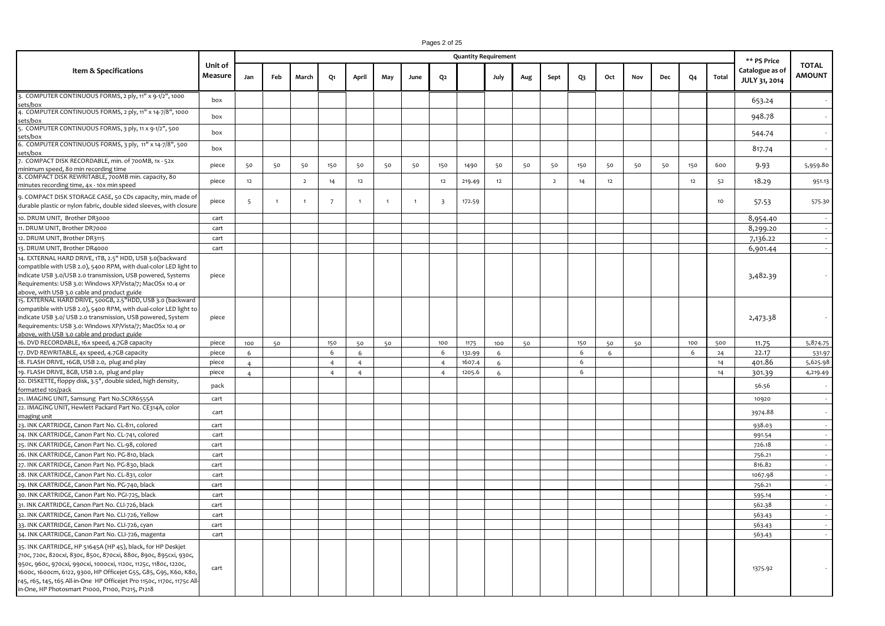| Item & Specifications | Unit of Measure | Quantity Requirement | | | | | | | | | | | | | | | | | | ** PS Price Catalogue as of JULY 31, 2014 | TOTAL AMOUNT |
|---|---|---|---|---|---|---|---|---|---|---|---|---|---|---|---|---|---|---|---|---|---|
| | | Jan | Feb | March | Q1 | April | May | June | Q2 | | July | Aug | Sept | Q3 | Oct | Nov | Dec | Q4 | Total | | |
| 3. COMPUTER CONTINUOUS FORMS, 2 ply, 11" x 9-1/2", 1000 sets/box | box | | | | | | | | | | | | | | | | | | | 653.24 | - |
| 4. COMPUTER CONTINUOUS FORMS, 2 ply, 11" x 14-7/8", 1000 sets/box | box | | | | | | | | | | | | | | | | | | | 948.78 | - |
| 5. COMPUTER CONTINUOUS FORMS, 3 ply, 11 x 9-1/2", 500 sets/box | box | | | | | | | | | | | | | | | | | | | 544.74 | - |
| 6. COMPUTER CONTINUOUS FORMS, 3 ply, 11" x 14-7/8", 500 sets/box | box | | | | | | | | | | | | | | | | | | | 817.74 | - |
| 7. COMPACT DISK RECORDABLE, min. of 700MB, 1x - 52x minimum speed, 80 min recording time | piece | 50 | 50 | 50 | 150 | 50 | 50 | 50 | 150 | 1490 | 50 | 50 | 50 | 150 | 50 | 50 | 50 | 150 | 600 | 9.93 | 5,959.80 |
| 8. COMPACT DISK REWRITABLE, 700MB min. capacity, 80 minutes recording time, 4x - 10x min speed | piece | 12 | | 2 | 14 | 12 | | | 12 | 219.49 | 12 | | 2 | 14 | 12 | | | 12 | 52 | 18.29 | 951.13 |
| 9. COMPACT DISK STORAGE CASE, 50 CDs capacity, min, made of durable plastic or nylon fabric, double sided sleeves, with closure | piece | 5 | 1 | 1 | 7 | 1 | 1 | 1 | 3 | 172.59 | | | | | | | | | 10 | 57.53 | 575.30 |
| 10. DRUM UNIT, Brother DR3000 | cart | | | | | | | | | | | | | | | | | | | 8,954.40 | - |
| 11. DRUM UNIT, Brother DR7000 | cart | | | | | | | | | | | | | | | | | | | 8,299.20 | - |
| 12. DRUM UNIT, Brother DR3115 | cart | | | | | | | | | | | | | | | | | | | 7,136.22 | - |
| 13. DRUM UNIT, Brother DR4000 | cart | | | | | | | | | | | | | | | | | | | 6,901.44 | - |
| 14. EXTERNAL HARD DRIVE, 1TB, 2.5" HDD, USB 3.0(backward compatible with USB 2.0), 5400 RPM, with dual-color LED light to indicate USB 3.0/USB 2.0 transmission, USB powered, Systems Requirements: USB 3.0: Windows XP/Vista/7; MacOSx 10.4 or above, with USB 3.0 cable and product guide | piece | | | | | | | | | | | | | | | | | | | 3,482.39 | - |
| 15. EXTERNAL HARD DRIVE, 500GB, 2.5"HDD, USB 3.0 (backward compatible with USB 2.0), 5400 RPM, with dual-color LED light to indicate USB 3.0/ USB 2.0 transmission, USB powered, System Requirements: USB 3.0: Windows XP/Vista/7; MacOSx 10.4 or above, with USB 3.0 cable and product guide | piece | | | | | | | | | | | | | | | | | | | 2,473.38 | - |
| 16. DVD RECORDABLE, 16x speed, 4.7GB capacity | piece | 100 | 50 | | 150 | 50 | 50 | | 100 | 1175 | 100 | 50 | | 150 | 50 | 50 | | 100 | 500 | 11.75 | 5,874.75 |
| 17. DVD REWRITABLE, 4x speed, 4.7GB capacity | piece | 6 | | | 6 | 6 | | | 6 | 132.99 | 6 | | | 6 | 6 | | | 6 | 24 | 22.17 | 531.97 |
| 18. FLASH DRIVE, 16GB, USB 2.0, plug and play | piece | 4 | | | 4 | 4 | | | 4 | 1607.4 | 6 | | | 6 | | | | | 14 | 401.86 | 5,625.98 |
| 19. FLASH DRIVE, 8GB, USB 2.0, plug and play | piece | 4 | | | 4 | 4 | | | 4 | 1205.6 | 6 | | | 6 | | | | | 14 | 301.39 | 4,219.49 |
| 20. DISKETTE, floppy disk, 3.5", double sided, high density, formatted 10s/pack | pack | | | | | | | | | | | | | | | | | | | 56.56 | - |
| 21. IMAGING UNIT, Samsung Part No.SCXR6555A | cart | | | | | | | | | | | | | | | | | | | 10920 | - |
| 22. IMAGING UNIT, Hewlett Packard Part No. CE314A, color imaging unit | cart | | | | | | | | | | | | | | | | | | | 3974.88 | - |
| 23. INK CARTRIDGE, Canon Part No. CL-811, colored | cart | | | | | | | | | | | | | | | | | | | 938.03 | - |
| 24. INK CARTRIDGE, Canon Part No. CL-741, colored | cart | | | | | | | | | | | | | | | | | | | 991.54 | - |
| 25. INK CARTRIDGE, Canon Part No. CL-98, colored | cart | | | | | | | | | | | | | | | | | | | 726.18 | - |
| 26. INK CARTRIDGE, Canon Part No. PG-810, black | cart | | | | | | | | | | | | | | | | | | | 756.21 | - |
| 27. INK CARTRIDGE, Canon Part No. PG-830, black | cart | | | | | | | | | | | | | | | | | | | 816.82 | - |
| 28. INK CARTRIDGE, Canon Part No. CL-831, color | cart | | | | | | | | | | | | | | | | | | | 1067.98 | - |
| 29. INK CARTRIDGE, Canon Part No. PG-740, black | cart | | | | | | | | | | | | | | | | | | | 756.21 | - |
| 30. INK CARTRIDGE, Canon Part No. PGI-725, black | cart | | | | | | | | | | | | | | | | | | | 595.14 | - |
| 31. INK CARTRIDGE, Canon Part No. CLI-726, black | cart | | | | | | | | | | | | | | | | | | | 562.38 | - |
| 32. INK CARTRIDGE, Canon Part No. CLI-726, Yellow | cart | | | | | | | | | | | | | | | | | | | 563.43 | - |
| 33. INK CARTRIDGE, Canon Part No. CLI-726, cyan | cart | | | | | | | | | | | | | | | | | | | 563.43 | - |
| 34. INK CARTRIDGE, Canon Part No. CLI-726, magenta | cart | | | | | | | | | | | | | | | | | | | 563.43 | - |
| 35. INK CARTRIDGE, HP 51645A (HP 45), black, for HP Deskjet 710c, 720c, 820cxi, 830c, 850c, 870cxi, 880c, 890c, 895cxi, 930c, 950c, 960c, 970cxi, 990cxi, 1000cxi, 1120c, 1125c, 1180c, 1220c, 1600c, 1600cm, 6122, 9300, HP Officejet G55, G85, G95, K60, K80, r45, r65, t45, t65 All-in-One HP Officejet Pro 1150c, 1170c, 1175c All-in-One, HP Photosmart P1000, P1100, P1215, P1218 | cart | | | | | | | | | | | | | | | | | | | 1375.92 | - |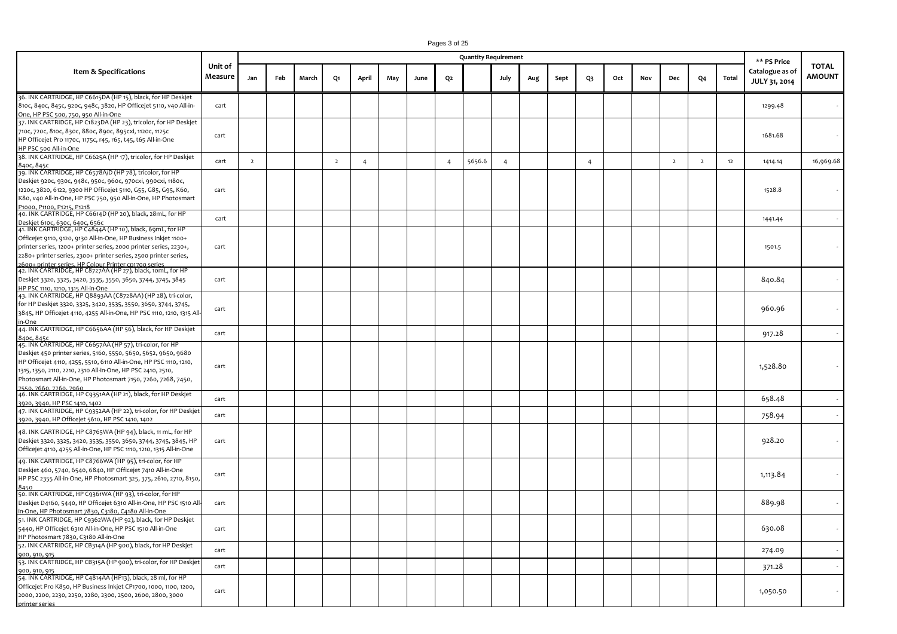| Item & Specifications | Unit of Measure | Quantity Requirement | | | | | | | | | | | | | | | | | | ** PS Price Catalogue as of JULY 31, 2014 | TOTAL AMOUNT |
|---|---|---|---|---|---|---|---|---|---|---|---|---|---|---|---|---|---|---|---|---|---|
| | | Jan | Feb | March | Q1 | April | May | June | Q2 | | July | Aug | Sept | Q3 | Oct | Nov | Dec | Q4 | Total | | |
| 36. INK CARTRIDGE, HP C6615DA (HP 15), black, for HP Deskjet 810c, 840c, 845c, 920c, 948c, 3820, HP Officejet 5110, v40 All-in-One, HP PSC 500, 750, 950 All-in-One | cart | | | | | | | | | | | | | | | | | | | 1299.48 | - |
| 37. INK CARTRIDGE, HP C1823DA (HP 23), tricolor, for HP Deskjet 710c, 720c, 810c, 830c, 880c, 890c, 895cxi, 1120c, 1125c HP Officejet Pro 1170c, 1175c, r45, r65, t45, t65 All-in-One HP PSC 500 All-in-One | cart | | | | | | | | | | | | | | | | | | | 1681.68 | - |
| 38. INK CARTRIDGE, HP C6625A (HP 17), tricolor, for HP Deskjet 840c, 845c | cart | 2 | | | 2 | 4 | | | 4 | 5656.6 | 4 | | | 4 | | | 2 | 2 | 12 | 1414.14 | 16,969.68 |
| 39. INK CARTRIDGE, HP C6578A/D (HP 78), tricolor, for HP Deskjet 920c, 930c, 948c, 950c, 960c, 970cxi, 990cxi, 1180c, 1220c, 3820, 6122, 9300 HP Officejet 5110, G55, G85, G95, K60, K80, v40 All-in-One, HP PSC 750, 950 All-in-One, HP Photosmart P1000, P1100, P1215, P1218 | cart | | | | | | | | | | | | | | | | | | | 1528.8 | - |
| 40. INK CARTRIDGE, HP C6614D (HP 20), black, 28mL, for HP Deskjet 610c, 630c, 640c, 656c | cart | | | | | | | | | | | | | | | | | | | 1441.44 | - |
| 41. INK CARTRIDGE, HP C4844A (HP 10), black, 69mL, for HP Officejet 9110, 9120, 9130 All-in-One, HP Business Inkjet 1100+ printer series, 1200+ printer series, 2000 printer series, 2230+, 2280+ printer series, 2300+ printer series, 2500 printer series, 2600+ printer series, HP Colour Printer cp1700 series | cart | | | | | | | | | | | | | | | | | | | 1501.5 | - |
| 42. INK CARTRIDGE, HP C8727AA (HP 27), black, 10mL, for HP Deskjet 3320, 3325, 3420, 3535, 3550, 3650, 3744, 3745, 3845 HP PSC 1110, 1210, 1315 All-in-One | cart | | | | | | | | | | | | | | | | | | | 840.84 | - |
| 43. INK CARTRIDGE, HP Q8893AA (C8728AA) (HP 28), tri-color, for HP Deskjet 3320, 3325, 3420, 3535, 3550, 3650, 3744, 3745, 3845, HP Officejet 4110, 4255 All-in-One, HP PSC 1110, 1210, 1315 All-in-One | cart | | | | | | | | | | | | | | | | | | | 960.96 | - |
| 44. INK CARTRIDGE, HP C6656AA (HP 56), black, for HP Deskjet 840c, 845c | cart | | | | | | | | | | | | | | | | | | | 917.28 | - |
| 45. INK CARTRIDGE, HP C6657AA (HP 57), tri-color, for HP Deskjet 450 printer series, 5160, 5550, 5650, 5652, 9650, 9680 HP Officejet 4110, 4255, 5510, 6110 All-in-One, HP PSC 1110, 1210, 1315, 1350, 2110, 2210, 2310 All-in-One, HP PSC 2410, 2510, Photosmart All-in-One, HP Photosmart 7150, 7260, 7268, 7450, 7550, 7660, 7760, 7960 | cart | | | | | | | | | | | | | | | | | | | 1,528.80 | - |
| 46. INK CARTRIDGE, HP C9351AA (HP 21), black, for HP Deskjet 3920, 3940, HP PSC 1410, 1402 | cart | | | | | | | | | | | | | | | | | | | 658.48 | - |
| 47. INK CARTRIDGE, HP C9352AA (HP 22), tri-color, for HP Deskjet 3920, 3940, HP Officejet 5610, HP PSC 1410, 1402 | cart | | | | | | | | | | | | | | | | | | | 758.94 | - |
| 48. INK CARTRIDGE, HP C8765WA (HP 94), black, 11 mL, for HP Deskjet 3320, 3325, 3420, 3535, 3550, 3650, 3744, 3745, 3845, HP Officejet 4110, 4255 All-in-One, HP PSC 1110, 1210, 1315 All-in-One | cart | | | | | | | | | | | | | | | | | | | 928.20 | - |
| 49. INK CARTRIDGE, HP C8766WA (HP 95), tri-color, for HP Deskjet 460, 5740, 6540, 6840, HP Officejet 7410 All-in-One HP PSC 2355 All-in-One, HP Photosmart 325, 375, 2610, 2710, 8150, 8450 | cart | | | | | | | | | | | | | | | | | | | 1,113.84 | - |
| 50. INK CARTRIDGE, HP C9361WA (HP 93), tri-color, for HP Deskjet D4160, 5440, HP Officejet 6310 All-in-One, HP PSC 1510 All-in-One, HP Photosmart 7830, C3180, C4180 All-in-One | cart | | | | | | | | | | | | | | | | | | | 889.98 | - |
| 51. INK CARTRIDGE, HP C9362WA (HP 92), black, for HP Deskjet 5440, HP Officejet 6310 All-in-One, HP PSC 1510 All-in-One HP Photosmart 7830, C3180 All-in-One | cart | | | | | | | | | | | | | | | | | | | 630.08 | - |
| 52. INK CARTRIDGE, HP CB314A (HP 900), black, for HP Deskjet 900, 910, 915 | cart | | | | | | | | | | | | | | | | | | | 274.09 | - |
| 53. INK CARTRIDGE, HP CB315A (HP 900), tri-color, for HP Deskjet 900, 910, 915 | cart | | | | | | | | | | | | | | | | | | | 371.28 | - |
| 54. INK CARTRIDGE, HP C4814AA (HP13), black, 28 ml, for HP Officejet Pro K850, HP Business Inkjet CP1700, 1000, 1100, 1200, 2000, 2200, 2230, 2250, 2280, 2300, 2500, 2600, 2800, 3000 printer series | cart | | | | | | | | | | | | | | | | | | | 1,050.50 | - |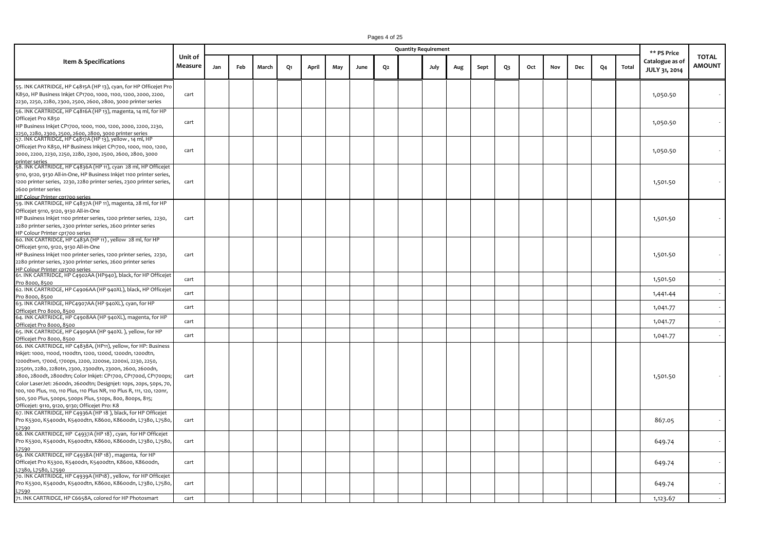| Item & Specifications | Unit of Measure | Quantity Requirement | | | | | | | | | | | | | | | | | | ** PS Price Catalogue as of JULY 31, 2014 | TOTAL AMOUNT |
|---|---|---|---|---|---|---|---|---|---|---|---|---|---|---|---|---|---|---|---|---|---|
| | | Jan | Feb | March | Q1 | April | May | June | Q2 | | July | Aug | Sept | Q3 | Oct | Nov | Dec | Q4 | Total | | |
| 55. INK CARTRIDGE, HP C4815A (HP 13), cyan, for HP Officejet Pro K850, HP Business Inkjet CP1700, 1000, 1100, 1200, 2000, 2200, 2230, 2250, 2280, 2300, 2500, 2600, 2800, 3000 printer series | cart | | | | | | | | | | | | | | | | | | | 1,050.50 | - |
| 56. INK CARTRIDGE, HP C4816A (HP 13), magenta, 14 ml, for HP Officejet Pro K850 HP Business Inkjet CP1700, 1000, 1100, 1200, 2000, 2200, 2230, 2250, 2280, 2300, 2500, 2600, 2800, 3000 printer series | cart | | | | | | | | | | | | | | | | | | | 1,050.50 | - |
| 57. INK CARTRIDGE, HP C4817A (HP 13), yellow , 14 ml, HP Officejet Pro K850, HP Business Inkjet CP1700, 1000, 1100, 1200, 2000, 2200, 2230, 2250, 2280, 2300, 2500, 2600, 2800, 3000 printer series | cart | | | | | | | | | | | | | | | | | | | 1,050.50 | - |
| 58. INK CARTRIDGE, HP C4836A (HP 11), cyan 28 ml, HP Officejet 9110, 9120, 9130 All-in-One, HP Business Inkjet 1100 printer series, 1200 printer series, 2230, 2280 printer series, 2300 printer series, 2600 printer series HP Colour Printer cp1700 series | cart | | | | | | | | | | | | | | | | | | | 1,501.50 | - |
| 59. INK CARTRIDGE, HP C4837A (HP 11), magenta, 28 ml, for HP Officejet 9110, 9120, 9130 All-in-One HP Business Inkjet 1100 printer series, 1200 printer series, 2230, 2280 printer series, 2300 printer series, 2600 printer series HP Colour Printer cp1700 series | cart | | | | | | | | | | | | | | | | | | | 1,501.50 | - |
| 60. INK CARTRIDGE, HP C483A (HP 11) , yellow 28 ml, for HP Officejet 9110, 9120, 9130 All-in-One HP Business Inkjet 1100 printer series, 1200 printer series, 2230, 2280 printer series, 2300 printer series, 2600 printer series HP Colour Printer cp1700 series | cart | | | | | | | | | | | | | | | | | | | 1,501.50 | - |
| 61. INK CARTRIDGE, HP C4902AA (HP940), black, for HP Officejet Pro 8000, 8500 | cart | | | | | | | | | | | | | | | | | | | 1,501.50 | - |
| 62. INK CARTRIDGE, HP C4906AA (HP 940XL), black, HP Officejet Pro 8000, 8500 | cart | | | | | | | | | | | | | | | | | | | 1,441.44 | - |
| 63. INK CARTRIDGE, HPC4907AA (HP 940XL), cyan, for HP Officejet Pro 8000, 8500 | cart | | | | | | | | | | | | | | | | | | | 1,041.77 | - |
| 64. INK CARTRIDGE, HP C4908AA (HP 940XL), magenta, for HP Officejet Pro 8000, 8500 | cart | | | | | | | | | | | | | | | | | | | 1,041.77 | - |
| 65. INK CARTRIDGE, HP C4909AA (HP 940XL ), yellow, for HP Officejet Pro 8000, 8500 | cart | | | | | | | | | | | | | | | | | | | 1,041.77 | - |
| 66. INK CARTRIDGE, HP C4838A, (HP11), yellow, for HP: Business Inkjet: 1000, 1100d, 1100dtn, 1200, 1200d, 1200dn, 1200dtn, 1200dtwn, 1700d, 1700ps, 2200, 2200se, 2200xi, 2230, 2250, 2250tn, 2280, 2280tn, 2300, 2300dtn, 2300n, 2600, 2600dn, 2800, 2800dt, 2800dtn; Color Inkjet: CP1700, CP1700d, CP1700ps; Color LaserJet: 2600dn, 2600dtn; Designjet: 10ps, 20ps, 50ps, 70, 100, 100 Plus, 110, 110 Plus, 110 Plus NR, 110 Plus R, 111, 120, 120nr, 500, 500 Plus, 500ps, 500ps Plus, 510ps, 800, 800ps, 815; Officejet: 9110, 9120, 9130; Officejet Pro: K8 | cart | | | | | | | | | | | | | | | | | | | 1,501.50 | - |
| 67. INK CARTRIDGE, HP C4936A (HP 18 ), black, for HP Officejet Pro K5300, K5400dn, K5400dtn, K8600, K8600dn, L7380, L7580, L7590 | cart | | | | | | | | | | | | | | | | | | | 867.05 | - |
| 68. INK CARTRIDGE, HP C4937A (HP 18) , cyan, for HP Officejet Pro K5300, K5400dn, K5400dtn, K8600, K8600dn, L7380, L7580, L7590 | cart | | | | | | | | | | | | | | | | | | | 649.74 | - |
| 69. INK CARTRIDGE, HP C4938A (HP 18) , magenta, for HP Officejet Pro K5300, K5400dn, K5400dtn, K8600, K8600dn, L7380, L7580, L7590 | cart | | | | | | | | | | | | | | | | | | | 649.74 | - |
| 70. INK CARTRIDGE, HP C4939A (HP18) , yellow, for HP Officejet Pro K5300, K5400dn, K5400dtn, K8600, K8600dn, L7380, L7580, L7590 | cart | | | | | | | | | | | | | | | | | | | 649.74 | - |
| 71. INK CARTRIDGE, HP C6658A, colored for HP Photosmart | cart | | | | | | | | | | | | | | | | | | | 1,123.67 | - |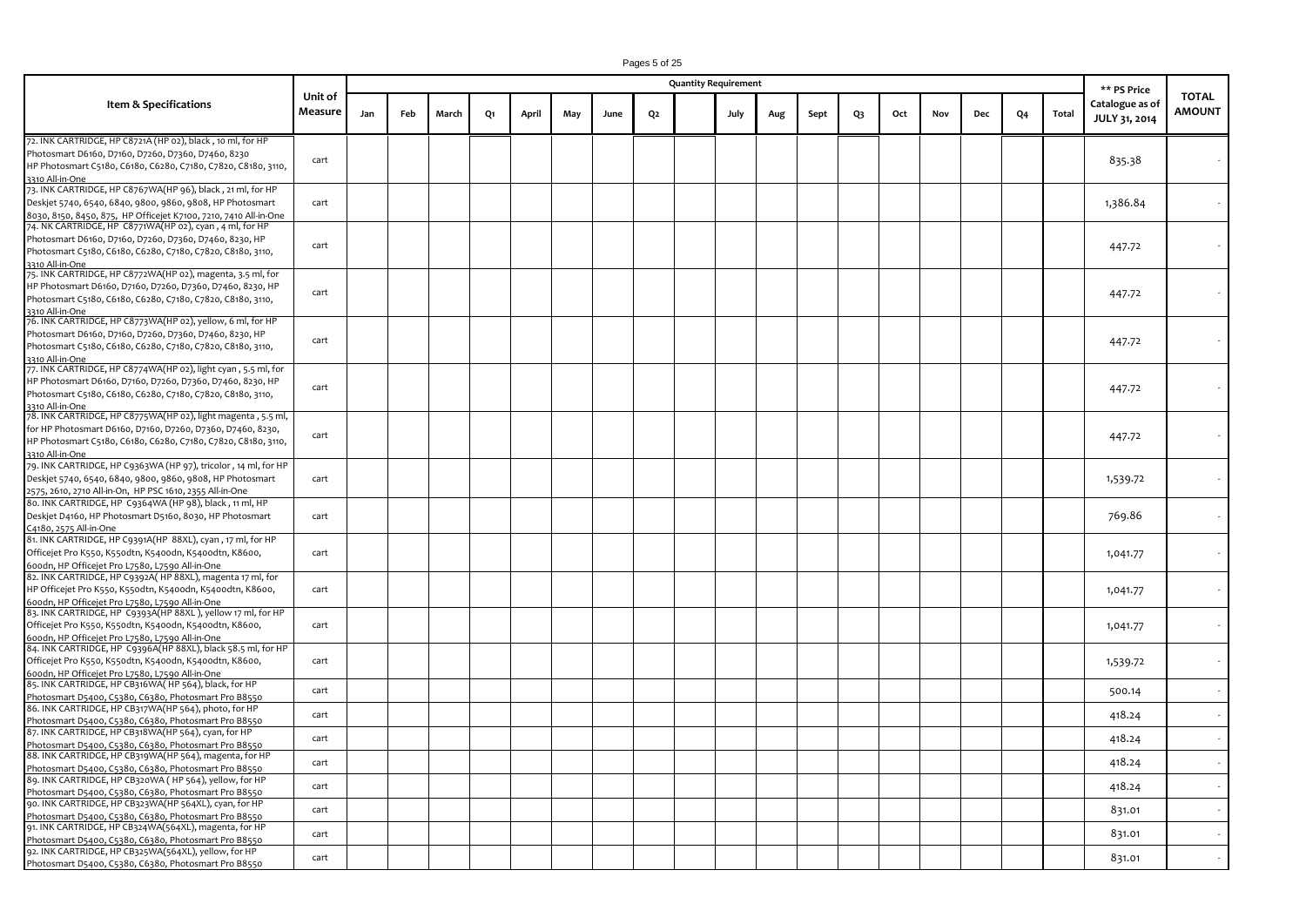| Item & Specifications | Unit of Measure | Quantity Requirement | | | | | | | | | | | | | | | | | | ** PS Price Catalogue as of JULY 31, 2014 | TOTAL AMOUNT |
|---|---|---|---|---|---|---|---|---|---|---|---|---|---|---|---|---|---|---|---|---|---|
| | | Jan | Feb | March | Q1 | April | May | June | Q2 | | July | Aug | Sept | Q3 | Oct | Nov | Dec | Q4 | Total | | |
| 72. INK CARTRIDGE, HP C8721A (HP 02), black , 10 ml, for HP Photosmart D6160, D7160, D7260, D7360, D7460, 8230 HP Photosmart C5180, C6180, C6280, C7180, C7820, C8180, 3110, 3310 All-in-One | cart | | | | | | | | | | | | | | | | | | | 835.38 | - |
| 73. INK CARTRIDGE, HP C8767WA(HP 96), black , 21 ml, for HP Deskjet 5740, 6540, 6840, 9800, 9860, 9808, HP Photosmart 8030, 8150, 8450, 875, HP Officejet K7100, 7210, 7410 All-in-One | cart | | | | | | | | | | | | | | | | | | | 1,386.84 | - |
| 74. NK CARTRIDGE, HP C8771WA(HP 02), cyan , 4 ml, for HP Photosmart D6160, D7160, D7260, D7360, D7460, 8230, HP Photosmart C5180, C6180, C6280, C7180, C7820, C8180, 3110, 3310 All-in-One | cart | | | | | | | | | | | | | | | | | | | 447.72 | - |
| 75. INK CARTRIDGE, HP C8772WA(HP 02), magenta, 3.5 ml, for HP Photosmart D6160, D7160, D7260, D7360, D7460, 8230, HP Photosmart C5180, C6180, C6280, C7180, C7820, C8180, 3110, 3310 All-in-One | cart | | | | | | | | | | | | | | | | | | | 447.72 | - |
| 76. INK CARTRIDGE, HP C8773WA(HP 02), yellow, 6 ml, for HP Photosmart D6160, D7160, D7260, D7360, D7460, 8230, HP Photosmart C5180, C6180, C6280, C7180, C7820, C8180, 3110, 3310 All-in-One | cart | | | | | | | | | | | | | | | | | | | 447.72 | - |
| 77. INK CARTRIDGE, HP C8774WA(HP 02), light cyan , 5.5 ml, for HP Photosmart D6160, D7160, D7260, D7360, D7460, 8230, HP Photosmart C5180, C6180, C6280, C7180, C7820, C8180, 3110, 3310 All-in-One | cart | | | | | | | | | | | | | | | | | | | 447.72 | - |
| 78. INK CARTRIDGE, HP C8775WA(HP 02), light magenta , 5.5 ml, for HP Photosmart D6160, D7160, D7260, D7360, D7460, 8230, HP Photosmart C5180, C6180, C6280, C7180, C7820, C8180, 3110, 3310 All-in-One | cart | | | | | | | | | | | | | | | | | | | 447.72 | - |
| 79. INK CARTRIDGE, HP C9363WA (HP 97), tricolor , 14 ml, for HP Deskjet 5740, 6540, 6840, 9800, 9860, 9808, HP Photosmart 2575, 2610, 2710 All-in-On, HP PSC 1610, 2355 All-in-One | cart | | | | | | | | | | | | | | | | | | | 1,539.72 | - |
| 80. INK CARTRIDGE, HP C9364WA (HP 98), black , 11 ml, HP Deskjet D4160, HP Photosmart D5160, 8030, HP Photosmart C4180, 2575 All-in-One | cart | | | | | | | | | | | | | | | | | | | 769.86 | - |
| 81. INK CARTRIDGE, HP C9391A(HP 88XL), cyan , 17 ml, for HP Officejet Pro K550, K550dtn, K5400dn, K5400dtn, K8600, 600dn, HP Officejet Pro L7580, L7590 All-in-One | cart | | | | | | | | | | | | | | | | | | | 1,041.77 | - |
| 82. INK CARTRIDGE, HP C9392A( HP 88XL), magenta 17 ml, for HP Officejet Pro K550, K550dtn, K5400dn, K5400dtn, K8600, 600dn, HP Officejet Pro L7580, L7590 All-in-One | cart | | | | | | | | | | | | | | | | | | | 1,041.77 | - |
| 83. INK CARTRIDGE, HP C9393A(HP 88XL ), yellow 17 ml, for HP Officejet Pro K550, K550dtn, K5400dn, K5400dtn, K8600, 600dn, HP Officejet Pro L7580, L7590 All-in-One | cart | | | | | | | | | | | | | | | | | | | 1,041.77 | - |
| 84. INK CARTRIDGE, HP C9396A(HP 88XL), black 58.5 ml, for HP Officejet Pro K550, K550dtn, K5400dn, K5400dtn, K8600, 600dn, HP Officejet Pro L7580, L7590 All-in-One | cart | | | | | | | | | | | | | | | | | | | 1,539.72 | - |
| 85. INK CARTRIDGE, HP CB316WA( HP 564), black, for HP Photosmart D5400, C5380, C6380, Photosmart Pro B8550 | cart | | | | | | | | | | | | | | | | | | | 500.14 | - |
| 86. INK CARTRIDGE, HP CB317WA(HP 564), photo, for HP Photosmart D5400, C5380, C6380, Photosmart Pro B8550 | cart | | | | | | | | | | | | | | | | | | | 418.24 | - |
| 87. INK CARTRIDGE, HP CB318WA(HP 564), cyan, for HP Photosmart D5400, C5380, C6380, Photosmart Pro B8550 | cart | | | | | | | | | | | | | | | | | | | 418.24 | - |
| 88. INK CARTRIDGE, HP CB319WA(HP 564), magenta, for HP Photosmart D5400, C5380, C6380, Photosmart Pro B8550 | cart | | | | | | | | | | | | | | | | | | | 418.24 | - |
| 89. INK CARTRIDGE, HP CB320WA ( HP 564), yellow, for HP Photosmart D5400, C5380, C6380, Photosmart Pro B8550 | cart | | | | | | | | | | | | | | | | | | | 418.24 | - |
| 90. INK CARTRIDGE, HP CB323WA(HP 564XL), cyan, for HP Photosmart D5400, C5380, C6380, Photosmart Pro B8550 | cart | | | | | | | | | | | | | | | | | | | 831.01 | - |
| 91. INK CARTRIDGE, HP CB324WA(564XL), magenta, for HP Photosmart D5400, C5380, C6380, Photosmart Pro B8550 | cart | | | | | | | | | | | | | | | | | | | 831.01 | - |
| 92. INK CARTRIDGE, HP CB325WA(564XL), yellow, for HP Photosmart D5400, C5380, C6380, Photosmart Pro B8550 | cart | | | | | | | | | | | | | | | | | | | 831.01 | - |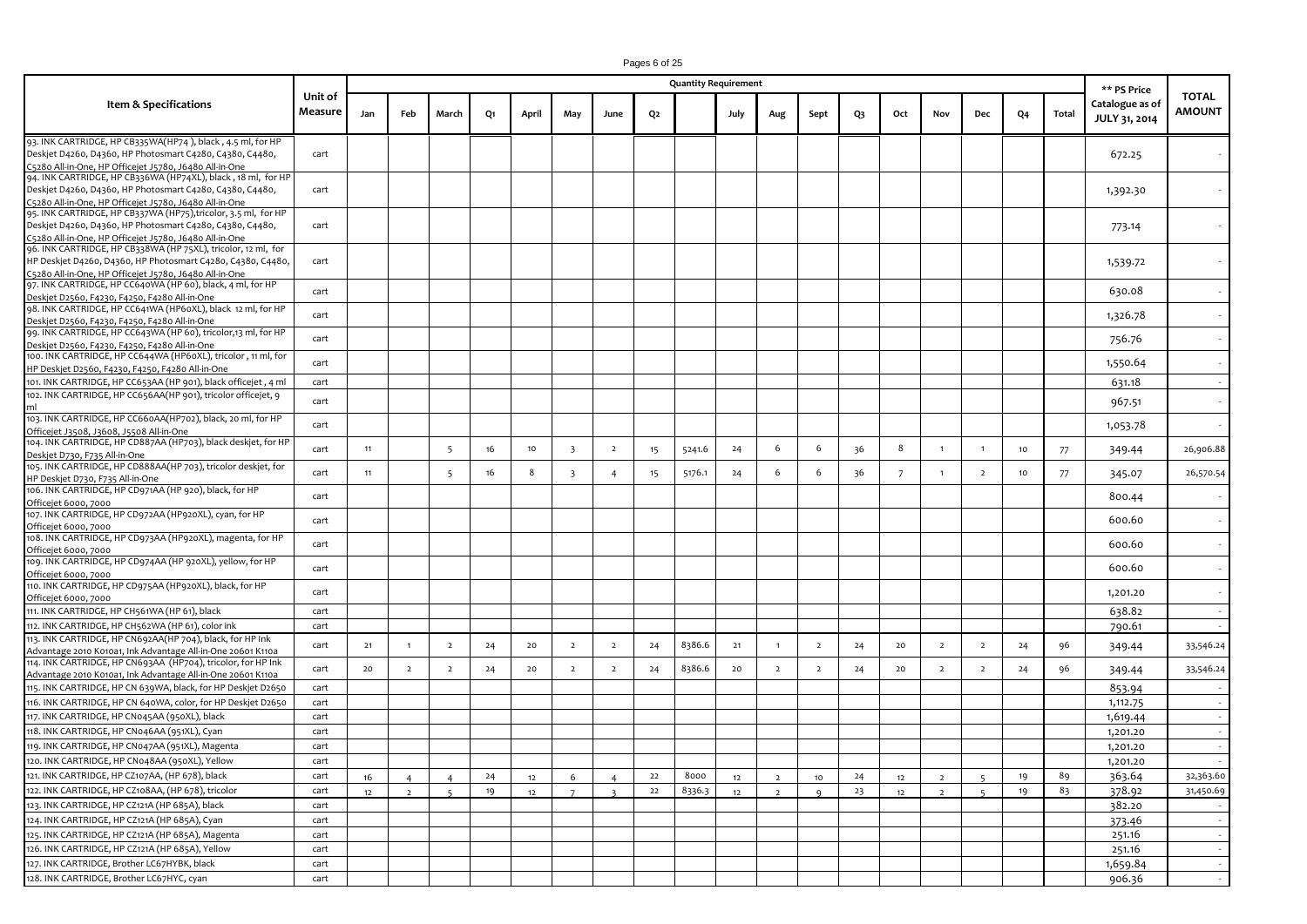| Item & Specifications | Unit of Measure | Quantity Requirement | | | | | | | | | | | | | | | | | | ** PS Price Catalogue as of JULY 31, 2014 | TOTAL AMOUNT |
|---|---|---|---|---|---|---|---|---|---|---|---|---|---|---|---|---|---|---|---|---|---|
| | | Jan | Feb | March | Q1 | April | May | June | Q2 | | July | Aug | Sept | Q3 | Oct | Nov | Dec | Q4 | Total | | |
| 93. INK CARTRIDGE, HP CB335WA(HP74 ), black , 4.5 ml, for HP Deskjet D4260, D4360, HP Photosmart C4280, C4380, C4480, C5280 All-in-One, HP Officejet J5780, J6480 All-in-One | cart | | | | | | | | | | | | | | | | | | | 672.25 | - |
| 94. INK CARTRIDGE, HP CB336WA (HP74XL), black , 18 ml, for HP Deskjet D4260, D4360, HP Photosmart C4280, C4380, C4480, C5280 All-in-One, HP Officejet J5780, J6480 All-in-One | cart | | | | | | | | | | | | | | | | | | | 1,392.30 | - |
| 95. INK CARTRIDGE, HP CB337WA (HP75),tricolor, 3.5 ml, for HP Deskjet D4260, D4360, HP Photosmart C4280, C4380, C4480, C5280 All-in-One, HP Officejet J5780, J6480 All-in-One | cart | | | | | | | | | | | | | | | | | | | 773.14 | - |
| 96. INK CARTRIDGE, HP CB338WA (HP 75XL), tricolor, 12 ml, for HP Deskjet D4260, D4360, HP Photosmart C4280, C4380, C4480, C5280 All-in-One, HP Officejet J5780, J6480 All-in-One | cart | | | | | | | | | | | | | | | | | | | 1,539.72 | - |
| 97. INK CARTRIDGE, HP CC640WA (HP 60), black, 4 ml, for HP Deskjet D2560, F4230, F4250, F4280 All-in-One | cart | | | | | | | | | | | | | | | | | | | 630.08 | - |
| 98. INK CARTRIDGE, HP CC641WA (HP60XL), black 12 ml, for HP Deskjet D2560, F4230, F4250, F4280 All-in-One | cart | | | | | | | | | | | | | | | | | | | 1,326.78 | - |
| 99. INK CARTRIDGE, HP CC643WA (HP 60), tricolor,13 ml, for HP Deskjet D2560, F4230, F4250, F4280 All-in-One | cart | | | | | | | | | | | | | | | | | | | 756.76 | - |
| 100. INK CARTRIDGE, HP CC644WA (HP60XL), tricolor , 11 ml, for HP Deskjet D2560, F4230, F4250, F4280 All-in-One | cart | | | | | | | | | | | | | | | | | | | 1,550.64 | - |
| 101. INK CARTRIDGE, HP CC653AA (HP 901), black officejet , 4 ml | cart | | | | | | | | | | | | | | | | | | | 631.18 | - |
| 102. INK CARTRIDGE, HP CC656AA(HP 901), tricolor officejet, 9 ml | cart | | | | | | | | | | | | | | | | | | | 967.51 | - |
| 103. INK CARTRIDGE, HP CC660AA(HP702), black, 20 ml, for HP Officejet J3508, J3608, J5508 All-in-One | cart | | | | | | | | | | | | | | | | | | | 1,053.78 | - |
| 104. INK CARTRIDGE, HP CD887AA (HP703), black deskjet, for HP Deskjet D730, F735 All-in-One | cart | 11 | | 5 | 16 | 10 | 3 | 2 | 15 | 5241.6 | 24 | 6 | 6 | 36 | 8 | 1 | 1 | 10 | 77 | 349.44 | 26,906.88 |
| 105. INK CARTRIDGE, HP CD888AA(HP 703), tricolor deskjet, for HP Deskjet D730, F735 All-in-One | cart | 11 | | 5 | 16 | 8 | 3 | 4 | 15 | 5176.1 | 24 | 6 | 6 | 36 | 7 | 1 | 2 | 10 | 77 | 345.07 | 26,570.54 |
| 106. INK CARTRIDGE, HP CD971AA (HP 920), black, for HP Officejet 6000, 7000 | cart | | | | | | | | | | | | | | | | | | | 800.44 | - |
| 107. INK CARTRIDGE, HP CD972AA (HP920XL), cyan, for HP Officejet 6000, 7000 | cart | | | | | | | | | | | | | | | | | | | 600.60 | - |
| 108. INK CARTRIDGE, HP CD973AA (HP920XL), magenta, for HP Officejet 6000, 7000 | cart | | | | | | | | | | | | | | | | | | | 600.60 | - |
| 109. INK CARTRIDGE, HP CD974AA (HP 920XL), yellow, for HP Officejet 6000, 7000 | cart | | | | | | | | | | | | | | | | | | | 600.60 | - |
| 110. INK CARTRIDGE, HP CD975AA (HP920XL), black, for HP Officejet 6000, 7000 | cart | | | | | | | | | | | | | | | | | | | 1,201.20 | - |
| 111. INK CARTRIDGE, HP CH561WA (HP 61), black | cart | | | | | | | | | | | | | | | | | | | 638.82 | - |
| 112. INK CARTRIDGE, HP CH562WA (HP 61), color ink | cart | | | | | | | | | | | | | | | | | | | 790.61 | - |
| 113. INK CARTRIDGE, HP CN692AA(HP 704), black, for HP Ink Advantage 2010 K010a1, Ink Advantage All-in-One 20601 K110a | cart | 21 | 1 | 2 | 24 | 20 | 2 | 2 | 24 | 8386.6 | 21 | 1 | 2 | 24 | 20 | 2 | 2 | 24 | 96 | 349.44 | 33,546.24 |
| 114. INK CARTRIDGE, HP CN693AA (HP704), tricolor, for HP Ink Advantage 2010 K010a1, Ink Advantage All-in-One 20601 K110a | cart | 20 | 2 | 2 | 24 | 20 | 2 | 2 | 24 | 8386.6 | 20 | 2 | 2 | 24 | 20 | 2 | 2 | 24 | 96 | 349.44 | 33,546.24 |
| 115. INK CARTRIDGE, HP CN 639WA, black, for HP Deskjet D2650 | cart | | | | | | | | | | | | | | | | | | | 853.94 | - |
| 116. INK CARTRIDGE, HP CN 640WA, color, for HP Deskjet D2650 | cart | | | | | | | | | | | | | | | | | | | 1,112.75 | - |
| 117. INK CARTRIDGE, HP CN045AA (950XL), black | cart | | | | | | | | | | | | | | | | | | | 1,619.44 | - |
| 118. INK CARTRIDGE, HP CN046AA (951XL), Cyan | cart | | | | | | | | | | | | | | | | | | | 1,201.20 | - |
| 119. INK CARTRIDGE, HP CN047AA (951XL), Magenta | cart | | | | | | | | | | | | | | | | | | | 1,201.20 | - |
| 120. INK CARTRIDGE, HP CN048AA (950XL), Yellow | cart | | | | | | | | | | | | | | | | | | | 1,201.20 | - |
| 121. INK CARTRIDGE, HP CZ107AA, (HP 678), black | cart | 16 | 4 | 4 | 24 | 12 | 6 | 4 | 22 | 8000 | 12 | 2 | 10 | 24 | 12 | 2 | 5 | 19 | 89 | 363.64 | 32,363.60 |
| 122. INK CARTRIDGE, HP CZ108AA, (HP 678), tricolor | cart | 12 | 2 | 5 | 19 | 12 | 7 | 3 | 22 | 8336.3 | 12 | 2 | 9 | 23 | 12 | 2 | 5 | 19 | 83 | 378.92 | 31,450.69 |
| 123. INK CARTRIDGE, HP CZ121A (HP 685A), black | cart | | | | | | | | | | | | | | | | | | | 382.20 | - |
| 124. INK CARTRIDGE, HP CZ121A (HP 685A), Cyan | cart | | | | | | | | | | | | | | | | | | | 373.46 | - |
| 125. INK CARTRIDGE, HP CZ121A (HP 685A), Magenta | cart | | | | | | | | | | | | | | | | | | | 251.16 | - |
| 126. INK CARTRIDGE, HP CZ121A (HP 685A), Yellow | cart | | | | | | | | | | | | | | | | | | | 251.16 | - |
| 127. INK CARTRIDGE, Brother LC67HYBK, black | cart | | | | | | | | | | | | | | | | | | | 1,659.84 | - |
| 128. INK CARTRIDGE, Brother LC67HYC, cyan | cart | | | | | | | | | | | | | | | | | | | 906.36 | - |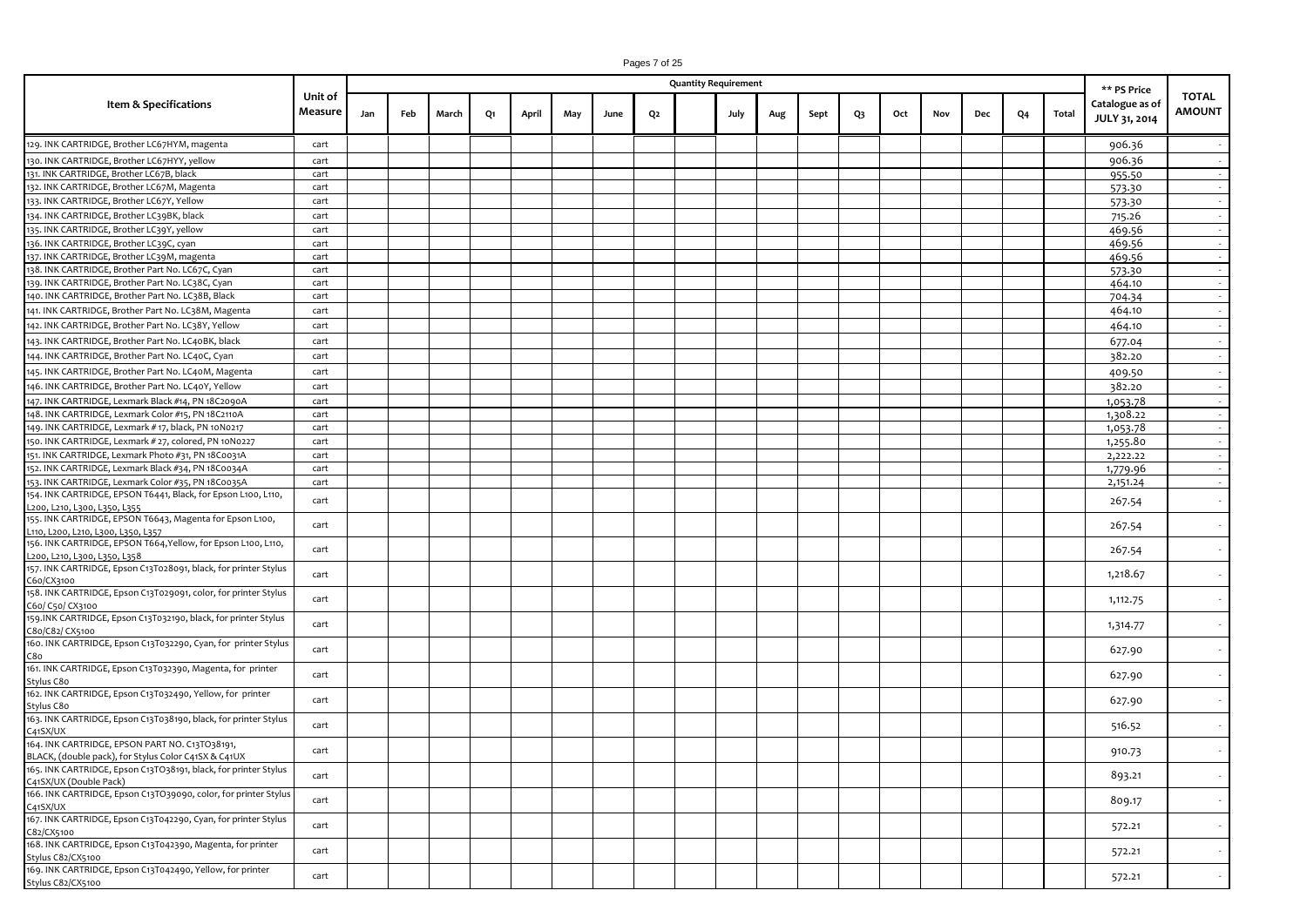| Item & Specifications | Unit of Measure | Quantity Requirement | | | | | | | | | | | | | | | | | | ** PS Price Catalogue as of JULY 31, 2014 | TOTAL AMOUNT |
|---|---|---|---|---|---|---|---|---|---|---|---|---|---|---|---|---|---|---|---|---|---|
| | | Jan | Feb | March | Q1 | April | May | June | Q2 | | July | Aug | Sept | Q3 | Oct | Nov | Dec | Q4 | Total | | |
| 129. INK CARTRIDGE, Brother LC67HYM, magenta | cart | | | | | | | | | | | | | | | | | | | 906.36 | - |
| 130. INK CARTRIDGE, Brother LC67HYY, yellow | cart | | | | | | | | | | | | | | | | | | | 906.36 | - |
| 131. INK CARTRIDGE, Brother LC67B, black | cart | | | | | | | | | | | | | | | | | | | 955.50 | - |
| 132. INK CARTRIDGE, Brother LC67M, Magenta | cart | | | | | | | | | | | | | | | | | | | 573.30 | - |
| 133. INK CARTRIDGE, Brother LC67Y, Yellow | cart | | | | | | | | | | | | | | | | | | | 573.30 | - |
| 134. INK CARTRIDGE, Brother LC39BK, black | cart | | | | | | | | | | | | | | | | | | | 715.26 | - |
| 135. INK CARTRIDGE, Brother LC39Y, yellow | cart | | | | | | | | | | | | | | | | | | | 469.56 | - |
| 136. INK CARTRIDGE, Brother LC39C, cyan | cart | | | | | | | | | | | | | | | | | | | 469.56 | - |
| 137. INK CARTRIDGE, Brother LC39M, magenta | cart | | | | | | | | | | | | | | | | | | | 469.56 | - |
| 138. INK CARTRIDGE, Brother Part No. LC67C, Cyan | cart | | | | | | | | | | | | | | | | | | | 573.30 | - |
| 139. INK CARTRIDGE, Brother Part No. LC38C, Cyan | cart | | | | | | | | | | | | | | | | | | | 464.10 | - |
| 140. INK CARTRIDGE, Brother Part No. LC38B, Black | cart | | | | | | | | | | | | | | | | | | | 704.34 | - |
| 141. INK CARTRIDGE, Brother Part No. LC38M, Magenta | cart | | | | | | | | | | | | | | | | | | | 464.10 | - |
| 142. INK CARTRIDGE, Brother Part No. LC38Y, Yellow | cart | | | | | | | | | | | | | | | | | | | 464.10 | - |
| 143. INK CARTRIDGE, Brother Part No. LC40BK, black | cart | | | | | | | | | | | | | | | | | | | 677.04 | - |
| 144. INK CARTRIDGE, Brother Part No. LC40C, Cyan | cart | | | | | | | | | | | | | | | | | | | 382.20 | - |
| 145. INK CARTRIDGE, Brother Part No. LC40M, Magenta | cart | | | | | | | | | | | | | | | | | | | 409.50 | - |
| 146. INK CARTRIDGE, Brother Part No. LC40Y, Yellow | cart | | | | | | | | | | | | | | | | | | | 382.20 | - |
| 147. INK CARTRIDGE, Lexmark Black #14, PN 18C2090A | cart | | | | | | | | | | | | | | | | | | | 1,053.78 | - |
| 148. INK CARTRIDGE, Lexmark Color #15, PN 18C2110A | cart | | | | | | | | | | | | | | | | | | | 1,308.22 | - |
| 149. INK CARTRIDGE, Lexmark # 17, black, PN 10N0217 | cart | | | | | | | | | | | | | | | | | | | 1,053.78 | - |
| 150. INK CARTRIDGE, Lexmark # 27, colored, PN 10N0227 | cart | | | | | | | | | | | | | | | | | | | 1,255.80 | - |
| 151. INK CARTRIDGE, Lexmark Photo #31, PN 18C0031A | cart | | | | | | | | | | | | | | | | | | | 2,222.22 | - |
| 152. INK CARTRIDGE, Lexmark Black #34, PN 18C0034A | cart | | | | | | | | | | | | | | | | | | | 1,779.96 | - |
| 153. INK CARTRIDGE, Lexmark Color #35, PN 18C0035A | cart | | | | | | | | | | | | | | | | | | | 2,151.24 | - |
| 154. INK CARTRIDGE, EPSON T6441, Black, for Epson L100, L110, L200, L210, L300, L350, L355 | cart | | | | | | | | | | | | | | | | | | | 267.54 | - |
| 155. INK CARTRIDGE, EPSON T6643, Magenta for Epson L100, L110, L200, L210, L300, L350, L357 | cart | | | | | | | | | | | | | | | | | | | 267.54 | - |
| 156. INK CARTRIDGE, EPSON T664,Yellow, for Epson L100, L110, L200, L210, L300, L350, L358 | cart | | | | | | | | | | | | | | | | | | | 267.54 | - |
| 157. INK CARTRIDGE, Epson C13T028091, black, for printer Stylus C60/CX3100 | cart | | | | | | | | | | | | | | | | | | | 1,218.67 | - |
| 158. INK CARTRIDGE, Epson C13T029091, color, for printer Stylus C60/ C50/ CX3100 | cart | | | | | | | | | | | | | | | | | | | 1,112.75 | - |
| 159.INK CARTRIDGE, Epson C13T032190, black, for printer Stylus C80/C82/ CX5100 | cart | | | | | | | | | | | | | | | | | | | 1,314.77 | - |
| 160. INK CARTRIDGE, Epson C13T032290, Cyan, for printer Stylus C80 | cart | | | | | | | | | | | | | | | | | | | 627.90 | - |
| 161. INK CARTRIDGE, Epson C13T032390, Magenta, for printer Stylus C80 | cart | | | | | | | | | | | | | | | | | | | 627.90 | - |
| 162. INK CARTRIDGE, Epson C13T032490, Yellow, for printer Stylus C80 | cart | | | | | | | | | | | | | | | | | | | 627.90 | - |
| 163. INK CARTRIDGE, Epson C13T038190, black, for printer Stylus C41SX/UX | cart | | | | | | | | | | | | | | | | | | | 516.52 | - |
| 164. INK CARTRIDGE, EPSON PART NO. C13TO38191, BLACK, (double pack), for Stylus Color C41SX & C41UX | cart | | | | | | | | | | | | | | | | | | | 910.73 | - |
| 165. INK CARTRIDGE, Epson C13TO38191, black, for printer Stylus C41SX/UX (Double Pack) | cart | | | | | | | | | | | | | | | | | | | 893.21 | - |
| 166. INK CARTRIDGE, Epson C13TO39090, color, for printer Stylus C41SX/UX | cart | | | | | | | | | | | | | | | | | | | 809.17 | - |
| 167. INK CARTRIDGE, Epson C13T042290, Cyan, for printer Stylus C82/CX5100 | cart | | | | | | | | | | | | | | | | | | | 572.21 | - |
| 168. INK CARTRIDGE, Epson C13T042390, Magenta, for printer Stylus C82/CX5100 | cart | | | | | | | | | | | | | | | | | | | 572.21 | - |
| 169. INK CARTRIDGE, Epson C13T042490, Yellow, for printer Stylus C82/CX5100 | cart | | | | | | | | | | | | | | | | | | | 572.21 | - |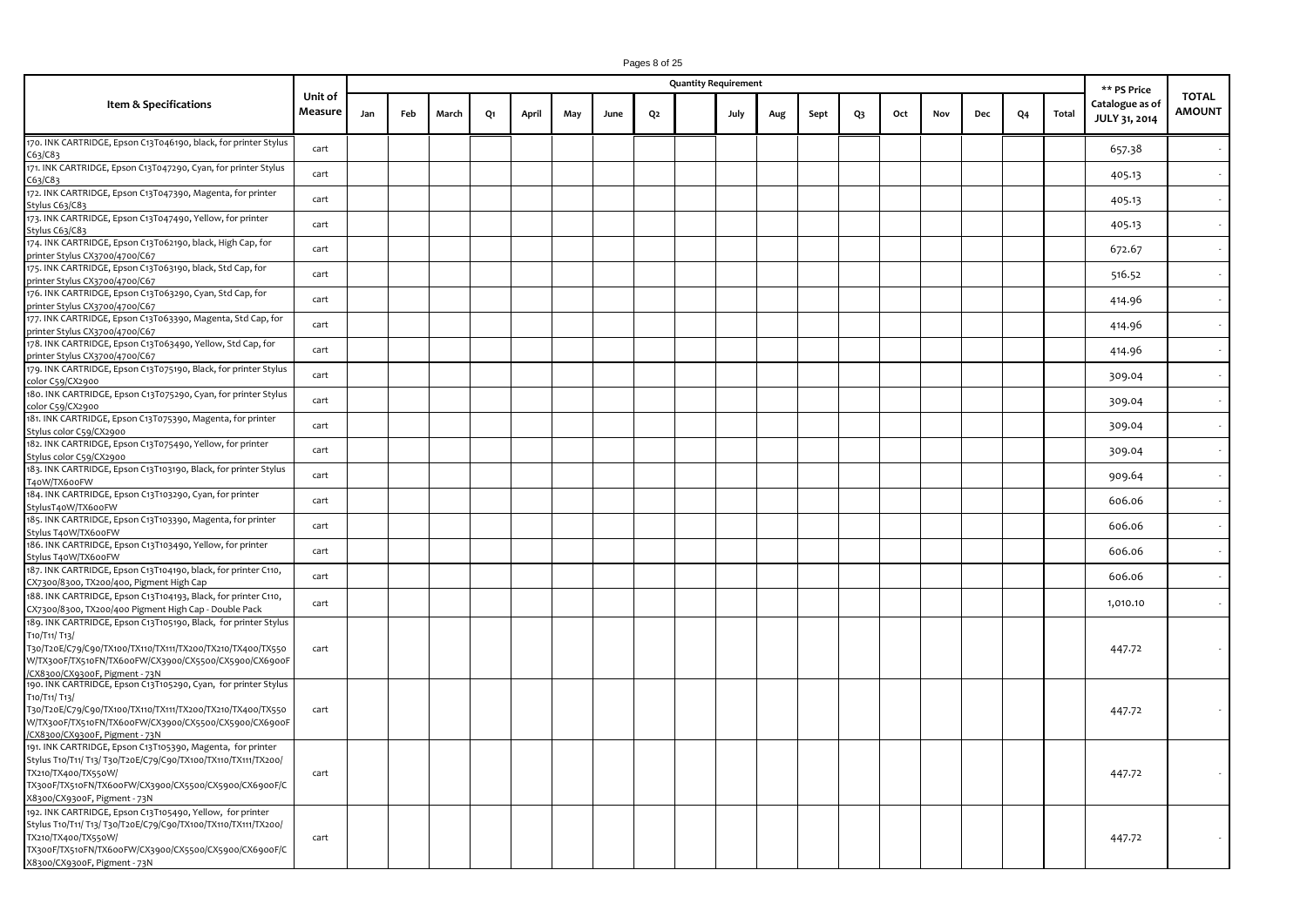| Item & Specifications | Unit of Measure | Quantity Requirement | | | | | | | | | | | | | | | | | | | ** PS Price Catalogue as of JULY 31, 2014 | TOTAL AMOUNT |
|---|---|---|---|---|---|---|---|---|---|---|---|---|---|---|---|---|---|---|---|---|---|---|
| | | Jan | Feb | March | Q1 | April | May | June | Q2 | | July | Aug | Sept | Q3 | Oct | Nov | Dec | Q4 | Total | | | |
| 170. INK CARTRIDGE, Epson C13T046190, black, for printer Stylus C63/C83 | cart | | | | | | | | | | | | | | | | | | | | 657.38 | - |
| 171. INK CARTRIDGE, Epson C13T047290, Cyan, for printer Stylus C63/C83 | cart | | | | | | | | | | | | | | | | | | | | 405.13 | - |
| 172. INK CARTRIDGE, Epson C13T047390, Magenta, for printer Stylus C63/C83 | cart | | | | | | | | | | | | | | | | | | | | 405.13 | - |
| 173. INK CARTRIDGE, Epson C13T047490, Yellow, for printer Stylus C63/C83 | cart | | | | | | | | | | | | | | | | | | | | 405.13 | - |
| 174. INK CARTRIDGE, Epson C13T062190, black, High Cap, for printer Stylus CX3700/4700/C67 | cart | | | | | | | | | | | | | | | | | | | | 672.67 | - |
| 175. INK CARTRIDGE, Epson C13T063190, black, Std Cap, for printer Stylus CX3700/4700/C67 | cart | | | | | | | | | | | | | | | | | | | | 516.52 | - |
| 176. INK CARTRIDGE, Epson C13T063290, Cyan, Std Cap, for printer Stylus CX3700/4700/C67 | cart | | | | | | | | | | | | | | | | | | | | 414.96 | - |
| 177. INK CARTRIDGE, Epson C13T063390, Magenta, Std Cap, for printer Stylus CX3700/4700/C67 | cart | | | | | | | | | | | | | | | | | | | | 414.96 | - |
| 178. INK CARTRIDGE, Epson C13T063490, Yellow, Std Cap, for printer Stylus CX3700/4700/C67 | cart | | | | | | | | | | | | | | | | | | | | 414.96 | - |
| 179. INK CARTRIDGE, Epson C13T075190, Black, for printer Stylus color C59/CX2900 | cart | | | | | | | | | | | | | | | | | | | | 309.04 | - |
| 180. INK CARTRIDGE, Epson C13T075290, Cyan, for printer Stylus color C59/CX2900 | cart | | | | | | | | | | | | | | | | | | | | 309.04 | - |
| 181. INK CARTRIDGE, Epson C13T075390, Magenta, for printer Stylus color C59/CX2900 | cart | | | | | | | | | | | | | | | | | | | | 309.04 | - |
| 182. INK CARTRIDGE, Epson C13T075490, Yellow, for printer Stylus color C59/CX2900 | cart | | | | | | | | | | | | | | | | | | | | 309.04 | - |
| 183. INK CARTRIDGE, Epson C13T103190, Black, for printer Stylus T40W/TX600FW | cart | | | | | | | | | | | | | | | | | | | | 909.64 | - |
| 184. INK CARTRIDGE, Epson C13T103290, Cyan, for printer StylusT40W/TX600FW | cart | | | | | | | | | | | | | | | | | | | | 606.06 | - |
| 185. INK CARTRIDGE, Epson C13T103390, Magenta, for printer Stylus T40W/TX600FW | cart | | | | | | | | | | | | | | | | | | | | 606.06 | - |
| 186. INK CARTRIDGE, Epson C13T103490, Yellow, for printer Stylus T40W/TX600FW | cart | | | | | | | | | | | | | | | | | | | | 606.06 | - |
| 187. INK CARTRIDGE, Epson C13T104190, black, for printer C110, CX7300/8300, TX200/400, Pigment High Cap | cart | | | | | | | | | | | | | | | | | | | | 606.06 | - |
| 188. INK CARTRIDGE, Epson C13T104193, Black, for printer C110, CX7300/8300, TX200/400 Pigment High Cap - Double Pack | cart | | | | | | | | | | | | | | | | | | | | 1,010.10 | - |
| 189. INK CARTRIDGE, Epson C13T105190, Black, for printer Stylus T10/T11/ T13/ T30/T20E/C79/C90/TX100/TX110/TX111/TX200/TX210/TX400/TX550W/TX300F/TX510FN/TX600FW/CX3900/CX5500/CX5900/CX6900F/CX8300/CX9300F, Pigment - 73N | cart | | | | | | | | | | | | | | | | | | | | 447.72 | - |
| 190. INK CARTRIDGE, Epson C13T105290, Cyan, for printer Stylus T10/T11/ T13/ T30/T20E/C79/C90/TX100/TX110/TX111/TX200/TX210/TX400/TX550W/TX300F/TX510FN/TX600FW/CX3900/CX5500/CX5900/CX6900F/CX8300/CX9300F, Pigment - 73N | cart | | | | | | | | | | | | | | | | | | | | 447.72 | - |
| 191. INK CARTRIDGE, Epson C13T105390, Magenta, for printer Stylus T10/T11/ T13/ T30/T20E/C79/C90/TX100/TX110/TX111/TX200/TX210/TX400/TX550W/TX300F/TX510FN/TX600FW/CX3900/CX5500/CX5900/CX6900F/CX8300/CX9300F, Pigment - 73N | cart | | | | | | | | | | | | | | | | | | | | 447.72 | - |
| 192. INK CARTRIDGE, Epson C13T105490, Yellow, for printer Stylus T10/T11/ T13/ T30/T20E/C79/C90/TX100/TX110/TX111/TX200/TX210/TX400/TX550W/TX300F/TX510FN/TX600FW/CX3900/CX5500/CX5900/CX6900F/CX8300/CX9300F, Pigment - 73N | cart | | | | | | | | | | | | | | | | | | | | 447.72 | - |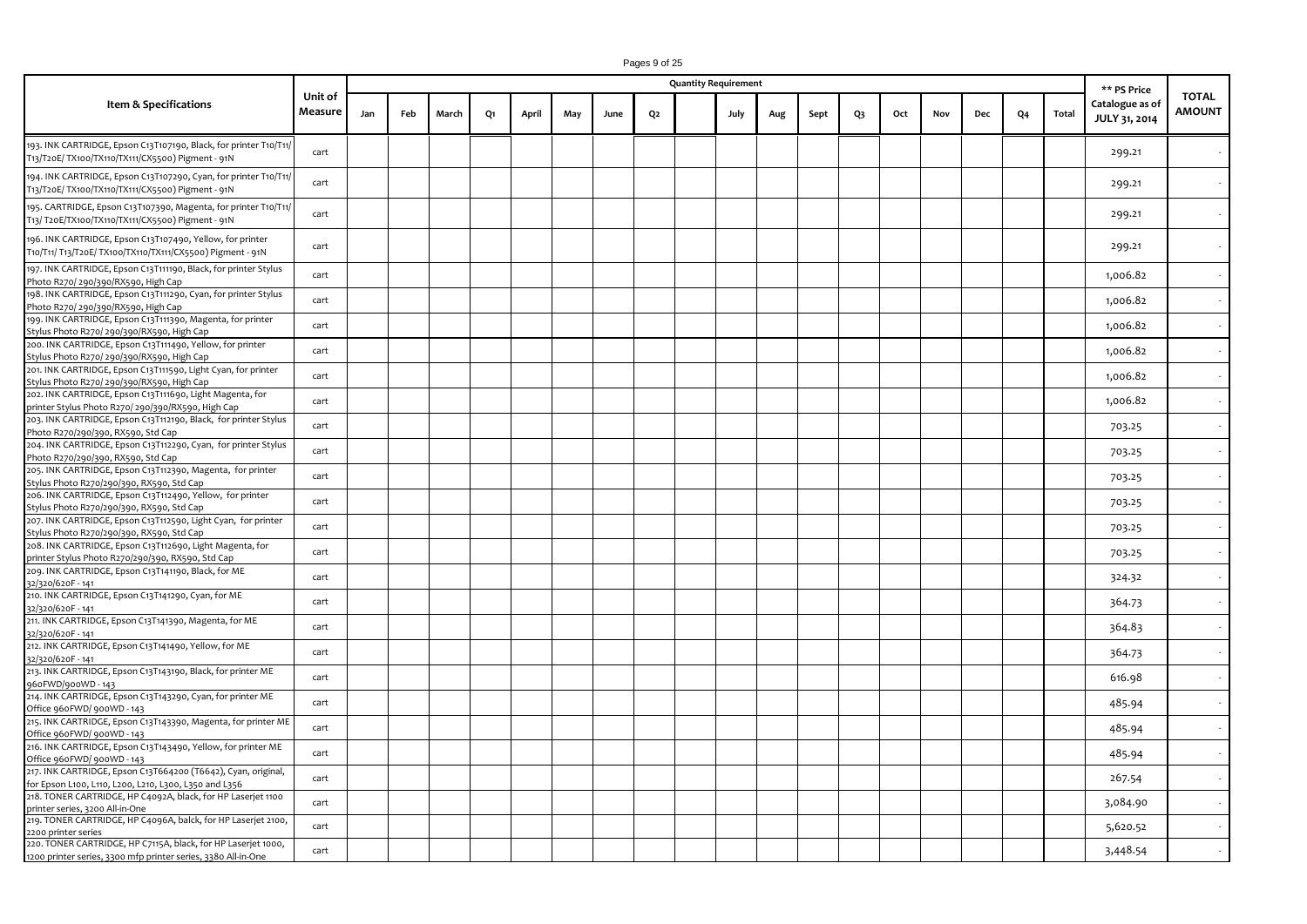| Item & Specifications | Unit of Measure | Quantity Requirement | | | | | | | | | | | | | | | | | | ** PS Price Catalogue as of JULY 31, 2014 | TOTAL AMOUNT |
|---|---|---|---|---|---|---|---|---|---|---|---|---|---|---|---|---|---|---|---|---|---|
| | | Jan | Feb | March | Q1 | April | May | June | Q2 | | July | Aug | Sept | Q3 | Oct | Nov | Dec | Q4 | Total | | |
| 193. INK CARTRIDGE, Epson C13T107190, Black, for printer T10/T11/ T13/T20E/ TX100/TX110/TX111/CX5500) Pigment - 91N | cart | | | | | | | | | | | | | | | | | | | 299.21 | - |
| 194. INK CARTRIDGE, Epson C13T107290, Cyan, for printer T10/T11/ T13/T20E/ TX100/TX110/TX111/CX5500) Pigment - 91N | cart | | | | | | | | | | | | | | | | | | | 299.21 | - |
| 195. CARTRIDGE, Epson C13T107390, Magenta, for printer T10/T11/ T13/ T20E/TX100/TX110/TX111/CX5500) Pigment - 91N | cart | | | | | | | | | | | | | | | | | | | 299.21 | - |
| 196. INK CARTRIDGE, Epson C13T107490, Yellow, for printer T10/T11/ T13/T20E/ TX100/TX110/TX111/CX5500) Pigment - 91N | cart | | | | | | | | | | | | | | | | | | | 299.21 | - |
| 197. INK CARTRIDGE, Epson C13T111190, Black, for printer Stylus Photo R270/ 290/390/RX590, High Cap | cart | | | | | | | | | | | | | | | | | | | 1,006.82 | - |
| 198. INK CARTRIDGE, Epson C13T111290, Cyan, for printer Stylus Photo R270/ 290/390/RX590, High Cap | cart | | | | | | | | | | | | | | | | | | | 1,006.82 | - |
| 199. INK CARTRIDGE, Epson C13T111390, Magenta, for printer Stylus Photo R270/ 290/390/RX590, High Cap | cart | | | | | | | | | | | | | | | | | | | 1,006.82 | - |
| 200. INK CARTRIDGE, Epson C13T111490, Yellow, for printer Stylus Photo R270/ 290/390/RX590, High Cap | cart | | | | | | | | | | | | | | | | | | | 1,006.82 | - |
| 201. INK CARTRIDGE, Epson C13T111590, Light Cyan, for printer Stylus Photo R270/ 290/390/RX590, High Cap | cart | | | | | | | | | | | | | | | | | | | 1,006.82 | - |
| 202. INK CARTRIDGE, Epson C13T111690, Light Magenta, for printer Stylus Photo R270/ 290/390/RX590, High Cap | cart | | | | | | | | | | | | | | | | | | | 1,006.82 | - |
| 203. INK CARTRIDGE, Epson C13T112190, Black, for printer Stylus Photo R270/290/390, RX590, Std Cap | cart | | | | | | | | | | | | | | | | | | | 703.25 | - |
| 204. INK CARTRIDGE, Epson C13T112290, Cyan, for printer Stylus Photo R270/290/390, RX590, Std Cap | cart | | | | | | | | | | | | | | | | | | | 703.25 | - |
| 205. INK CARTRIDGE, Epson C13T112390, Magenta, for printer Stylus Photo R270/290/390, RX590, Std Cap | cart | | | | | | | | | | | | | | | | | | | 703.25 | - |
| 206. INK CARTRIDGE, Epson C13T112490, Yellow, for printer Stylus Photo R270/290/390, RX590, Std Cap | cart | | | | | | | | | | | | | | | | | | | 703.25 | - |
| 207. INK CARTRIDGE, Epson C13T112590, Light Cyan, for printer Stylus Photo R270/290/390, RX590, Std Cap | cart | | | | | | | | | | | | | | | | | | | 703.25 | - |
| 208. INK CARTRIDGE, Epson C13T112690, Light Magenta, for printer Stylus Photo R270/290/390, RX590, Std Cap | cart | | | | | | | | | | | | | | | | | | | 703.25 | - |
| 209. INK CARTRIDGE, Epson C13T141190, Black, for ME 32/320/620F - 141 | cart | | | | | | | | | | | | | | | | | | | 324.32 | - |
| 210. INK CARTRIDGE, Epson C13T141290, Cyan, for ME 32/320/620F - 141 | cart | | | | | | | | | | | | | | | | | | | 364.73 | - |
| 211. INK CARTRIDGE, Epson C13T141390, Magenta, for ME 32/320/620F - 141 | cart | | | | | | | | | | | | | | | | | | | 364.83 | - |
| 212. INK CARTRIDGE, Epson C13T141490, Yellow, for ME 32/320/620F - 141 | cart | | | | | | | | | | | | | | | | | | | 364.73 | - |
| 213. INK CARTRIDGE, Epson C13T143190, Black, for printer ME 960FWD/900WD - 143 | cart | | | | | | | | | | | | | | | | | | | 616.98 | - |
| 214. INK CARTRIDGE, Epson C13T143290, Cyan, for printer ME Office 960FWD/ 900WD - 143 | cart | | | | | | | | | | | | | | | | | | | 485.94 | - |
| 215. INK CARTRIDGE, Epson C13T143390, Magenta, for printer ME Office 960FWD/ 900WD - 143 | cart | | | | | | | | | | | | | | | | | | | 485.94 | - |
| 216. INK CARTRIDGE, Epson C13T143490, Yellow, for printer ME Office 960FWD/ 900WD - 143 | cart | | | | | | | | | | | | | | | | | | | 485.94 | - |
| 217. INK CARTRIDGE, Epson C13T664200 (T6642), Cyan, original, for Epson L100, L110, L200, L210, L300, L350 and L356 | cart | | | | | | | | | | | | | | | | | | | 267.54 | - |
| 218. TONER CARTRIDGE, HP C4092A, black, for HP Laserjet 1100 printer series, 3200 All-in-One | cart | | | | | | | | | | | | | | | | | | | 3,084.90 | - |
| 219. TONER CARTRIDGE, HP C4096A, balck, for HP Laserjet 2100, 2200 printer series | cart | | | | | | | | | | | | | | | | | | | 5,620.52 | - |
| 220. TONER CARTRIDGE, HP C7115A, black, for HP Laserjet 1000, 1200 printer series, 3300 mfp printer series, 3380 All-in-One | cart | | | | | | | | | | | | | | | | | | | 3,448.54 | - |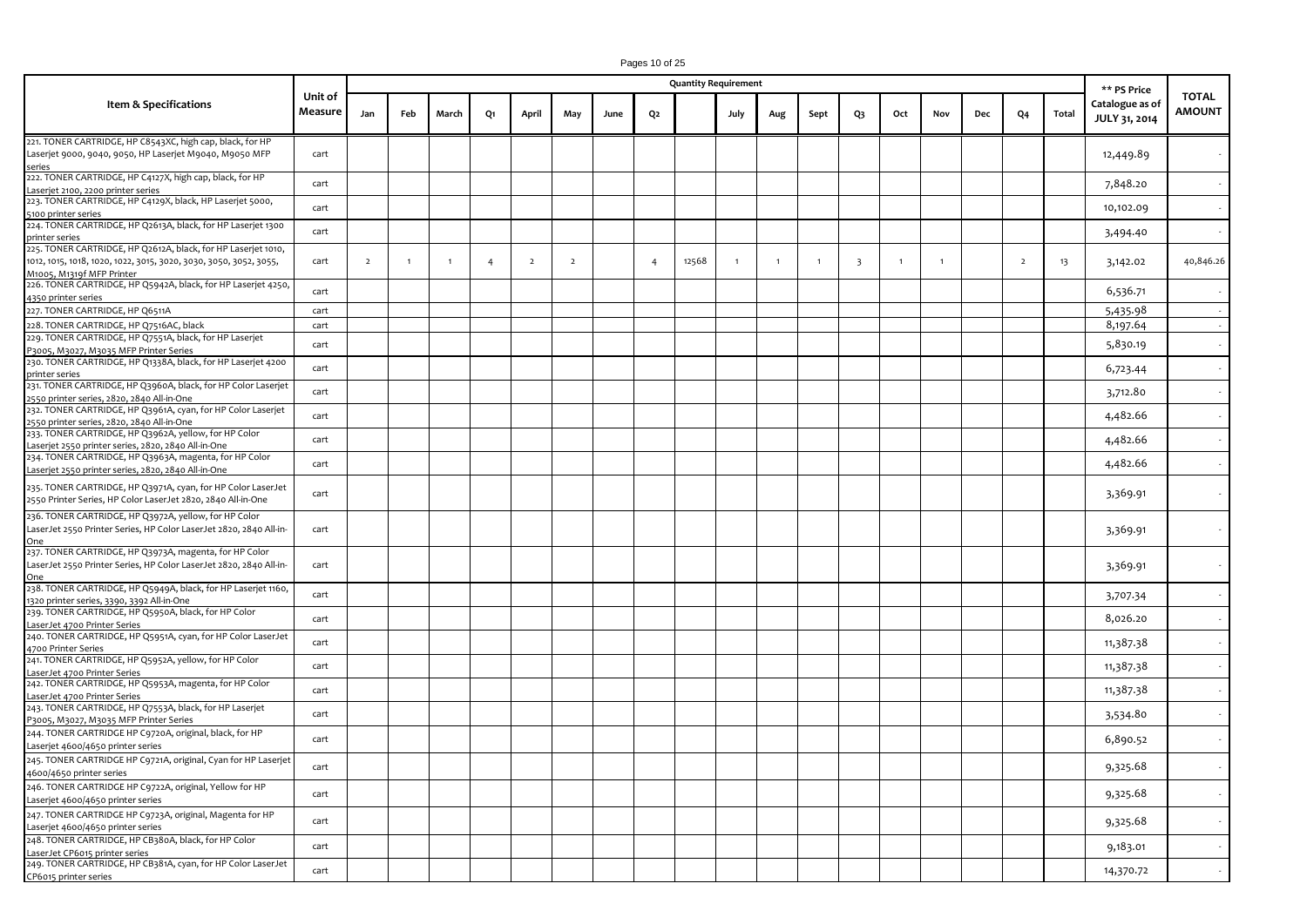| Item & Specifications | Unit of Measure | Quantity Requirement | | | | | | | | | | | | | | | | | | ** PS Price Catalogue as of JULY 31, 2014 | TOTAL AMOUNT |
|---|---|---|---|---|---|---|---|---|---|---|---|---|---|---|---|---|---|---|---|---|---|
| | | Jan | Feb | March | Q1 | April | May | June | Q2 | | July | Aug | Sept | Q3 | Oct | Nov | Dec | Q4 | Total | | |
| 221. TONER CARTRIDGE, HP C8543XC, high cap, black, for HP Laserjet 9000, 9040, 9050, HP Laserjet M9040, M9050 MFP series | cart | | | | | | | | | | | | | | | | | | | 12,449.89 | - |
| 222. TONER CARTRIDGE, HP C4127X, high cap, black, for HP Laserjet 2100, 2200 printer series | cart | | | | | | | | | | | | | | | | | | | 7,848.20 | - |
| 223. TONER CARTRIDGE, HP C4129X, black, HP Laserjet 5000, 5100 printer series | cart | | | | | | | | | | | | | | | | | | | 10,102.09 | - |
| 224. TONER CARTRIDGE, HP Q2613A, black, for HP Laserjet 1300 printer series | cart | | | | | | | | | | | | | | | | | | | 3,494.40 | - |
| 225. TONER CARTRIDGE, HP Q2612A, black, for HP Laserjet 1010, 1012, 1015, 1018, 1020, 1022, 3015, 3020, 3030, 3050, 3052, 3055, M1005, M1319f MFP Printer | cart | 2 | 1 | 1 | 4 | 2 | 2 | | 4 | 12568 | 1 | 1 | 1 | 3 | 1 | 1 | | 2 | 13 | 3,142.02 | 40,846.26 |
| 226. TONER CARTRIDGE, HP Q5942A, black, for HP Laserjet 4250, 4350 printer series | cart | | | | | | | | | | | | | | | | | | | 6,536.71 | - |
| 227. TONER CARTRIDGE, HP Q6511A | cart | | | | | | | | | | | | | | | | | | | 5,435.98 | - |
| 228. TONER CARTRIDGE, HP Q7516AC, black | cart | | | | | | | | | | | | | | | | | | | 8,197.64 | - |
| 229. TONER CARTRIDGE, HP Q7551A, black, for HP Laserjet P3005, M3027, M3035 MFP Printer Series | cart | | | | | | | | | | | | | | | | | | | 5,830.19 | - |
| 230. TONER CARTRIDGE, HP Q1338A, black, for HP Laserjet 4200 printer series | cart | | | | | | | | | | | | | | | | | | | 6,723.44 | - |
| 231. TONER CARTRIDGE, HP Q3960A, black, for HP Color Laserjet 2550 printer series, 2820, 2840 All-in-One | cart | | | | | | | | | | | | | | | | | | | 3,712.80 | - |
| 232. TONER CARTRIDGE, HP Q3961A, cyan, for HP Color Laserjet 2550 printer series, 2820, 2840 All-in-One | cart | | | | | | | | | | | | | | | | | | | 4,482.66 | - |
| 233. TONER CARTRIDGE, HP Q3962A, yellow, for HP Color Laserjet 2550 printer series, 2820, 2840 All-in-One | cart | | | | | | | | | | | | | | | | | | | 4,482.66 | - |
| 234. TONER CARTRIDGE, HP Q3963A, magenta, for HP Color Laserjet 2550 printer series, 2820, 2840 All-in-One | cart | | | | | | | | | | | | | | | | | | | 4,482.66 | - |
| 235. TONER CARTRIDGE, HP Q3971A, cyan, for HP Color LaserJet 2550 Printer Series, HP Color LaserJet 2820, 2840 All-in-One | cart | | | | | | | | | | | | | | | | | | | 3,369.91 | - |
| 236. TONER CARTRIDGE, HP Q3972A, yellow, for HP Color LaserJet 2550 Printer Series, HP Color LaserJet 2820, 2840 All-in-One | cart | | | | | | | | | | | | | | | | | | | 3,369.91 | - |
| 237. TONER CARTRIDGE, HP Q3973A, magenta, for HP Color LaserJet 2550 Printer Series, HP Color LaserJet 2820, 2840 All-in-One | cart | | | | | | | | | | | | | | | | | | | 3,369.91 | - |
| 238. TONER CARTRIDGE, HP Q5949A, black, for HP Laserjet 1160, 1320 printer series, 3390, 3392 All-in-One | cart | | | | | | | | | | | | | | | | | | | 3,707.34 | - |
| 239. TONER CARTRIDGE, HP Q5950A, black, for HP Color LaserJet 4700 Printer Series | cart | | | | | | | | | | | | | | | | | | | 8,026.20 | - |
| 240. TONER CARTRIDGE, HP Q5951A, cyan, for HP Color LaserJet 4700 Printer Series | cart | | | | | | | | | | | | | | | | | | | 11,387.38 | - |
| 241. TONER CARTRIDGE, HP Q5952A, yellow, for HP Color LaserJet 4700 Printer Series | cart | | | | | | | | | | | | | | | | | | | 11,387.38 | - |
| 242. TONER CARTRIDGE, HP Q5953A, magenta, for HP Color LaserJet 4700 Printer Series | cart | | | | | | | | | | | | | | | | | | | 11,387.38 | - |
| 243. TONER CARTRIDGE, HP Q7553A, black, for HP Laserjet P3005, M3027, M3035 MFP Printer Series | cart | | | | | | | | | | | | | | | | | | | 3,534.80 | - |
| 244. TONER CARTRIDGE HP C9720A, original, black, for HP Laserjet 4600/4650 printer series | cart | | | | | | | | | | | | | | | | | | | 6,890.52 | - |
| 245. TONER CARTRIDGE HP C9721A, original, Cyan for HP Laserjet 4600/4650 printer series | cart | | | | | | | | | | | | | | | | | | | 9,325.68 | - |
| 246. TONER CARTRIDGE HP C9722A, original, Yellow for HP Laserjet 4600/4650 printer series | cart | | | | | | | | | | | | | | | | | | | 9,325.68 | - |
| 247. TONER CARTRIDGE HP C9723A, original, Magenta for HP Laserjet 4600/4650 printer series | cart | | | | | | | | | | | | | | | | | | | 9,325.68 | - |
| 248. TONER CARTRIDGE, HP CB380A, black, for HP Color LaserJet CP6015 printer series | cart | | | | | | | | | | | | | | | | | | | 9,183.01 | - |
| 249. TONER CARTRIDGE, HP CB381A, cyan, for HP Color LaserJet CP6015 printer series | cart | | | | | | | | | | | | | | | | | | | 14,370.72 | - |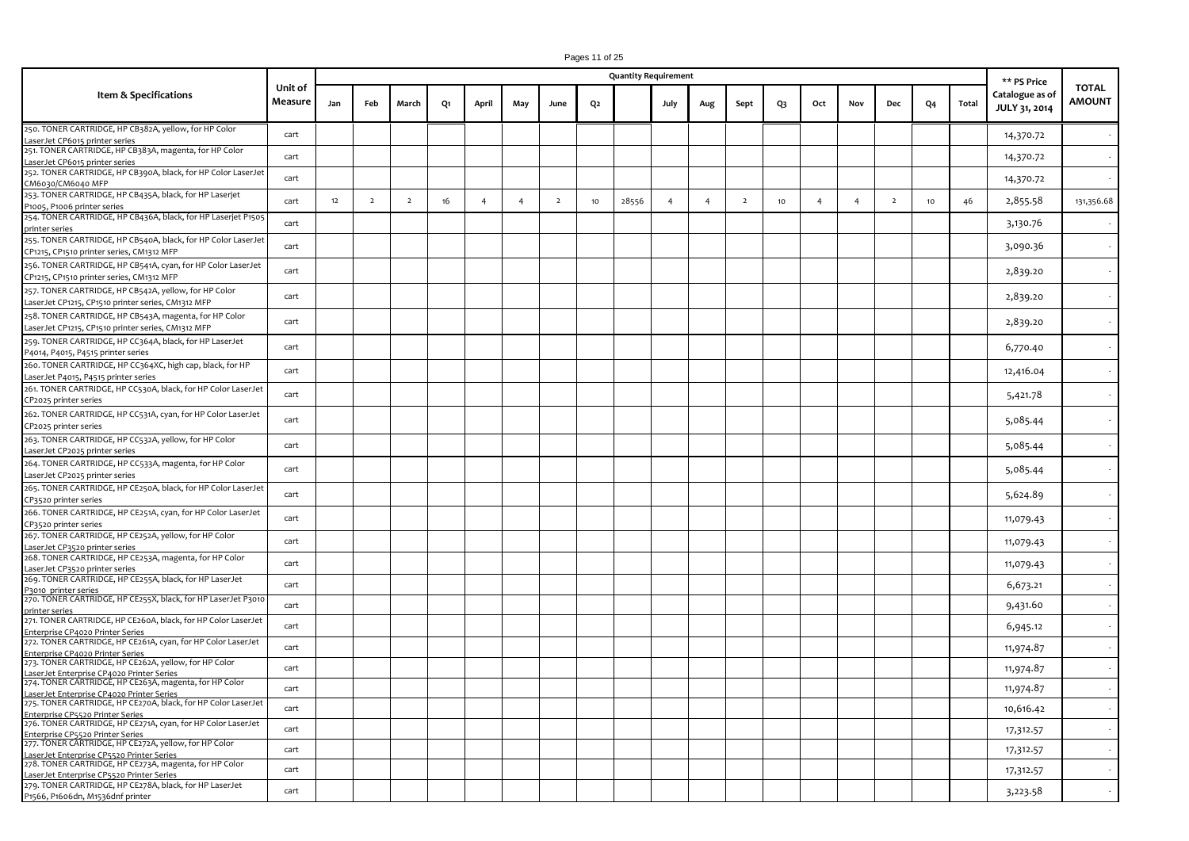| Item & Specifications | Unit of Measure | Quantity Requirement | | | | | | | | | | | | | | | | | | ** PS Price Catalogue as of JULY 31, 2014 | TOTAL AMOUNT |
|---|---|---|---|---|---|---|---|---|---|---|---|---|---|---|---|---|---|---|---|---|---|
| | | Jan | Feb | March | Q1 | April | May | June | Q2 | | July | Aug | Sept | Q3 | Oct | Nov | Dec | Q4 | Total | | |
| 250. TONER CARTRIDGE, HP CB382A, yellow, for HP Color LaserJet CP6015 printer series | cart | | | | | | | | | | | | | | | | | | | 14,370.72 | - |
| 251. TONER CARTRIDGE, HP CB383A, magenta, for HP Color LaserJet CP6015 printer series | cart | | | | | | | | | | | | | | | | | | | 14,370.72 | - |
| 252. TONER CARTRIDGE, HP CB390A, black, for HP Color LaserJet CM6030/CM6040 MFP | cart | | | | | | | | | | | | | | | | | | | 14,370.72 | - |
| 253. TONER CARTRIDGE, HP CB435A, black, for HP Laserjet P1005, P1006 printer series | cart | 12 | 2 | 2 | 16 | 4 | 4 | 2 | 10 | 28556 | 4 | 4 | 2 | 10 | 4 | 4 | 2 | 10 | 46 | 2,855.58 | 131,356.68 |
| 254. TONER CARTRIDGE, HP CB436A, black, for HP Laserjet P1505 printer series | cart | | | | | | | | | | | | | | | | | | | 3,130.76 | - |
| 255. TONER CARTRIDGE, HP CB540A, black, for HP Color LaserJet CP1215, CP1510 printer series, CM1312 MFP | cart | | | | | | | | | | | | | | | | | | | 3,090.36 | - |
| 256. TONER CARTRIDGE, HP CB541A, cyan, for HP Color LaserJet CP1215, CP1510 printer series, CM1312 MFP | cart | | | | | | | | | | | | | | | | | | | 2,839.20 | - |
| 257. TONER CARTRIDGE, HP CB542A, yellow, for HP Color LaserJet CP1215, CP1510 printer series, CM1312 MFP | cart | | | | | | | | | | | | | | | | | | | 2,839.20 | - |
| 258. TONER CARTRIDGE, HP CB543A, magenta, for HP Color LaserJet CP1215, CP1510 printer series, CM1312 MFP | cart | | | | | | | | | | | | | | | | | | | 2,839.20 | - |
| 259. TONER CARTRIDGE, HP CC364A, black, for HP LaserJet P4014, P4015, P4515 printer series | cart | | | | | | | | | | | | | | | | | | | 6,770.40 | - |
| 260. TONER CARTRIDGE, HP CC364XC, high cap, black, for HP LaserJet P4015, P4515 printer series | cart | | | | | | | | | | | | | | | | | | | 12,416.04 | - |
| 261. TONER CARTRIDGE, HP CC530A, black, for HP Color LaserJet CP2025 printer series | cart | | | | | | | | | | | | | | | | | | | 5,421.78 | - |
| 262. TONER CARTRIDGE, HP CC531A, cyan, for HP Color LaserJet CP2025 printer series | cart | | | | | | | | | | | | | | | | | | | 5,085.44 | - |
| 263. TONER CARTRIDGE, HP CC532A, yellow, for HP Color LaserJet CP2025 printer series | cart | | | | | | | | | | | | | | | | | | | 5,085.44 | - |
| 264. TONER CARTRIDGE, HP CC533A, magenta, for HP Color LaserJet CP2025 printer series | cart | | | | | | | | | | | | | | | | | | | 5,085.44 | - |
| 265. TONER CARTRIDGE, HP CE250A, black, for HP Color LaserJet CP3520 printer series | cart | | | | | | | | | | | | | | | | | | | 5,624.89 | - |
| 266. TONER CARTRIDGE, HP CE251A, cyan, for HP Color LaserJet CP3520 printer series | cart | | | | | | | | | | | | | | | | | | | 11,079.43 | - |
| 267. TONER CARTRIDGE, HP CE252A, yellow, for HP Color LaserJet CP3520 printer series | cart | | | | | | | | | | | | | | | | | | | 11,079.43 | - |
| 268. TONER CARTRIDGE, HP CE253A, magenta, for HP Color LaserJet CP3520 printer series | cart | | | | | | | | | | | | | | | | | | | 11,079.43 | - |
| 269. TONER CARTRIDGE, HP CE255A, black, for HP LaserJet P3010 printer series | cart | | | | | | | | | | | | | | | | | | | 6,673.21 | - |
| 270. TONER CARTRIDGE, HP CE255X, black, for HP LaserJet P3010 printer series | cart | | | | | | | | | | | | | | | | | | | 9,431.60 | - |
| 271. TONER CARTRIDGE, HP CE260A, black, for HP Color LaserJet Enterprise CP4020 Printer Series | cart | | | | | | | | | | | | | | | | | | | 6,945.12 | - |
| 272. TONER CARTRIDGE, HP CE261A, cyan, for HP Color LaserJet Enterprise CP4020 Printer Series | cart | | | | | | | | | | | | | | | | | | | 11,974.87 | - |
| 273. TONER CARTRIDGE, HP CE262A, yellow, for HP Color LaserJet Enterprise CP4020 Printer Series | cart | | | | | | | | | | | | | | | | | | | 11,974.87 | - |
| 274. TONER CARTRIDGE, HP CE263A, magenta, for HP Color LaserJet Enterprise CP4020 Printer Series | cart | | | | | | | | | | | | | | | | | | | 11,974.87 | - |
| 275. TONER CARTRIDGE, HP CE270A, black, for HP Color LaserJet Enterprise CP5520 Printer Series | cart | | | | | | | | | | | | | | | | | | | 10,616.42 | - |
| 276. TONER CARTRIDGE, HP CE271A, cyan, for HP Color LaserJet Enterprise CP5520 Printer Series | cart | | | | | | | | | | | | | | | | | | | 17,312.57 | - |
| 277. TONER CARTRIDGE, HP CE272A, yellow, for HP Color LaserJet Enterprise CP5520 Printer Series | cart | | | | | | | | | | | | | | | | | | | 17,312.57 | - |
| 278. TONER CARTRIDGE, HP CE273A, magenta, for HP Color LaserJet Enterprise CP5520 Printer Series | cart | | | | | | | | | | | | | | | | | | | 17,312.57 | - |
| 279. TONER CARTRIDGE, HP CE278A, black, for HP LaserJet P1566, P1606dn, M1536dnf printer | cart | | | | | | | | | | | | | | | | | | | 3,223.58 | - |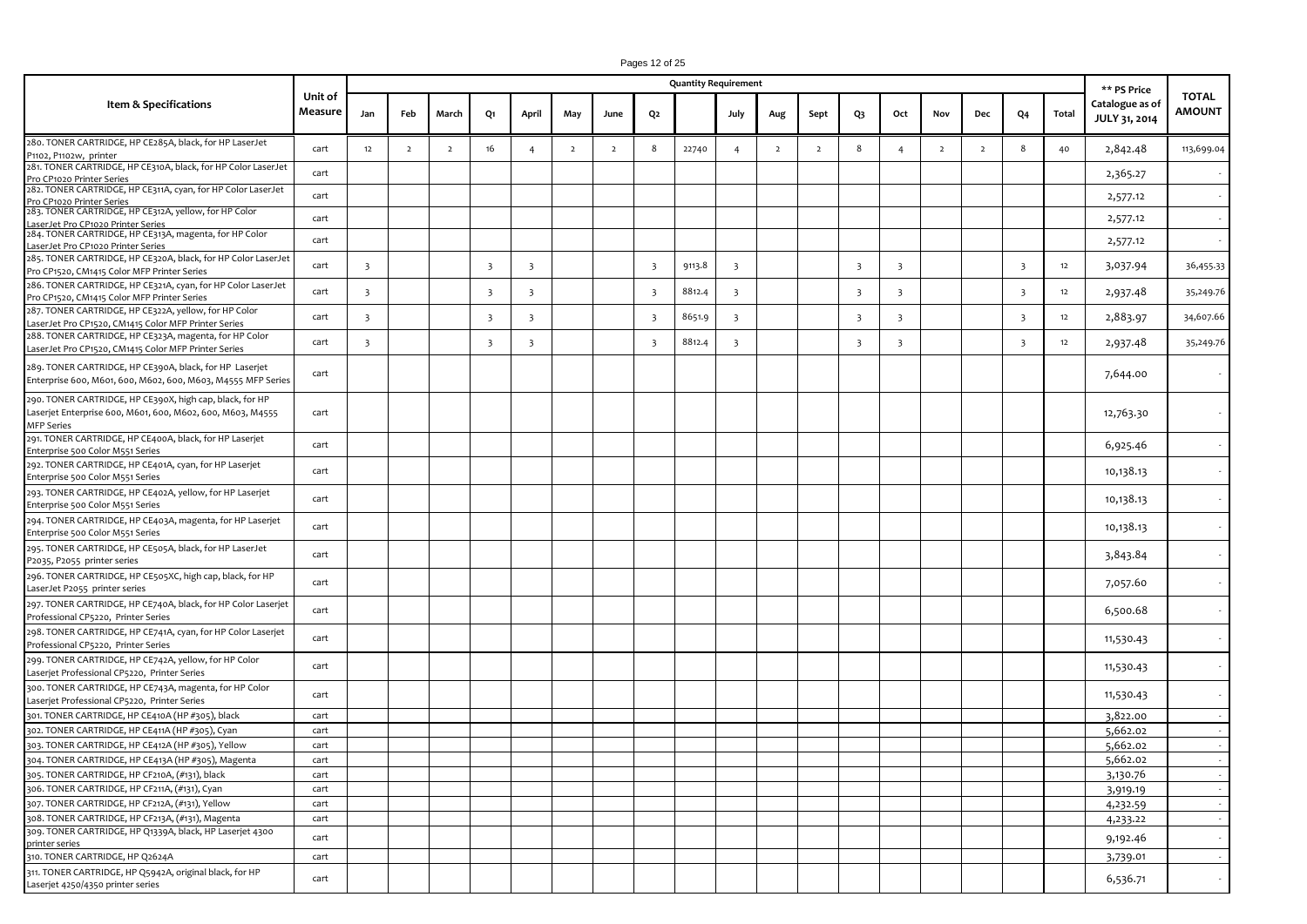| Item & Specifications | Unit of Measure | Quantity Requirement | | | | | | | | | | | | | | | | | | ** PS Price Catalogue as of JULY 31, 2014 | TOTAL AMOUNT |
|---|---|---|---|---|---|---|---|---|---|---|---|---|---|---|---|---|---|---|---|---|---|
| | | Jan | Feb | March | Q1 | April | May | June | Q2 | | July | Aug | Sept | Q3 | Oct | Nov | Dec | Q4 | Total | | |
| 280. TONER CARTRIDGE, HP CE285A, black, for HP LaserJet P1102, P1102w, printer | cart | 12 | 2 | 2 | 16 | 4 | 2 | 2 | 8 | 22740 | 4 | 2 | 2 | 8 | 4 | 2 | 2 | 8 | 40 | 2,842.48 | 113,699.04 |
| 281. TONER CARTRIDGE, HP CE310A, black, for HP Color LaserJet Pro CP1020 Printer Series | cart | | | | | | | | | | | | | | | | | | | 2,365.27 | - |
| 282. TONER CARTRIDGE, HP CE311A, cyan, for HP Color LaserJet Pro CP1020 Printer Series | cart | | | | | | | | | | | | | | | | | | | 2,577.12 | - |
| 283. TONER CARTRIDGE, HP CE312A, yellow, for HP Color LaserJet Pro CP1020 Printer Series | cart | | | | | | | | | | | | | | | | | | | 2,577.12 | - |
| 284. TONER CARTRIDGE, HP CE313A, magenta, for HP Color LaserJet Pro CP1020 Printer Series | cart | | | | | | | | | | | | | | | | | | | 2,577.12 | - |
| 285. TONER CARTRIDGE, HP CE320A, black, for HP Color LaserJet Pro CP1520, CM1415 Color MFP Printer Series | cart | 3 | | | 3 | 3 | | | 3 | 9113.8 | 3 | | | 3 | 3 | | | 3 | 12 | 3,037.94 | 36,455.33 |
| 286. TONER CARTRIDGE, HP CE321A, cyan, for HP Color LaserJet Pro CP1520, CM1415 Color MFP Printer Series | cart | 3 | | | 3 | 3 | | | 3 | 8812.4 | 3 | | | 3 | 3 | | | 3 | 12 | 2,937.48 | 35,249.76 |
| 287. TONER CARTRIDGE, HP CE322A, yellow, for HP Color LaserJet Pro CP1520, CM1415 Color MFP Printer Series | cart | 3 | | | 3 | 3 | | | 3 | 8651.9 | 3 | | | 3 | 3 | | | 3 | 12 | 2,883.97 | 34,607.66 |
| 288. TONER CARTRIDGE, HP CE323A, magenta, for HP Color LaserJet Pro CP1520, CM1415 Color MFP Printer Series | cart | 3 | | | 3 | 3 | | | 3 | 8812.4 | 3 | | | 3 | 3 | | | 3 | 12 | 2,937.48 | 35,249.76 |
| 289. TONER CARTRIDGE, HP CE390A, black, for HP Laserjet Enterprise 600, M601, 600, M602, 600, M603, M4555 MFP Series | cart | | | | | | | | | | | | | | | | | | | 7,644.00 | - |
| 290. TONER CARTRIDGE, HP CE390X, high cap, black, for HP Laserjet Enterprise 600, M601, 600, M602, 600, M603, M4555 MFP Series | cart | | | | | | | | | | | | | | | | | | | 12,763.30 | - |
| 291. TONER CARTRIDGE, HP CE400A, black, for HP Laserjet Enterprise 500 Color M551 Series | cart | | | | | | | | | | | | | | | | | | | 6,925.46 | - |
| 292. TONER CARTRIDGE, HP CE401A, cyan, for HP Laserjet Enterprise 500 Color M551 Series | cart | | | | | | | | | | | | | | | | | | | 10,138.13 | - |
| 293. TONER CARTRIDGE, HP CE402A, yellow, for HP Laserjet Enterprise 500 Color M551 Series | cart | | | | | | | | | | | | | | | | | | | 10,138.13 | - |
| 294. TONER CARTRIDGE, HP CE403A, magenta, for HP Laserjet Enterprise 500 Color M551 Series | cart | | | | | | | | | | | | | | | | | | | 10,138.13 | - |
| 295. TONER CARTRIDGE, HP CE505A, black, for HP LaserJet P2035, P2055 printer series | cart | | | | | | | | | | | | | | | | | | | 3,843.84 | - |
| 296. TONER CARTRIDGE, HP CE505XC, high cap, black, for HP LaserJet P2055 printer series | cart | | | | | | | | | | | | | | | | | | | 7,057.60 | - |
| 297. TONER CARTRIDGE, HP CE740A, black, for HP Color Laserjet Professional CP5220, Printer Series | cart | | | | | | | | | | | | | | | | | | | 6,500.68 | - |
| 298. TONER CARTRIDGE, HP CE741A, cyan, for HP Color Laserjet Professional CP5220, Printer Series | cart | | | | | | | | | | | | | | | | | | | 11,530.43 | - |
| 299. TONER CARTRIDGE, HP CE742A, yellow, for HP Color Laserjet Professional CP5220, Printer Series | cart | | | | | | | | | | | | | | | | | | | 11,530.43 | - |
| 300. TONER CARTRIDGE, HP CE743A, magenta, for HP Color Laserjet Professional CP5220, Printer Series | cart | | | | | | | | | | | | | | | | | | | 11,530.43 | - |
| 301. TONER CARTRIDGE, HP CE410A (HP #305), black | cart | | | | | | | | | | | | | | | | | | | 3,822.00 | - |
| 302. TONER CARTRIDGE, HP CE411A (HP #305), Cyan | cart | | | | | | | | | | | | | | | | | | | 5,662.02 | - |
| 303. TONER CARTRIDGE, HP CE412A (HP #305), Yellow | cart | | | | | | | | | | | | | | | | | | | 5,662.02 | - |
| 304. TONER CARTRIDGE, HP CE413A (HP #305), Magenta | cart | | | | | | | | | | | | | | | | | | | 5,662.02 | - |
| 305. TONER CARTRIDGE, HP CF210A, (#131), black | cart | | | | | | | | | | | | | | | | | | | 3,130.76 | - |
| 306. TONER CARTRIDGE, HP CF211A, (#131), Cyan | cart | | | | | | | | | | | | | | | | | | | 3,919.19 | - |
| 307. TONER CARTRIDGE, HP CF212A, (#131), Yellow | cart | | | | | | | | | | | | | | | | | | | 4,232.59 | - |
| 308. TONER CARTRIDGE, HP CF213A, (#131), Magenta | cart | | | | | | | | | | | | | | | | | | | 4,233.22 | - |
| 309. TONER CARTRIDGE, HP Q1339A, black, HP Laserjet 4300 printer series | cart | | | | | | | | | | | | | | | | | | | 9,192.46 | - |
| 310. TONER CARTRIDGE, HP Q2624A | cart | | | | | | | | | | | | | | | | | | | 3,739.01 | - |
| 311. TONER CARTRIDGE, HP Q5942A, original black, for HP Laserjet 4250/4350 printer series | cart | | | | | | | | | | | | | | | | | | | 6,536.71 | - |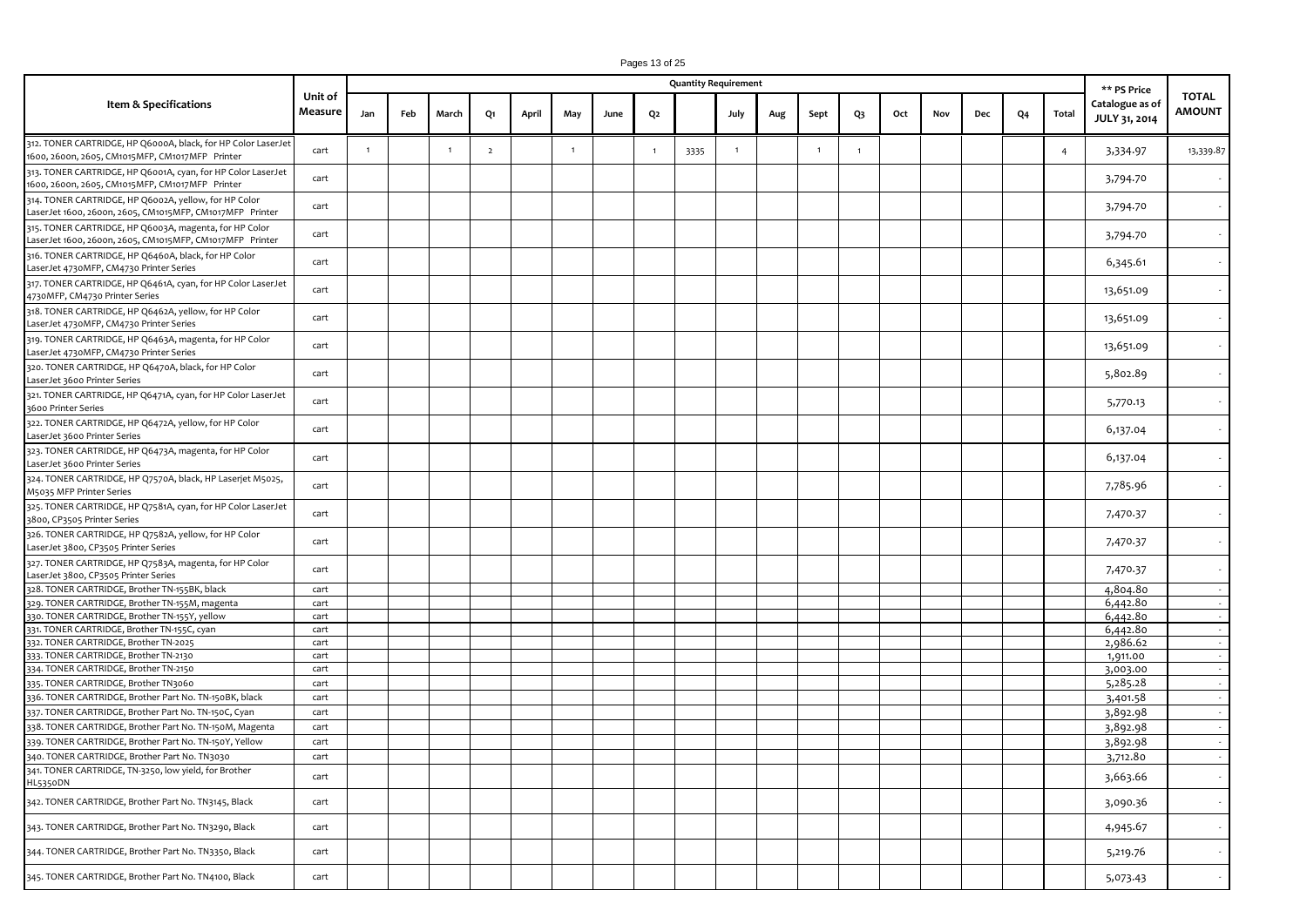| Item & Specifications | Unit of Measure | Quantity Requirement | | | | | | | | | | | | | | | | | | ** PS Price Catalogue as of JULY 31, 2014 | TOTAL AMOUNT |
|---|---|---|---|---|---|---|---|---|---|---|---|---|---|---|---|---|---|---|---|---|---|
| | | Jan | Feb | March | Q1 | April | May | June | Q2 | | July | Aug | Sept | Q3 | Oct | Nov | Dec | Q4 | Total | | |
| 312. TONER CARTRIDGE, HP Q6000A, black, for HP Color LaserJet 1600, 2600n, 2605, CM1015MFP, CM1017MFP Printer | cart | 1 | | 1 | 2 | | 1 | | 1 | 3335 | 1 | | 1 | 1 | | | | | 4 | 3,334.97 | 13,339.87 |
| 313. TONER CARTRIDGE, HP Q6001A, cyan, for HP Color LaserJet 1600, 2600n, 2605, CM1015MFP, CM1017MFP Printer | cart | | | | | | | | | | | | | | | | | | | 3,794.70 | - |
| 314. TONER CARTRIDGE, HP Q6002A, yellow, for HP Color LaserJet 1600, 2600n, 2605, CM1015MFP, CM1017MFP Printer | cart | | | | | | | | | | | | | | | | | | | 3,794.70 | - |
| 315. TONER CARTRIDGE, HP Q6003A, magenta, for HP Color LaserJet 1600, 2600n, 2605, CM1015MFP, CM1017MFP Printer | cart | | | | | | | | | | | | | | | | | | | 3,794.70 | - |
| 316. TONER CARTRIDGE, HP Q6460A, black, for HP Color LaserJet 4730MFP, CM4730 Printer Series | cart | | | | | | | | | | | | | | | | | | | 6,345.61 | - |
| 317. TONER CARTRIDGE, HP Q6461A, cyan, for HP Color LaserJet 4730MFP, CM4730 Printer Series | cart | | | | | | | | | | | | | | | | | | | 13,651.09 | - |
| 318. TONER CARTRIDGE, HP Q6462A, yellow, for HP Color LaserJet 4730MFP, CM4730 Printer Series | cart | | | | | | | | | | | | | | | | | | | 13,651.09 | - |
| 319. TONER CARTRIDGE, HP Q6463A, magenta, for HP Color LaserJet 4730MFP, CM4730 Printer Series | cart | | | | | | | | | | | | | | | | | | | 13,651.09 | - |
| 320. TONER CARTRIDGE, HP Q6470A, black, for HP Color LaserJet 3600 Printer Series | cart | | | | | | | | | | | | | | | | | | | 5,802.89 | - |
| 321. TONER CARTRIDGE, HP Q6471A, cyan, for HP Color LaserJet 3600 Printer Series | cart | | | | | | | | | | | | | | | | | | | 5,770.13 | - |
| 322. TONER CARTRIDGE, HP Q6472A, yellow, for HP Color LaserJet 3600 Printer Series | cart | | | | | | | | | | | | | | | | | | | 6,137.04 | - |
| 323. TONER CARTRIDGE, HP Q6473A, magenta, for HP Color LaserJet 3600 Printer Series | cart | | | | | | | | | | | | | | | | | | | 6,137.04 | - |
| 324. TONER CARTRIDGE, HP Q7570A, black, HP Laserjet M5025, M5035 MFP Printer Series | cart | | | | | | | | | | | | | | | | | | | 7,785.96 | - |
| 325. TONER CARTRIDGE, HP Q7581A, cyan, for HP Color LaserJet 3800, CP3505 Printer Series | cart | | | | | | | | | | | | | | | | | | | 7,470.37 | - |
| 326. TONER CARTRIDGE, HP Q7582A, yellow, for HP Color LaserJet 3800, CP3505 Printer Series | cart | | | | | | | | | | | | | | | | | | | 7,470.37 | - |
| 327. TONER CARTRIDGE, HP Q7583A, magenta, for HP Color LaserJet 3800, CP3505 Printer Series | cart | | | | | | | | | | | | | | | | | | | 7,470.37 | - |
| 328. TONER CARTRIDGE, Brother TN-155BK, black | cart | | | | | | | | | | | | | | | | | | | 4,804.80 | - |
| 329. TONER CARTRIDGE, Brother TN-155M, magenta | cart | | | | | | | | | | | | | | | | | | | 6,442.80 | - |
| 330. TONER CARTRIDGE, Brother TN-155Y, yellow | cart | | | | | | | | | | | | | | | | | | | 6,442.80 | - |
| 331. TONER CARTRIDGE, Brother TN-155C, cyan | cart | | | | | | | | | | | | | | | | | | | 6,442.80 | - |
| 332. TONER CARTRIDGE, Brother TN-2025 | cart | | | | | | | | | | | | | | | | | | | 2,986.62 | - |
| 333. TONER CARTRIDGE, Brother TN-2130 | cart | | | | | | | | | | | | | | | | | | | 1,911.00 | - |
| 334. TONER CARTRIDGE, Brother TN-2150 | cart | | | | | | | | | | | | | | | | | | | 3,003.00 | - |
| 335. TONER CARTRIDGE, Brother TN3060 | cart | | | | | | | | | | | | | | | | | | | 5,285.28 | - |
| 336. TONER CARTRIDGE, Brother Part No. TN-150BK, black | cart | | | | | | | | | | | | | | | | | | | 3,401.58 | - |
| 337. TONER CARTRIDGE, Brother Part No. TN-150C, Cyan | cart | | | | | | | | | | | | | | | | | | | 3,892.98 | - |
| 338. TONER CARTRIDGE, Brother Part No. TN-150M, Magenta | cart | | | | | | | | | | | | | | | | | | | 3,892.98 | - |
| 339. TONER CARTRIDGE, Brother Part No. TN-150Y, Yellow | cart | | | | | | | | | | | | | | | | | | | 3,892.98 | - |
| 340. TONER CARTRIDGE, Brother Part No. TN3030 | cart | | | | | | | | | | | | | | | | | | | 3,712.80 | - |
| 341. TONER CARTRIDGE, TN-3250, low yield, for Brother HL5350DN | cart | | | | | | | | | | | | | | | | | | | 3,663.66 | - |
| 342. TONER CARTRIDGE, Brother Part No. TN3145, Black | cart | | | | | | | | | | | | | | | | | | | 3,090.36 | - |
| 343. TONER CARTRIDGE, Brother Part No. TN3290, Black | cart | | | | | | | | | | | | | | | | | | | 4,945.67 | - |
| 344. TONER CARTRIDGE, Brother Part No. TN3350, Black | cart | | | | | | | | | | | | | | | | | | | 5,219.76 | - |
| 345. TONER CARTRIDGE, Brother Part No. TN4100, Black | cart | | | | | | | | | | | | | | | | | | | 5,073.43 | - |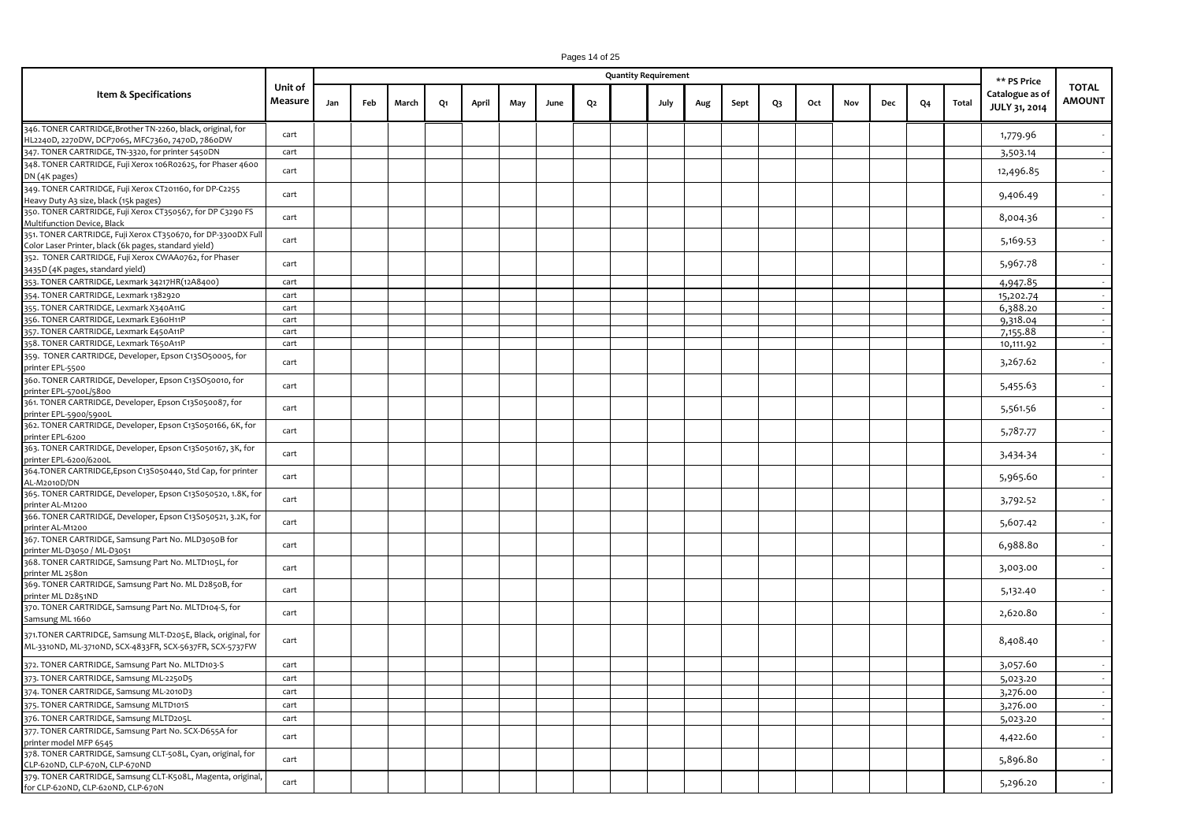| Item & Specifications | Unit of Measure | Quantity Requirement | | | | | | | | | | | | | | | | | | ** PS Price Catalogue as of JULY 31, 2014 | TOTAL AMOUNT |
|---|---|---|---|---|---|---|---|---|---|---|---|---|---|---|---|---|---|---|---|---|---|
| | | Jan | Feb | March | Q1 | April | May | June | Q2 | | July | Aug | Sept | Q3 | Oct | Nov | Dec | Q4 | Total | | |
| 346. TONER CARTRIDGE,Brother TN-2260, black, original, for HL2240D, 2270DW, DCP7065, MFC7360, 7470D, 7860DW | cart | | | | | | | | | | | | | | | | | | | 1,779.96 | - |
| 347. TONER CARTRIDGE, TN-3320, for printer 5450DN | cart | | | | | | | | | | | | | | | | | | | 3,503.14 | - |
| 348. TONER CARTRIDGE, Fuji Xerox 106R02625, for Phaser 4600 DN (4K pages) | cart | | | | | | | | | | | | | | | | | | | 12,496.85 | - |
| 349. TONER CARTRIDGE, Fuji Xerox CT201160, for DP-C2255 Heavy Duty A3 size, black (15k pages) | cart | | | | | | | | | | | | | | | | | | | 9,406.49 | - |
| 350. TONER CARTRIDGE, Fuji Xerox CT350567, for DP C3290 FS Multifunction Device, Black | cart | | | | | | | | | | | | | | | | | | | 8,004.36 | - |
| 351. TONER CARTRIDGE, Fuji Xerox CT350670, for DP-3300DX Full Color Laser Printer, black (6k pages, standard yield) | cart | | | | | | | | | | | | | | | | | | | 5,169.53 | - |
| 352. TONER CARTRIDGE, Fuji Xerox CWAA0762, for Phaser 3435D (4K pages, standard yield) | cart | | | | | | | | | | | | | | | | | | | 5,967.78 | - |
| 353. TONER CARTRIDGE, Lexmark 34217HR(12A8400) | cart | | | | | | | | | | | | | | | | | | | 4,947.85 | - |
| 354. TONER CARTRIDGE, Lexmark 1382920 | cart | | | | | | | | | | | | | | | | | | | 15,202.74 | - |
| 355. TONER CARTRIDGE, Lexmark X340A11G | cart | | | | | | | | | | | | | | | | | | | 6,388.20 | - |
| 356. TONER CARTRIDGE, Lexmark E360H11P | cart | | | | | | | | | | | | | | | | | | | 9,318.04 | - |
| 357. TONER CARTRIDGE, Lexmark E450A11P | cart | | | | | | | | | | | | | | | | | | | 7,155.88 | - |
| 358. TONER CARTRIDGE, Lexmark T650A11P | cart | | | | | | | | | | | | | | | | | | | 10,111.92 | - |
| 359. TONER CARTRIDGE, Developer, Epson C13SO50005, for printer EPL-5500 | cart | | | | | | | | | | | | | | | | | | | 3,267.62 | - |
| 360. TONER CARTRIDGE, Developer, Epson C13SO50010, for printer EPL-5700L/5800 | cart | | | | | | | | | | | | | | | | | | | 5,455.63 | - |
| 361. TONER CARTRIDGE, Developer, Epson C13S050087, for printer EPL-5900/5900L | cart | | | | | | | | | | | | | | | | | | | 5,561.56 | - |
| 362. TONER CARTRIDGE, Developer, Epson C13S050166, 6K, for printer EPL-6200 | cart | | | | | | | | | | | | | | | | | | | 5,787.77 | - |
| 363. TONER CARTRIDGE, Developer, Epson C13S050167, 3K, for printer EPL-6200/6200L | cart | | | | | | | | | | | | | | | | | | | 3,434.34 | - |
| 364.TONER CARTRIDGE,Epson C13S050440, Std Cap, for printer AL-M2010D/DN | cart | | | | | | | | | | | | | | | | | | | 5,965.60 | - |
| 365. TONER CARTRIDGE, Developer, Epson C13S050520, 1.8K, for printer AL-M1200 | cart | | | | | | | | | | | | | | | | | | | 3,792.52 | - |
| 366. TONER CARTRIDGE, Developer, Epson C13S050521, 3.2K, for printer AL-M1200 | cart | | | | | | | | | | | | | | | | | | | 5,607.42 | - |
| 367. TONER CARTRIDGE, Samsung Part No. MLD3050B for printer ML-D3050 / ML-D3051 | cart | | | | | | | | | | | | | | | | | | | 6,988.80 | - |
| 368. TONER CARTRIDGE, Samsung Part No. MLTD105L, for printer ML 2580n | cart | | | | | | | | | | | | | | | | | | | 3,003.00 | - |
| 369. TONER CARTRIDGE, Samsung Part No. ML D2850B, for printer ML D2851ND | cart | | | | | | | | | | | | | | | | | | | 5,132.40 | - |
| 370. TONER CARTRIDGE, Samsung Part No. MLTD104-S, for Samsung ML 1660 | cart | | | | | | | | | | | | | | | | | | | 2,620.80 | - |
| 371.TONER CARTRIDGE, Samsung MLT-D205E, Black, original, for ML-3310ND, ML-3710ND, SCX-4833FR, SCX-5637FR, SCX-5737FW | cart | | | | | | | | | | | | | | | | | | | 8,408.40 | - |
| 372. TONER CARTRIDGE, Samsung Part No. MLTD103-S | cart | | | | | | | | | | | | | | | | | | | 3,057.60 | - |
| 373. TONER CARTRIDGE, Samsung ML-2250D5 | cart | | | | | | | | | | | | | | | | | | | 5,023.20 | - |
| 374. TONER CARTRIDGE, Samsung ML-2010D3 | cart | | | | | | | | | | | | | | | | | | | 3,276.00 | - |
| 375. TONER CARTRIDGE, Samsung MLTD101S | cart | | | | | | | | | | | | | | | | | | | 3,276.00 | - |
| 376. TONER CARTRIDGE, Samsung MLTD205L | cart | | | | | | | | | | | | | | | | | | | 5,023.20 | - |
| 377. TONER CARTRIDGE, Samsung Part No. SCX-D655A for printer model MFP 6545 | cart | | | | | | | | | | | | | | | | | | | 4,422.60 | - |
| 378. TONER CARTRIDGE, Samsung CLT-508L, Cyan, original, for CLP-620ND, CLP-670N, CLP-670ND | cart | | | | | | | | | | | | | | | | | | | 5,896.80 | - |
| 379. TONER CARTRIDGE, Samsung CLT-K508L, Magenta, original, for CLP-620ND, CLP-620ND, CLP-670N | cart | | | | | | | | | | | | | | | | | | | 5,296.20 | - |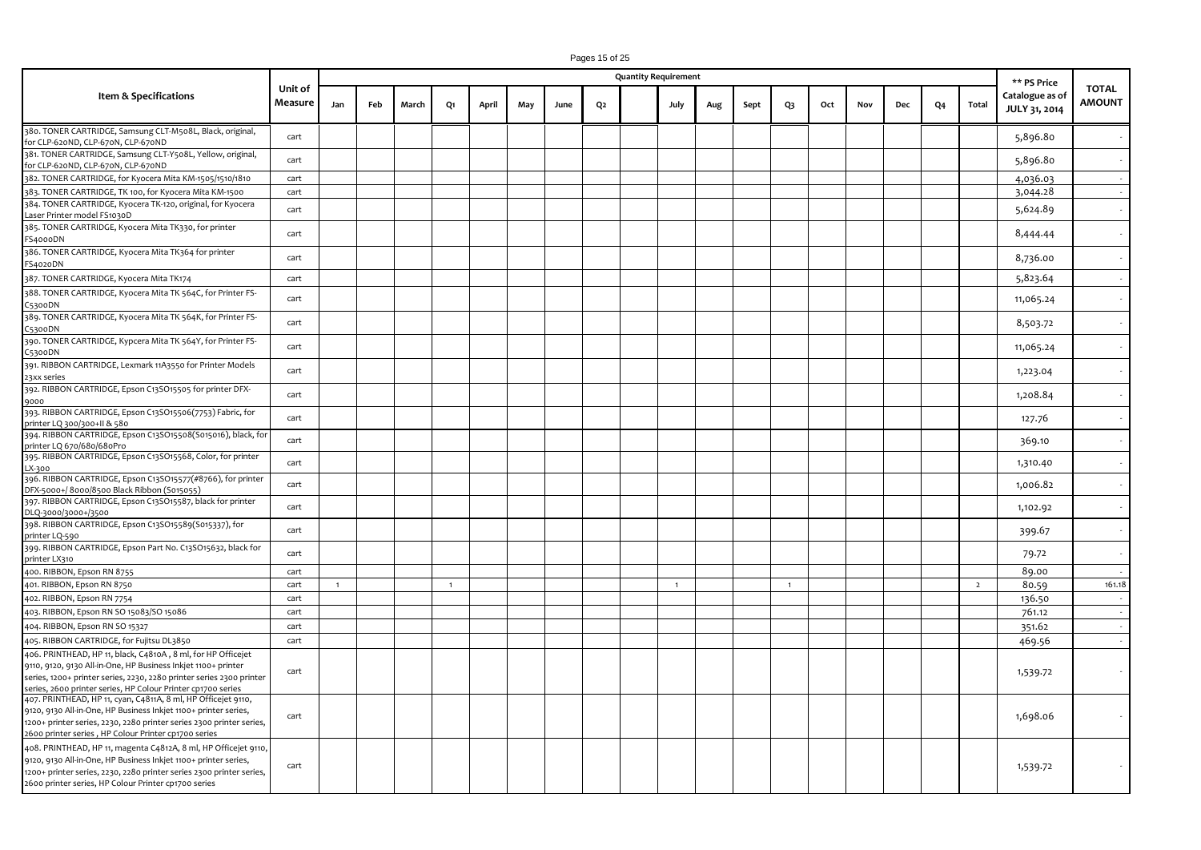| Item & Specifications | Unit of Measure | Quantity Requirement | | | | | | | | | | | | | | | | | | ** PS Price Catalogue as of JULY 31, 2014 | TOTAL AMOUNT |
|---|---|---|---|---|---|---|---|---|---|---|---|---|---|---|---|---|---|---|---|---|---|
| | | Jan | Feb | March | Q1 | April | May | June | Q2 | | July | Aug | Sept | Q3 | Oct | Nov | Dec | Q4 | Total | | |
| 380. TONER CARTRIDGE, Samsung CLT-M508L, Black, original, for CLP-620ND, CLP-670N, CLP-670ND | cart | | | | | | | | | | | | | | | | | | | 5,896.80 | - |
| 381. TONER CARTRIDGE, Samsung CLT-Y508L, Yellow, original, for CLP-620ND, CLP-670N, CLP-670ND | cart | | | | | | | | | | | | | | | | | | | 5,896.80 | - |
| 382. TONER CARTRIDGE, for Kyocera Mita KM-1505/1510/1810 | cart | | | | | | | | | | | | | | | | | | | 4,036.03 | - |
| 383. TONER CARTRIDGE, TK 100, for Kyocera Mita KM-1500 | cart | | | | | | | | | | | | | | | | | | | 3,044.28 | - |
| 384. TONER CARTRIDGE, Kyocera TK-120, original, for Kyocera Laser Printer model FS1030D | cart | | | | | | | | | | | | | | | | | | | 5,624.89 | - |
| 385. TONER CARTRIDGE, Kyocera Mita TK330, for printer FS4000DN | cart | | | | | | | | | | | | | | | | | | | 8,444.44 | - |
| 386. TONER CARTRIDGE, Kyocera Mita TK364 for printer FS4020DN | cart | | | | | | | | | | | | | | | | | | | 8,736.00 | - |
| 387. TONER CARTRIDGE, Kyocera Mita TK174 | cart | | | | | | | | | | | | | | | | | | | 5,823.64 | - |
| 388. TONER CARTRIDGE, Kyocera Mita TK 564C, for Printer FS-C5300DN | cart | | | | | | | | | | | | | | | | | | | 11,065.24 | - |
| 389. TONER CARTRIDGE, Kyocera Mita TK 564K, for Printer FS-C5300DN | cart | | | | | | | | | | | | | | | | | | | 8,503.72 | - |
| 390. TONER CARTRIDGE, Kypcera Mita TK 564Y, for Printer FS-C5300DN | cart | | | | | | | | | | | | | | | | | | | 11,065.24 | - |
| 391. RIBBON CARTRIDGE, Lexmark 11A3550 for Printer Models 23xx series | cart | | | | | | | | | | | | | | | | | | | 1,223.04 | - |
| 392. RIBBON CARTRIDGE, Epson C13SO15505 for printer DFX-9000 | cart | | | | | | | | | | | | | | | | | | | 1,208.84 | - |
| 393. RIBBON CARTRIDGE, Epson C13SO15506(7753) Fabric, for printer LQ 300/300+II & 580 | cart | | | | | | | | | | | | | | | | | | | 127.76 | - |
| 394. RIBBON CARTRIDGE, Epson C13SO15508(S015016), black, for printer LQ 670/680/680Pro | cart | | | | | | | | | | | | | | | | | | | 369.10 | - |
| 395. RIBBON CARTRIDGE, Epson C13SO15568, Color, for printer LX-300 | cart | | | | | | | | | | | | | | | | | | | 1,310.40 | - |
| 396. RIBBON CARTRIDGE, Epson C13SO15577(#8766), for printer DFX-5000+/ 8000/8500 Black Ribbon (S015055) | cart | | | | | | | | | | | | | | | | | | | 1,006.82 | - |
| 397. RIBBON CARTRIDGE, Epson C13SO15587, black for printer DLQ-3000/3000+/3500 | cart | | | | | | | | | | | | | | | | | | | 1,102.92 | - |
| 398. RIBBON CARTRIDGE, Epson C13SO15589(S015337), for printer LQ-590 | cart | | | | | | | | | | | | | | | | | | | 399.67 | - |
| 399. RIBBON CARTRIDGE, Epson Part No. C13SO15632, black for printer LX310 | cart | | | | | | | | | | | | | | | | | | | 79.72 | - |
| 400. RIBBON, Epson RN 8755 | cart | | | | | | | | | | | | | | | | | | | 89.00 | - |
| 401. RIBBON, Epson RN 8750 | cart | 1 | | | 1 | | | | | | 1 | | | 1 | | | | | 2 | 80.59 | 161.18 |
| 402. RIBBON, Epson RN 7754 | cart | | | | | | | | | | | | | | | | | | | 136.50 | - |
| 403. RIBBON, Epson RN SO 15083/SO 15086 | cart | | | | | | | | | | | | | | | | | | | 761.12 | - |
| 404. RIBBON, Epson RN SO 15327 | cart | | | | | | | | | | | | | | | | | | | 351.62 | - |
| 405. RIBBON CARTRIDGE, for Fujitsu DL3850 | cart | | | | | | | | | | | | | | | | | | | 469.56 | - |
| 406. PRINTHEAD, HP 11, black, C4810A , 8 ml, for HP Officejet 9110, 9120, 9130 All-in-One, HP Business Inkjet 1100+ printer series, 1200+ printer series, 2230, 2280 printer series 2300 printer series, 2600 printer series, HP Colour Printer cp1700 series | cart | | | | | | | | | | | | | | | | | | | 1,539.72 | - |
| 407. PRINTHEAD, HP 11, cyan, C4811A, 8 ml, HP Officejet 9110, 9120, 9130 All-in-One, HP Business Inkjet 1100+ printer series, 1200+ printer series, 2230, 2280 printer series 2300 printer series, 2600 printer series , HP Colour Printer cp1700 series | cart | | | | | | | | | | | | | | | | | | | 1,698.06 | - |
| 408. PRINTHEAD, HP 11, magenta C4812A, 8 ml, HP Officejet 9110, 9120, 9130 All-in-One, HP Business Inkjet 1100+ printer series, 1200+ printer series, 2230, 2280 printer series 2300 printer series, 2600 printer series, HP Colour Printer cp1700 series | cart | | | | | | | | | | | | | | | | | | | 1,539.72 | - |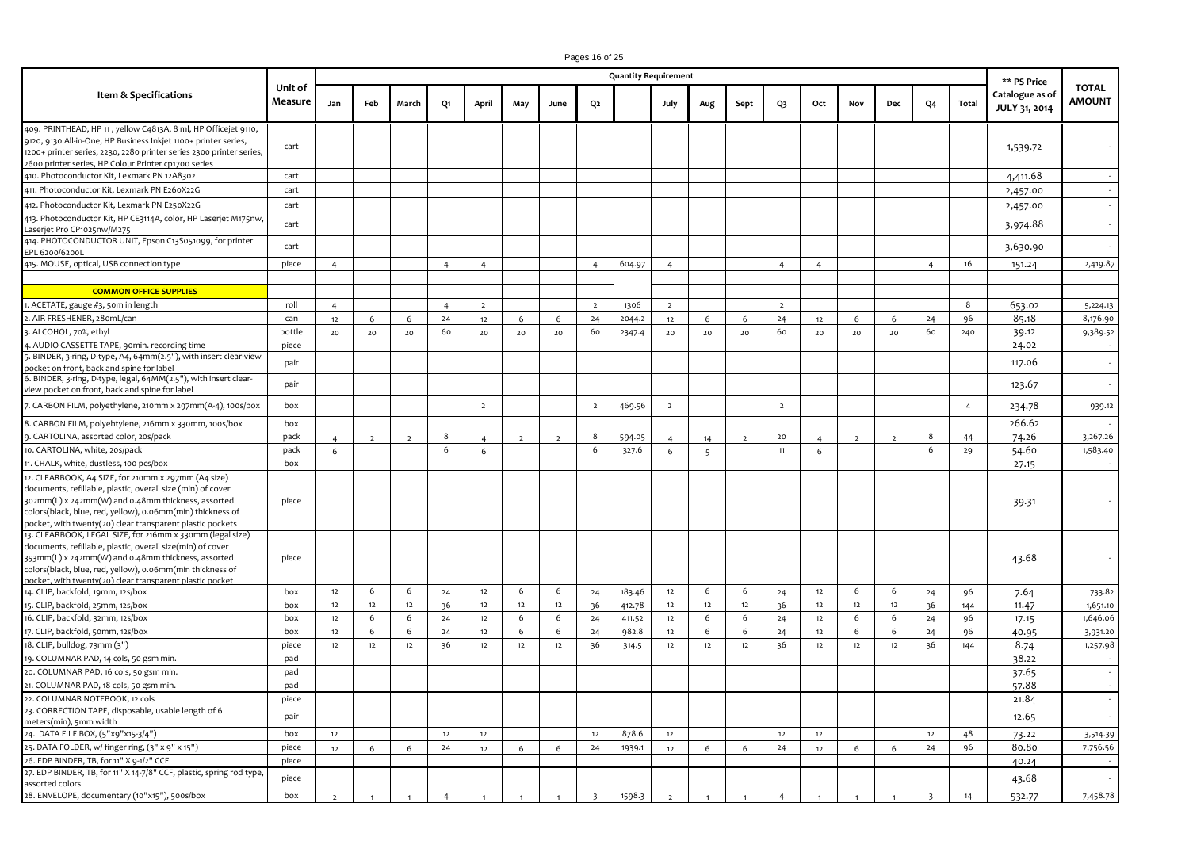| Item & Specifications | Unit of Measure | Quantity Requirement | | | | | | | | | | | | | | | | | | ** PS Price Catalogue as of JULY 31, 2014 | TOTAL AMOUNT |
|---|---|---|---|---|---|---|---|---|---|---|---|---|---|---|---|---|---|---|---|---|---|
| | | Jan | Feb | March | Q1 | April | May | June | Q2 | | July | Aug | Sept | Q3 | Oct | Nov | Dec | Q4 | Total | | |
| 409. PRINTHEAD, HP 11 , yellow C4813A, 8 ml, HP Officejet 9110, 9120, 9130 All-in-One, HP Business Inkjet 1100+ printer series, 1200+ printer series, 2230, 2280 printer series 2300 printer series, 2600 printer series, HP Colour Printer cp1700 series | cart | | | | | | | | | | | | | | | | | | | 1,539.72 | - |
| 410. Photoconductor Kit, Lexmark PN 12A8302 | cart | | | | | | | | | | | | | | | | | | | 4,411.68 | - |
| 411. Photoconductor Kit, Lexmark PN E260X22G | cart | | | | | | | | | | | | | | | | | | | 2,457.00 | - |
| 412. Photoconductor Kit, Lexmark PN E250X22G | cart | | | | | | | | | | | | | | | | | | | 2,457.00 | - |
| 413. Photoconductor Kit, HP CE3114A, color, HP Laserjet M175nw, Laserjet Pro CP1025nw/M275 | cart | | | | | | | | | | | | | | | | | | | 3,974.88 | - |
| 414. PHOTOCONDUCTOR UNIT, Epson C13S051099, for printer EPL 6200/6200L | cart | | | | | | | | | | | | | | | | | | | 3,630.90 | - |
| 415. MOUSE, optical, USB connection type | piece | 4 | | | 4 | 4 | | | 4 | 604.97 | 4 | | | 4 | 4 | | | 4 | 16 | 151.24 | 2,419.87 |
| | | | | | | | | | | | | | | | | | | | | | |
| **COMMON OFFICE SUPPLIES** | | | | | | | | | | | | | | | | | | | | | |
| 1. ACETATE, gauge #3, 50m in length | roll | 4 | | | 4 | 2 | | | 2 | 1306 | 2 | | | 2 | | | | | 8 | 653.02 | 5,224.13 |
| 2. AIR FRESHENER, 280mL/can | can | 12 | 6 | 6 | 24 | 12 | 6 | 6 | 24 | 2044.2 | 12 | 6 | 6 | 24 | 12 | 6 | 6 | 24 | 96 | 85.18 | 8,176.90 |
| 3. ALCOHOL, 70%, ethyl | bottle | 20 | 20 | 20 | 60 | 20 | 20 | 20 | 60 | 2347.4 | 20 | 20 | 20 | 60 | 20 | 20 | 20 | 60 | 240 | 39.12 | 9,389.52 |
| 4. AUDIO CASSETTE TAPE, 90min. recording time | piece | | | | | | | | | | | | | | | | | | | 24.02 | - |
| 5. BINDER, 3-ring, D-type, A4, 64mm(2.5"), with insert clear-view pocket on front, back and spine for label | pair | | | | | | | | | | | | | | | | | | | 117.06 | - |
| 6. BINDER, 3-ring, D-type, legal, 64MM(2.5"), with insert clear-view pocket on front, back and spine for label | pair | | | | | | | | | | | | | | | | | | | 123.67 | - |
| 7. CARBON FILM, polyethylene, 210mm x 297mm(A-4), 100s/box | box | | | | | 2 | | | 2 | 469.56 | 2 | | | 2 | | | | | 4 | 234.78 | 939.12 |
| 8. CARBON FILM, polyehtylene, 216mm x 330mm, 100s/box | box | | | | | | | | | | | | | | | | | | | 266.62 | - |
| 9. CARTOLINA, assorted color, 20s/pack | pack | 4 | 2 | 2 | 8 | 4 | 2 | 2 | 8 | 594.05 | 4 | 14 | 2 | 20 | 4 | 2 | 2 | 8 | 44 | 74.26 | 3,267.26 |
| 10. CARTOLINA, white, 20s/pack | pack | 6 | | | 6 | 6 | | | 6 | 327.6 | 6 | 5 | | 11 | 6 | | | 6 | 29 | 54.60 | 1,583.40 |
| 11. CHALK, white, dustless, 100 pcs/box | box | | | | | | | | | | | | | | | | | | | 27.15 | - |
| 12. CLEARBOOK, A4 SIZE, for 210mm x 297mm (A4 size) documents, refillable, plastic, overall size (min) of cover 302mm(L) x 242mm(W) and 0.48mm thickness, assorted colors(black, blue, red, yellow), 0.06mm(min) thickness of pocket, with twenty(20) clear transparent plastic pockets | piece | | | | | | | | | | | | | | | | | | | 39.31 | - |
| 13. CLEARBOOK, LEGAL SIZE, for 216mm x 330mm (legal size) documents, refillable, plastic, overall size(min) of cover 353mm(L) x 242mm(W) and 0.48mm thickness, assorted colors(black, blue, red, yellow), 0.06mm(min thickness of pocket, with twenty(20) clear transparent plastic pocket | piece | | | | | | | | | | | | | | | | | | | 43.68 | - |
| 14. CLIP, backfold, 19mm, 12s/box | box | 12 | 6 | 6 | 24 | 12 | 6 | 6 | 24 | 183.46 | 12 | 6 | 6 | 24 | 12 | 6 | 6 | 24 | 96 | 7.64 | 733.82 |
| 15. CLIP, backfold, 25mm, 12s/box | box | 12 | 12 | 12 | 36 | 12 | 12 | 12 | 36 | 412.78 | 12 | 12 | 12 | 36 | 12 | 12 | 12 | 36 | 144 | 11.47 | 1,651.10 |
| 16. CLIP, backfold, 32mm, 12s/box | box | 12 | 6 | 6 | 24 | 12 | 6 | 6 | 24 | 411.52 | 12 | 6 | 6 | 24 | 12 | 6 | 6 | 24 | 96 | 17.15 | 1,646.06 |
| 17. CLIP, backfold, 50mm, 12s/box | box | 12 | 6 | 6 | 24 | 12 | 6 | 6 | 24 | 982.8 | 12 | 6 | 6 | 24 | 12 | 6 | 6 | 24 | 96 | 40.95 | 3,931.20 |
| 18. CLIP, bulldog, 73mm (3") | piece | 12 | 12 | 12 | 36 | 12 | 12 | 12 | 36 | 314.5 | 12 | 12 | 12 | 36 | 12 | 12 | 12 | 36 | 144 | 8.74 | 1,257.98 |
| 19. COLUMNAR PAD, 14 cols, 50 gsm min. | pad | | | | | | | | | | | | | | | | | | | 38.22 | - |
| 20. COLUMNAR PAD, 16 cols, 50 gsm min. | pad | | | | | | | | | | | | | | | | | | | 37.65 | - |
| 21. COLUMNAR PAD, 18 cols, 50 gsm min. | pad | | | | | | | | | | | | | | | | | | | 57.88 | - |
| 22. COLUMNAR NOTEBOOK, 12 cols | piece | | | | | | | | | | | | | | | | | | | 21.84 | - |
| 23. CORRECTION TAPE, disposable, usable length of 6 meters(min), 5mm width | pair | | | | | | | | | | | | | | | | | | | 12.65 | - |
| 24. DATA FILE BOX, (5"x9"x15-3/4") | box | 12 | | | 12 | 12 | | | 12 | 878.6 | 12 | | | 12 | 12 | | | 12 | 48 | 73.22 | 3,514.39 |
| 25. DATA FOLDER, w/ finger ring, (3" x 9" x 15") | piece | 12 | 6 | 6 | 24 | 12 | 6 | 6 | 24 | 1939.1 | 12 | 6 | 6 | 24 | 12 | 6 | 6 | 24 | 96 | 80.80 | 7,756.56 |
| 26. EDP BINDER, TB, for 11" X 9-1/2" CCF | piece | | | | | | | | | | | | | | | | | | | 40.24 | - |
| 27. EDP BINDER, TB, for 11" X 14-7/8" CCF, plastic, spring rod type, assorted colors | piece | | | | | | | | | | | | | | | | | | | 43.68 | - |
| 28. ENVELOPE, documentary (10"x15"), 500s/box | box | 2 | 1 | 1 | 4 | 1 | 1 | 1 | 3 | 1598.3 | 2 | 1 | 1 | 4 | 1 | 1 | 1 | 3 | 14 | 532.77 | 7,458.78 |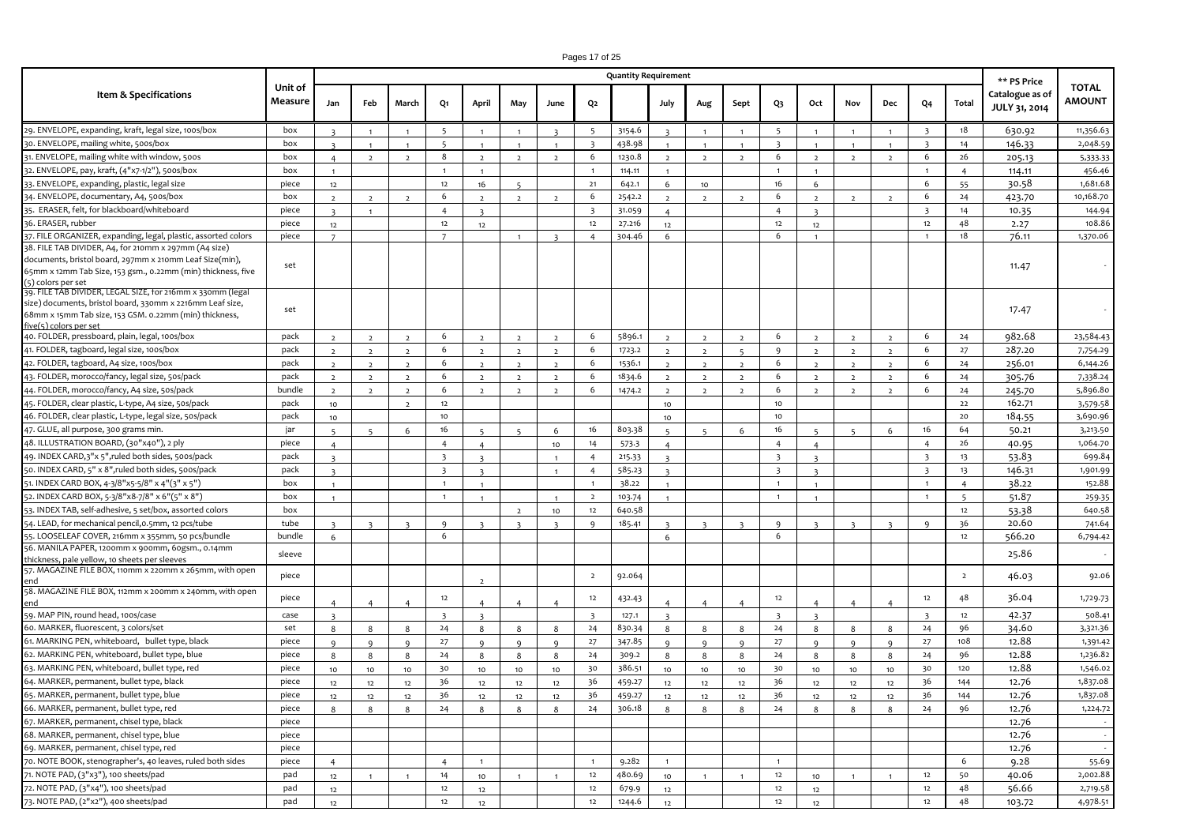| Item & Specifications | Unit of Measure | Quantity Requirement | | | | | | | | | | | | | | | | | | ** PS Price Catalogue as of JULY 31, 2014 | TOTAL AMOUNT |
|---|---|---|---|---|---|---|---|---|---|---|---|---|---|---|---|---|---|---|---|---|---|
| | | Jan | Feb | March | Q1 | April | May | June | Q2 | | July | Aug | Sept | Q3 | Oct | Nov | Dec | Q4 | Total | | |
| 29. ENVELOPE, expanding, kraft, legal size, 100s/box | box | 3 | 1 | 1 | 5 | 1 | 1 | 3 | 5 | 3154.6 | 3 | 1 | 1 | 5 | 1 | 1 | 1 | 3 | 18 | 630.92 | 11,356.63 |
| 30. ENVELOPE, mailing white, 500s/box | box | 3 | 1 | 1 | 5 | 1 | 1 | 1 | 3 | 438.98 | 1 | 1 | 1 | 3 | 1 | 1 | 1 | 3 | 14 | 146.33 | 2,048.59 |
| 31. ENVELOPE, mailing white with window, 500s | box | 4 | 2 | 2 | 8 | 2 | 2 | 2 | 6 | 1230.8 | 2 | 2 | 2 | 6 | 2 | 2 | 2 | 6 | 26 | 205.13 | 5,333.33 |
| 32. ENVELOPE, pay, kraft, (4"x7-1/2"), 500s/box | box | 1 | | | 1 | 1 | | | 1 | 114.11 | 1 | | | 1 | 1 | | | 1 | 4 | 114.11 | 456.46 |
| 33. ENVELOPE, expanding, plastic, legal size | piece | 12 | | | 12 | 16 | 5 | | 21 | 642.1 | 6 | 10 | | 16 | 6 | | | 6 | 55 | 30.58 | 1,681.68 |
| 34. ENVELOPE, documentary, A4, 500s/box | box | 2 | 2 | 2 | 6 | 2 | 2 | 2 | 6 | 2542.2 | 2 | 2 | 2 | 6 | 2 | 2 | 2 | 6 | 24 | 423.70 | 10,168.70 |
| 35. ERASER, felt, for blackboard/whiteboard | piece | 3 | 1 | | 4 | 3 | | | 3 | 31.059 | 4 | | | 4 | 3 | | | 3 | 14 | 10.35 | 144.94 |
| 36. ERASER, rubber | piece | 12 | | | 12 | 12 | | | 12 | 27.216 | 12 | | | 12 | 12 | | | 12 | 48 | 2.27 | 108.86 |
| 37. FILE ORGANIZER, expanding, legal, plastic, assorted colors | piece | 7 | | | 7 | | 1 | 3 | 4 | 304.46 | 6 | | | 6 | 1 | | | 1 | 18 | 76.11 | 1,370.06 |
| 38. FILE TAB DIVIDER, A4, for 210mm x 297mm (A4 size) documents, bristol board, 297mm x 210mm Leaf Size(min), 65mm x 12mm Tab Size, 153 gsm., 0.22mm (min) thickness, five (5) colors per set | set | | | | | | | | | | | | | | | | | | | 11.47 | - |
| 39. FILE TAB DIVIDER, LEGAL SIZE, for 216mm x 330mm (legal size) documents, bristol board, 330mm x 2216mm Leaf size, 68mm x 15mm Tab size, 153 GSM. 0.22mm (min) thickness, five(5) colors per set | set | | | | | | | | | | | | | | | | | | | 17.47 | - |
| 40. FOLDER, pressboard, plain, legal, 100s/box | pack | 2 | 2 | 2 | 6 | 2 | 2 | 2 | 6 | 5896.1 | 2 | 2 | 2 | 6 | 2 | 2 | 2 | 6 | 24 | 982.68 | 23,584.43 |
| 41. FOLDER, tagboard, legal size, 100s/box | pack | 2 | 2 | 2 | 6 | 2 | 2 | 2 | 6 | 1723.2 | 2 | 2 | 5 | 9 | 2 | 2 | 2 | 6 | 27 | 287.20 | 7,754.29 |
| 42. FOLDER, tagboard, A4 size, 100s/box | pack | 2 | 2 | 2 | 6 | 2 | 2 | 2 | 6 | 1536.1 | 2 | 2 | 2 | 6 | 2 | 2 | 2 | 6 | 24 | 256.01 | 6,144.26 |
| 43. FOLDER, morocco/fancy, legal size, 50s/pack | pack | 2 | 2 | 2 | 6 | 2 | 2 | 2 | 6 | 1834.6 | 2 | 2 | 2 | 6 | 2 | 2 | 2 | 6 | 24 | 305.76 | 7,338.24 |
| 44. FOLDER, morocco/fancy, A4 size, 50s/pack | bundle | 2 | 2 | 2 | 6 | 2 | 2 | 2 | 6 | 1474.2 | 2 | 2 | 2 | 6 | 2 | 2 | 2 | 6 | 24 | 245.70 | 5,896.80 |
| 45. FOLDER, clear plastic, L-type, A4 size, 50s/pack | pack | 10 | | 2 | 12 | | | | | | 10 | | | 10 | | | | | 22 | 162.71 | 3,579.58 |
| 46. FOLDER, clear plastic, L-type, legal size, 50s/pack | pack | 10 | | | 10 | | | | | | 10 | | | 10 | | | | | 20 | 184.55 | 3,690.96 |
| 47. GLUE, all purpose, 300 grams min. | jar | 5 | 5 | 6 | 16 | 5 | 5 | 6 | 16 | 803.38 | 5 | 5 | 6 | 16 | 5 | 5 | 6 | 16 | 64 | 50.21 | 3,213.50 |
| 48. ILLUSTRATION BOARD, (30"x40"), 2 ply | piece | 4 | | | 4 | 4 | | 10 | 14 | 573.3 | 4 | | | 4 | 4 | | | 4 | 26 | 40.95 | 1,064.70 |
| 49. INDEX CARD,3"x 5",ruled both sides, 500s/pack | pack | 3 | | | 3 | 3 | | 1 | 4 | 215.33 | 3 | | | 3 | 3 | | | 3 | 13 | 53.83 | 699.84 |
| 50. INDEX CARD, 5" x 8",ruled both sides, 500s/pack | pack | 3 | | | 3 | 3 | | 1 | 4 | 585.23 | 3 | | | 3 | 3 | | | 3 | 13 | 146.31 | 1,901.99 |
| 51. INDEX CARD BOX, 4-3/8"x5-5/8" x 4"(3" x 5") | box | 1 | | | 1 | 1 | | | 1 | 38.22 | 1 | | | 1 | 1 | | | 1 | 4 | 38.22 | 152.88 |
| 52. INDEX CARD BOX, 5-3/8"x8-7/8" x 6"(5" x 8") | box | 1 | | | 1 | 1 | | 1 | 2 | 103.74 | 1 | | | 1 | 1 | | | 1 | 5 | 51.87 | 259.35 |
| 53. INDEX TAB, self-adhesive, 5 set/box, assorted colors | box | | | | | | 2 | 10 | 12 | 640.58 | | | | | | | | | 12 | 53.38 | 640.58 |
| 54. LEAD, for mechanical pencil,0.5mm, 12 pcs/tube | tube | 3 | 3 | 3 | 9 | 3 | 3 | 3 | 9 | 185.41 | 3 | 3 | 3 | 9 | 3 | 3 | 3 | 9 | 36 | 20.60 | 741.64 |
| 55. LOOSELEAF COVER, 216mm x 355mm, 50 pcs/bundle | bundle | 6 | | | 6 | | | | | | 6 | | | 6 | | | | | 12 | 566.20 | 6,794.42 |
| 56. MANILA PAPER, 1200mm x 900mm, 60gsm., 0.14mm thickness, pale yellow, 10 sheets per sleeves | sleeve | | | | | | | | | | | | | | | | | | | 25.86 | - |
| 57. MAGAZINE FILE BOX, 110mm x 220mm x 265mm, with open end | piece | | | | | 2 | | | 2 | 92.064 | | | | | | | | | 2 | 46.03 | 92.06 |
| 58. MAGAZINE FILE BOX, 112mm x 200mm x 240mm, with open end | piece | 4 | 4 | 4 | 12 | 4 | 4 | 4 | 12 | 432.43 | 4 | 4 | 4 | 12 | 4 | 4 | 4 | 12 | 48 | 36.04 | 1,729.73 |
| 59. MAP PIN, round head, 100s/case | case | 3 | | | 3 | 3 | | | 3 | 127.1 | 3 | | | 3 | 3 | | | 3 | 12 | 42.37 | 508.41 |
| 60. MARKER, fluorescent, 3 colors/set | set | 8 | 8 | 8 | 24 | 8 | 8 | 8 | 24 | 830.34 | 8 | 8 | 8 | 24 | 8 | 8 | 8 | 24 | 96 | 34.60 | 3,321.36 |
| 61. MARKING PEN, whiteboard, bullet type, black | piece | 9 | 9 | 9 | 27 | 9 | 9 | 9 | 27 | 347.85 | 9 | 9 | 9 | 27 | 9 | 9 | 9 | 27 | 108 | 12.88 | 1,391.42 |
| 62. MARKING PEN, whiteboard, bullet type, blue | piece | 8 | 8 | 8 | 24 | 8 | 8 | 8 | 24 | 309.2 | 8 | 8 | 8 | 24 | 8 | 8 | 8 | 24 | 96 | 12.88 | 1,236.82 |
| 63. MARKING PEN, whiteboard, bullet type, red | piece | 10 | 10 | 10 | 30 | 10 | 10 | 10 | 30 | 386.51 | 10 | 10 | 10 | 30 | 10 | 10 | 10 | 30 | 120 | 12.88 | 1,546.02 |
| 64. MARKER, permanent, bullet type, black | piece | 12 | 12 | 12 | 36 | 12 | 12 | 12 | 36 | 459.27 | 12 | 12 | 12 | 36 | 12 | 12 | 12 | 36 | 144 | 12.76 | 1,837.08 |
| 65. MARKER, permanent, bullet type, blue | piece | 12 | 12 | 12 | 36 | 12 | 12 | 12 | 36 | 459.27 | 12 | 12 | 12 | 36 | 12 | 12 | 12 | 36 | 144 | 12.76 | 1,837.08 |
| 66. MARKER, permanent, bullet type, red | piece | 8 | 8 | 8 | 24 | 8 | 8 | 8 | 24 | 306.18 | 8 | 8 | 8 | 24 | 8 | 8 | 8 | 24 | 96 | 12.76 | 1,224.72 |
| 67. MARKER, permanent, chisel type, black | piece | | | | | | | | | | | | | | | | | | | 12.76 | - |
| 68. MARKER, permanent, chisel type, blue | piece | | | | | | | | | | | | | | | | | | | 12.76 | - |
| 69. MARKER, permanent, chisel type, red | piece | | | | | | | | | | | | | | | | | | | 12.76 | - |
| 70. NOTE BOOK, stenographer's, 40 leaves, ruled both sides | piece | 4 | | | 4 | 1 | | | 1 | 9.282 | 1 | | | 1 | | | | | 6 | 9.28 | 55.69 |
| 71. NOTE PAD, (3"x3"), 100 sheets/pad | pad | 12 | 1 | 1 | 14 | 10 | 1 | 1 | 12 | 480.69 | 10 | 1 | 1 | 12 | 10 | 1 | 1 | 12 | 50 | 40.06 | 2,002.88 |
| 72. NOTE PAD, (3"x4"), 100 sheets/pad | pad | 12 | | | 12 | 12 | | | 12 | 679.9 | 12 | | | 12 | 12 | | | 12 | 48 | 56.66 | 2,719.58 |
| 73. NOTE PAD, (2"x2"), 400 sheets/pad | pad | 12 | | | 12 | 12 | | | 12 | 1244.6 | 12 | | | 12 | 12 | | | 12 | 48 | 103.72 | 4,978.51 |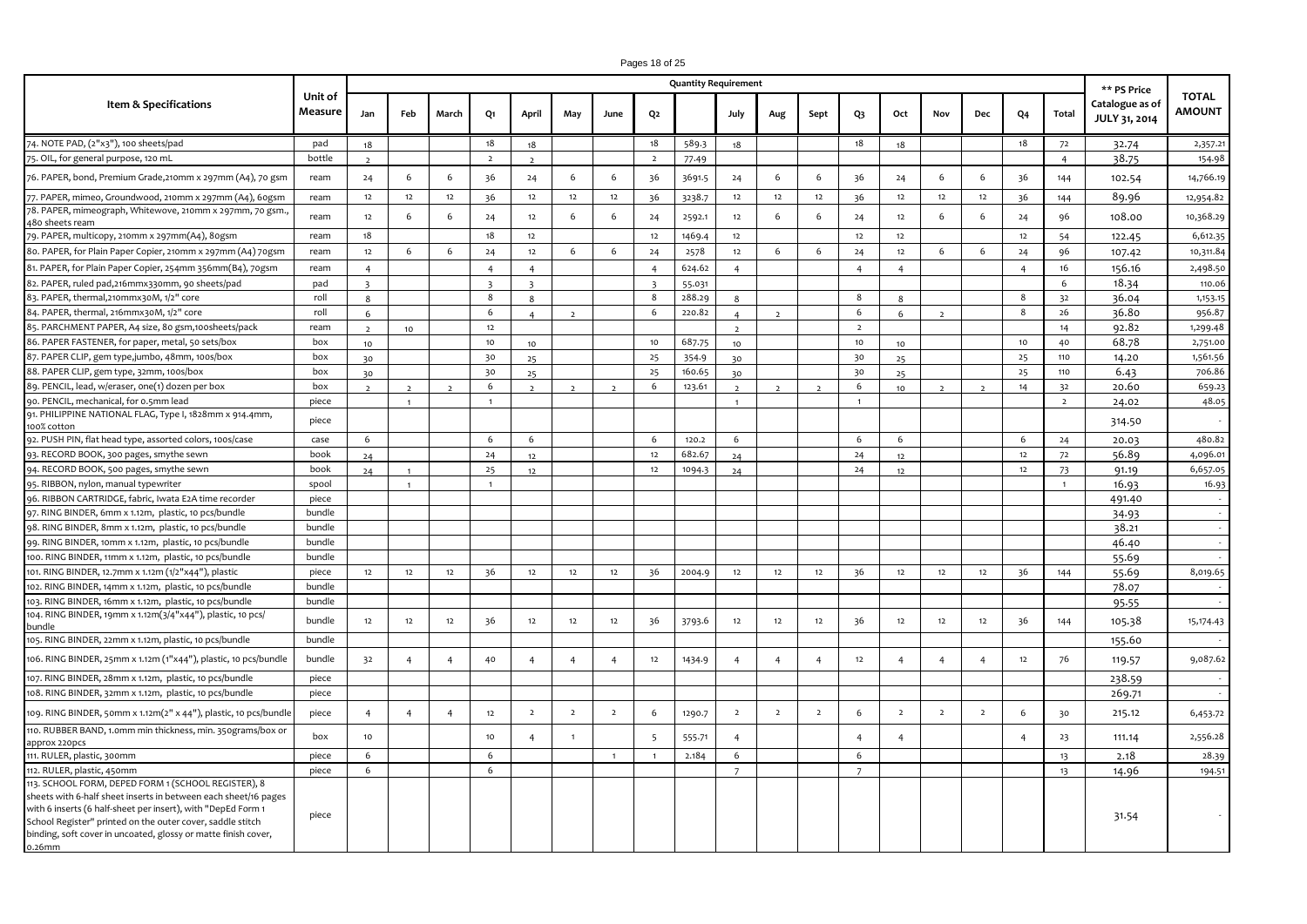| Item & Specifications | Unit of Measure | Quantity Requirement | | | | | | | | | | | | | | | | | | ** PS Price Catalogue as of JULY 31, 2014 | TOTAL AMOUNT |
|---|---|---|---|---|---|---|---|---|---|---|---|---|---|---|---|---|---|---|---|---|---|
| | | Jan | Feb | March | Q1 | April | May | June | Q2 | | July | Aug | Sept | Q3 | Oct | Nov | Dec | Q4 | Total | | |
| 74. NOTE PAD, (2"x3"), 100 sheets/pad | pad | 18 | | | 18 | 18 | | | 18 | 589.3 | 18 | | | 18 | 18 | | | 18 | 72 | 32.74 | 2,357.21 |
| 75. OIL, for general purpose, 120 mL | bottle | 2 | | | 2 | 2 | | | 2 | 77.49 | | | | | | | | | 4 | 38.75 | 154.98 |
| 76. PAPER, bond, Premium Grade,210mm x 297mm (A4), 70 gsm | ream | 24 | 6 | 6 | 36 | 24 | 6 | 6 | 36 | 3691.5 | 24 | 6 | 6 | 36 | 24 | 6 | 6 | 36 | 144 | 102.54 | 14,766.19 |
| 77. PAPER, mimeo, Groundwood, 210mm x 297mm (A4), 60gsm | ream | 12 | 12 | 12 | 36 | 12 | 12 | 12 | 36 | 3238.7 | 12 | 12 | 12 | 36 | 12 | 12 | 12 | 36 | 144 | 89.96 | 12,954.82 |
| 78. PAPER, mimeograph, Whitevove, 210mm x 297mm, 70 gsm., 480 sheets ream | ream | 12 | 6 | 6 | 24 | 12 | 6 | 6 | 24 | 2592.1 | 12 | 6 | 6 | 24 | 12 | 6 | 6 | 24 | 96 | 108.00 | 10,368.29 |
| 79. PAPER, multicopy, 210mm x 297mm(A4), 80gsm | ream | 18 | | | 18 | 12 | | | 12 | 1469.4 | 12 | | | 12 | 12 | | | 12 | 54 | 122.45 | 6,612.35 |
| 80. PAPER, for Plain Paper Copier, 210mm x 297mm (A4) 70gsm | ream | 12 | 6 | 6 | 24 | 12 | 6 | 6 | 24 | 2578 | 12 | 6 | 6 | 24 | 12 | 6 | 6 | 24 | 96 | 107.42 | 10,311.84 |
| 81. PAPER, for Plain Paper Copier, 254mm 356mm(B4), 70gsm | ream | 4 | | | 4 | 4 | | | 4 | 624.62 | 4 | | | 4 | 4 | | | 4 | 16 | 156.16 | 2,498.50 |
| 82. PAPER, ruled pad,216mmx330mm, 90 sheets/pad | pad | 3 | | | 3 | 3 | | | 3 | 55.031 | | | | | | | | | 6 | 18.34 | 110.06 |
| 83. PAPER, thermal,210mmx30M, 1/2" core | roll | 8 | | | 8 | 8 | | | 8 | 288.29 | 8 | | | 8 | 8 | | | 8 | 32 | 36.04 | 1,153.15 |
| 84. PAPER, thermal, 216mmx30M, 1/2" core | roll | 6 | | | 6 | 4 | 2 | | 6 | 220.82 | 4 | 2 | | 6 | 6 | 2 | | 8 | 26 | 36.80 | 956.87 |
| 85. PARCHMENT PAPER, A4 size, 80 gsm,100sheets/pack | ream | 2 | 10 | | 12 | | | | | | 2 | | | 2 | | | | | 14 | 92.82 | 1,299.48 |
| 86. PAPER FASTENER, for paper, metal, 50 sets/box | box | 10 | | | 10 | 10 | | | 10 | 687.75 | 10 | | | 10 | 10 | | | 10 | 40 | 68.78 | 2,751.00 |
| 87. PAPER CLIP, gem type,jumbo, 48mm, 100s/box | box | 30 | | | 30 | 25 | | | 25 | 354.9 | 30 | | | 30 | 25 | | | 25 | 110 | 14.20 | 1,561.56 |
| 88. PAPER CLIP, gem type, 32mm, 100s/box | box | 30 | | | 30 | 25 | | | 25 | 160.65 | 30 | | | 30 | 25 | | | 25 | 110 | 6.43 | 706.86 |
| 89. PENCIL, lead, w/eraser, one(1) dozen per box | box | 2 | 2 | 2 | 6 | 2 | 2 | 2 | 6 | 123.61 | 2 | 2 | 2 | 6 | 10 | 2 | 2 | 14 | 32 | 20.60 | 659.23 |
| 90. PENCIL, mechanical, for 0.5mm lead | piece | | 1 | | 1 | | | | | | 1 | | | 1 | | | | | 2 | 24.02 | 48.05 |
| 91. PHILIPPINE NATIONAL FLAG, Type I, 1828mm x 914.4mm, 100% cotton | piece | | | | | | | | | | | | | | | | | | | 314.50 | - |
| 92. PUSH PIN, flat head type, assorted colors, 100s/case | case | 6 | | | 6 | 6 | | | 6 | 120.2 | 6 | | | 6 | 6 | | | 6 | 24 | 20.03 | 480.82 |
| 93. RECORD BOOK, 300 pages, smythe sewn | book | 24 | | | 24 | 12 | | | 12 | 682.67 | 24 | | | 24 | 12 | | | 12 | 72 | 56.89 | 4,096.01 |
| 94. RECORD BOOK, 500 pages, smythe sewn | book | 24 | 1 | | 25 | 12 | | | 12 | 1094.3 | 24 | | | 24 | 12 | | | 12 | 73 | 91.19 | 6,657.05 |
| 95. RIBBON, nylon, manual typewriter | spool | | 1 | | 1 | | | | | | | | | | | | | | 1 | 16.93 | 16.93 |
| 96. RIBBON CARTRIDGE, fabric, Iwata E2A time recorder | piece | | | | | | | | | | | | | | | | | | | 491.40 | - |
| 97. RING BINDER, 6mm x 1.12m, plastic, 10 pcs/bundle | bundle | | | | | | | | | | | | | | | | | | | 34.93 | - |
| 98. RING BINDER, 8mm x 1.12m, plastic, 10 pcs/bundle | bundle | | | | | | | | | | | | | | | | | | | 38.21 | - |
| 99. RING BINDER, 10mm x 1.12m, plastic, 10 pcs/bundle | bundle | | | | | | | | | | | | | | | | | | | 46.40 | - |
| 100. RING BINDER, 11mm x 1.12m, plastic, 10 pcs/bundle | bundle | | | | | | | | | | | | | | | | | | | 55.69 | - |
| 101. RING BINDER, 12.7mm x 1.12m (1/2"x44"), plastic | piece | 12 | 12 | 12 | 36 | 12 | 12 | 12 | 36 | 2004.9 | 12 | 12 | 12 | 36 | 12 | 12 | 12 | 36 | 144 | 55.69 | 8,019.65 |
| 102. RING BINDER, 14mm x 1.12m, plastic, 10 pcs/bundle | bundle | | | | | | | | | | | | | | | | | | | 78.07 | - |
| 103. RING BINDER, 16mm x 1.12m, plastic, 10 pcs/bundle | bundle | | | | | | | | | | | | | | | | | | | 95.55 | - |
| 104. RING BINDER, 19mm x 1.12m(3/4"x44"), plastic, 10 pcs/ bundle | bundle | 12 | 12 | 12 | 36 | 12 | 12 | 12 | 36 | 3793.6 | 12 | 12 | 12 | 36 | 12 | 12 | 12 | 36 | 144 | 105.38 | 15,174.43 |
| 105. RING BINDER, 22mm x 1.12m, plastic, 10 pcs/bundle | bundle | | | | | | | | | | | | | | | | | | | 155.60 | - |
| 106. RING BINDER, 25mm x 1.12m (1"x44"), plastic, 10 pcs/bundle | bundle | 32 | 4 | 4 | 40 | 4 | 4 | 4 | 12 | 1434.9 | 4 | 4 | 4 | 12 | 4 | 4 | 4 | 12 | 76 | 119.57 | 9,087.62 |
| 107. RING BINDER, 28mm x 1.12m, plastic, 10 pcs/bundle | piece | | | | | | | | | | | | | | | | | | | 238.59 | - |
| 108. RING BINDER, 32mm x 1.12m, plastic, 10 pcs/bundle | piece | | | | | | | | | | | | | | | | | | | 269.71 | - |
| 109. RING BINDER, 50mm x 1.12m(2" x 44"), plastic, 10 pcs/bundle | piece | 4 | 4 | 4 | 12 | 2 | 2 | 2 | 6 | 1290.7 | 2 | 2 | 2 | 6 | 2 | 2 | 2 | 6 | 30 | 215.12 | 6,453.72 |
| 110. RUBBER BAND, 1.0mm min thickness, min. 350grams/box or approx 220pcs | box | 10 | | | 10 | 4 | 1 | | 5 | 555.71 | 4 | | | 4 | 4 | | | 4 | 23 | 111.14 | 2,556.28 |
| 111. RULER, plastic, 300mm | piece | 6 | | | 6 | | | 1 | 1 | 2.184 | 6 | | | 6 | | | | | 13 | 2.18 | 28.39 |
| 112. RULER, plastic, 450mm | piece | 6 | | | 6 | | | | | | 7 | | | 7 | | | | | 13 | 14.96 | 194.51 |
| 113. SCHOOL FORM, DEPED FORM 1 (SCHOOL REGISTER), 8 sheets with 6-half sheet inserts in between each sheet/16 pages with 6 inserts (6 half-sheet per insert), with "DepEd Form 1 School Register" printed on the outer cover, saddle stitch binding, soft cover in uncoated, glossy or matte finish cover, 0.26mm | piece | | | | | | | | | | | | | | | | | | | 31.54 | - |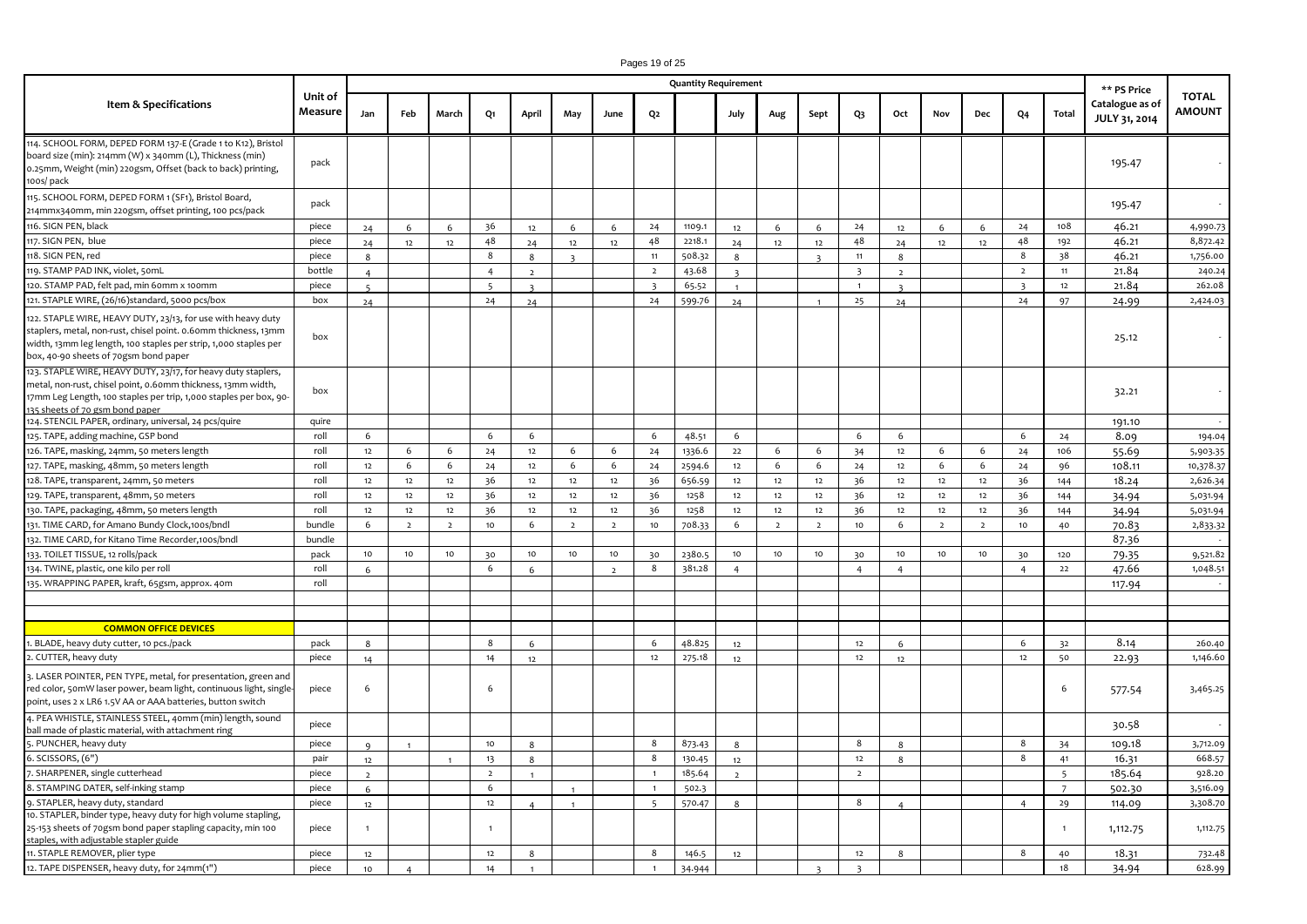| Item & Specifications | Unit of Measure | Quantity Requirement | | | | | | | | | | | | | | | | | | ** PS Price Catalogue as of JULY 31, 2014 | TOTAL AMOUNT |
|---|---|---|---|---|---|---|---|---|---|---|---|---|---|---|---|---|---|---|---|---|---|
| | | Jan | Feb | March | Q1 | April | May | June | Q2 | | July | Aug | Sept | Q3 | Oct | Nov | Dec | Q4 | Total | | |
| 114. SCHOOL FORM, DEPED FORM 137-E (Grade 1 to K12), Bristol board size (min): 214mm (W) x 340mm (L), Thickness (min) 0.25mm, Weight (min) 220gsm, Offset (back to back) printing, 100s/ pack | pack | | | | | | | | | | | | | | | | | | | 195.47 | - |
| 115. SCHOOL FORM, DEPED FORM 1 (SF1), Bristol Board, 214mmx340mm, min 220gsm, offset printing, 100 pcs/pack | pack | | | | | | | | | | | | | | | | | | | 195.47 | - |
| 116. SIGN PEN, black | piece | 24 | 6 | 6 | 36 | 12 | 6 | 6 | 24 | 1109.1 | 12 | 6 | 6 | 24 | 12 | 6 | 6 | 24 | 108 | 46.21 | 4,990.73 |
| 117. SIGN PEN, blue | piece | 24 | 12 | 12 | 48 | 24 | 12 | 12 | 48 | 2218.1 | 24 | 12 | 12 | 48 | 24 | 12 | 12 | 48 | 192 | 46.21 | 8,872.42 |
| 118. SIGN PEN, red | piece | 8 | | | 8 | 8 | 3 | | 11 | 508.32 | 8 | | 3 | 11 | 8 | | | 8 | 38 | 46.21 | 1,756.00 |
| 119. STAMP PAD INK, violet, 50mL | bottle | 4 | | | 4 | 2 | | | 2 | 43.68 | 3 | | | 3 | 2 | | | 2 | 11 | 21.84 | 240.24 |
| 120. STAMP PAD, felt pad, min 60mm x 100mm | piece | 5 | | | 5 | 3 | | | 3 | 65.52 | 1 | | | 1 | 3 | | | 3 | 12 | 21.84 | 262.08 |
| 121. STAPLE WIRE, (26/16)standard, 5000 pcs/box | box | 24 | | | 24 | 24 | | | 24 | 599.76 | 24 | | 1 | 25 | 24 | | | 24 | 97 | 24.99 | 2,424.03 |
| 122. STAPLE WIRE, HEAVY DUTY, 23/13, for use with heavy duty staplers, metal, non-rust, chisel point. 0.60mm thickness, 13mm width, 13mm leg length, 100 staples per strip, 1,000 staples per box, 40-90 sheets of 70gsm bond paper | box | | | | | | | | | | | | | | | | | | | 25.12 | - |
| 123. STAPLE WIRE, HEAVY DUTY, 23/17, for heavy duty staplers, metal, non-rust, chisel point, 0.60mm thickness, 13mm width, 17mm Leg Length, 100 staples per trip, 1,000 staples per box, 90-135 sheets of 70 gsm bond paper | box | | | | | | | | | | | | | | | | | | | 32.21 | - |
| 124. STENCIL PAPER, ordinary, universal, 24 pcs/quire | quire | | | | | | | | | | | | | | | | | | | 191.10 | - |
| 125. TAPE, adding machine, GSP bond | roll | 6 | | | 6 | 6 | | | 6 | 48.51 | 6 | | | 6 | 6 | | | 6 | 24 | 8.09 | 194.04 |
| 126. TAPE, masking, 24mm, 50 meters length | roll | 12 | 6 | 6 | 24 | 12 | 6 | 6 | 24 | 1336.6 | 22 | 6 | 6 | 34 | 12 | 6 | 6 | 24 | 106 | 55.69 | 5,903.35 |
| 127. TAPE, masking, 48mm, 50 meters length | roll | 12 | 6 | 6 | 24 | 12 | 6 | 6 | 24 | 2594.6 | 12 | 6 | 6 | 24 | 12 | 6 | 6 | 24 | 96 | 108.11 | 10,378.37 |
| 128. TAPE, transparent, 24mm, 50 meters | roll | 12 | 12 | 12 | 36 | 12 | 12 | 12 | 36 | 656.59 | 12 | 12 | 12 | 36 | 12 | 12 | 12 | 36 | 144 | 18.24 | 2,626.34 |
| 129. TAPE, transparent, 48mm, 50 meters | roll | 12 | 12 | 12 | 36 | 12 | 12 | 12 | 36 | 1258 | 12 | 12 | 12 | 36 | 12 | 12 | 12 | 36 | 144 | 34.94 | 5,031.94 |
| 130. TAPE, packaging, 48mm, 50 meters length | roll | 12 | 12 | 12 | 36 | 12 | 12 | 12 | 36 | 1258 | 12 | 12 | 12 | 36 | 12 | 12 | 12 | 36 | 144 | 34.94 | 5,031.94 |
| 131. TIME CARD, for Amano Bundy Clock,100s/bndl | bundle | 6 | 2 | 2 | 10 | 6 | 2 | 2 | 10 | 708.33 | 6 | 2 | 2 | 10 | 6 | 2 | 2 | 10 | 40 | 70.83 | 2,833.32 |
| 132. TIME CARD, for Kitano Time Recorder,100s/bndl | bundle | | | | | | | | | | | | | | | | | | | 87.36 | - |
| 133. TOILET TISSUE, 12 rolls/pack | pack | 10 | 10 | 10 | 30 | 10 | 10 | 10 | 30 | 2380.5 | 10 | 10 | 10 | 30 | 10 | 10 | 10 | 30 | 120 | 79.35 | 9,521.82 |
| 134. TWINE, plastic, one kilo per roll | roll | 6 | | | 6 | 6 | | 2 | 8 | 381.28 | 4 | | | 4 | 4 | | | 4 | 22 | 47.66 | 1,048.51 |
| 135. WRAPPING PAPER, kraft, 65gsm, approx. 40m | roll | | | | | | | | | | | | | | | | | | | 117.94 | - |
| | | | | | | | | | | | | | | | | | | | | | |
| | | | | | | | | | | | | | | | | | | | | | |
| **COMMON OFFICE DEVICES** | | | | | | | | | | | | | | | | | | | | | |
| 1. BLADE, heavy duty cutter, 10 pcs./pack | pack | 8 | | | 8 | 6 | | | 6 | 48.825 | 12 | | | 12 | 6 | | | 6 | 32 | 8.14 | 260.40 |
| 2. CUTTER, heavy duty | piece | 14 | | | 14 | 12 | | | 12 | 275.18 | 12 | | | 12 | 12 | | | 12 | 50 | 22.93 | 1,146.60 |
| 3. LASER POINTER, PEN TYPE, metal, for presentation, green and red color, 50mW laser power, beam light, continuous light, single-point, uses 2 x LR6 1.5V AA or AAA batteries, button switch | piece | 6 | | | 6 | | | | | | | | | | | | | | 6 | 577.54 | 3,465.25 |
| 4. PEA WHISTLE, STAINLESS STEEL, 40mm (min) length, sound ball made of plastic material, with attachment ring | piece | | | | | | | | | | | | | | | | | | | 30.58 | - |
| 5. PUNCHER, heavy duty | piece | 9 | 1 | | 10 | 8 | | | 8 | 873.43 | 8 | | | 8 | 8 | | | 8 | 34 | 109.18 | 3,712.09 |
| 6. SCISSORS, (6") | pair | 12 | | 1 | 13 | 8 | | | 8 | 130.45 | 12 | | | 12 | 8 | | | 8 | 41 | 16.31 | 668.57 |
| 7. SHARPENER, single cutterhead | piece | 2 | | | 2 | 1 | | | 1 | 185.64 | 2 | | | 2 | | | | | 5 | 185.64 | 928.20 |
| 8. STAMPING DATER, self-inking stamp | piece | 6 | | | 6 | | 1 | | 1 | 502.3 | | | | | | | | | 7 | 502.30 | 3,516.09 |
| 9. STAPLER, heavy duty, standard | piece | 12 | | | 12 | 4 | 1 | | 5 | 570.47 | 8 | | | 8 | 4 | | | 4 | 29 | 114.09 | 3,308.70 |
| 10. STAPLER, binder type, heavy duty for high volume stapling, 25-153 sheets of 70gsm bond paper stapling capacity, min 100 staples, with adjustable stapler guide | piece | 1 | | | 1 | | | | | | | | | | | | | | 1 | 1,112.75 | 1,112.75 |
| 11. STAPLE REMOVER, plier type | piece | 12 | | | 12 | 8 | | | 8 | 146.5 | 12 | | | 12 | 8 | | | 8 | 40 | 18.31 | 732.48 |
| 12. TAPE DISPENSER, heavy duty, for 24mm(1") | piece | 10 | 4 | | 14 | 1 | | | 1 | 34.944 | | | 3 | 3 | | | | | 18 | 34.94 | 628.99 |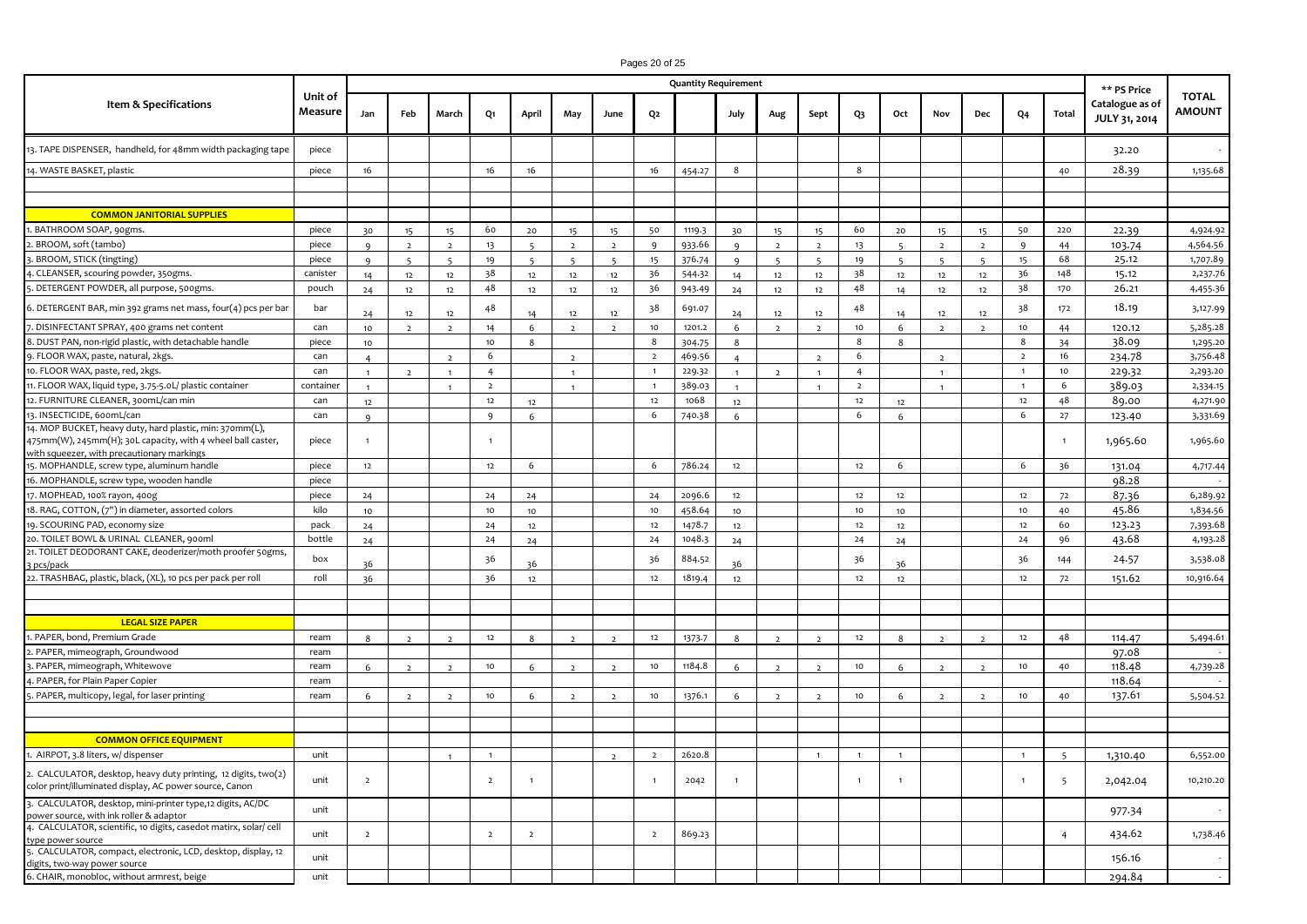| Item & Specifications | Unit of Measure | Quantity Requirement | | | | | | | | | | | | | | | | | | ** PS Price Catalogue as of JULY 31, 2014 | TOTAL AMOUNT |
|---|---|---|---|---|---|---|---|---|---|---|---|---|---|---|---|---|---|---|---|---|---|
| | | Jan | Feb | March | Q1 | April | May | June | Q2 | | July | Aug | Sept | Q3 | Oct | Nov | Dec | Q4 | Total | | |
| 13. TAPE DISPENSER, handheld, for 48mm width packaging tape | piece | | | | | | | | | | | | | | | | | | | 32.20 | - |
| 14. WASTE BASKET, plastic | piece | 16 | | | 16 | 16 | | | 16 | 454.27 | 8 | | | 8 | | | | | 40 | 28.39 | 1,135.68 |
| | | | | | | | | | | | | | | | | | | | | | |
| | | | | | | | | | | | | | | | | | | | | | |
| **COMMON JANITORIAL SUPPLIES** | | | | | | | | | | | | | | | | | | | | | |
| 1. BATHROOM SOAP, 90gms. | piece | 30 | 15 | 15 | 60 | 20 | 15 | 15 | 50 | 1119.3 | 30 | 15 | 15 | 60 | 20 | 15 | 15 | 50 | 220 | 22.39 | 4,924.92 |
| 2. BROOM, soft (tambo) | piece | 9 | 2 | 2 | 13 | 5 | 2 | 2 | 9 | 933.66 | 9 | 2 | 2 | 13 | 5 | 2 | 2 | 9 | 44 | 103.74 | 4,564.56 |
| 3. BROOM, STICK (tingting) | piece | 9 | 5 | 5 | 19 | 5 | 5 | 5 | 15 | 376.74 | 9 | 5 | 5 | 19 | 5 | 5 | 5 | 15 | 68 | 25.12 | 1,707.89 |
| 4. CLEANSER, scouring powder, 350gms. | canister | 14 | 12 | 12 | 38 | 12 | 12 | 12 | 36 | 544.32 | 14 | 12 | 12 | 38 | 12 | 12 | 12 | 36 | 148 | 15.12 | 2,237.76 |
| 5. DETERGENT POWDER, all purpose, 500gms. | pouch | 24 | 12 | 12 | 48 | 12 | 12 | 12 | 36 | 943.49 | 24 | 12 | 12 | 48 | 14 | 12 | 12 | 38 | 170 | 26.21 | 4,455.36 |
| 6. DETERGENT BAR, min 392 grams net mass, four(4) pcs per bar | bar | 24 | 12 | 12 | 48 | 14 | 12 | 12 | 38 | 691.07 | 24 | 12 | 12 | 48 | 14 | 12 | 12 | 38 | 172 | 18.19 | 3,127.99 |
| 7. DISINFECTANT SPRAY, 400 grams net content | can | 10 | 2 | 2 | 14 | 6 | 2 | 2 | 10 | 1201.2 | 6 | 2 | 2 | 10 | 6 | 2 | 2 | 10 | 44 | 120.12 | 5,285.28 |
| 8. DUST PAN, non-rigid plastic, with detachable handle | piece | 10 | | | 10 | 8 | | | 8 | 304.75 | 8 | | | 8 | 8 | | | 8 | 34 | 38.09 | 1,295.20 |
| 9. FLOOR WAX, paste, natural, 2kgs. | can | 4 | | 2 | 6 | | 2 | | 2 | 469.56 | 4 | | 2 | 6 | | 2 | | 2 | 16 | 234.78 | 3,756.48 |
| 10. FLOOR WAX, paste, red, 2kgs. | can | 1 | 2 | 1 | 4 | | 1 | | 1 | 229.32 | 1 | 2 | 1 | 4 | | 1 | | 1 | 10 | 229.32 | 2,293.20 |
| 11. FLOOR WAX, liquid type, 3.75-5.0L/ plastic container | container | 1 | | 1 | 2 | | 1 | | 1 | 389.03 | 1 | | 1 | 2 | | 1 | | 1 | 6 | 389.03 | 2,334.15 |
| 12. FURNITURE CLEANER, 300mL/can min | can | 12 | | | 12 | 12 | | | 12 | 1068 | 12 | | | 12 | 12 | | | 12 | 48 | 89.00 | 4,271.90 |
| 13. INSECTICIDE, 600mL/can | can | 9 | | | 9 | 6 | | | 6 | 740.38 | 6 | | | 6 | 6 | | | 6 | 27 | 123.40 | 3,331.69 |
| 14. MOP BUCKET, heavy duty, hard plastic, min: 370mm(L), 475mm(W), 245mm(H); 30L capacity, with 4 wheel ball caster, with squeezer, with precautionary markings | piece | 1 | | | 1 | | | | | | | | | | | | | | 1 | 1,965.60 | 1,965.60 |
| 15. MOPHANDLE, screw type, aluminum handle | piece | 12 | | | 12 | 6 | | | 6 | 786.24 | 12 | | | 12 | 6 | | | 6 | 36 | 131.04 | 4,717.44 |
| 16. MOPHANDLE, screw type, wooden handle | piece | | | | | | | | | | | | | | | | | | | 98.28 | - |
| 17. MOPHEAD, 100% rayon, 400g | piece | 24 | | | 24 | 24 | | | 24 | 2096.6 | 12 | | | 12 | 12 | | | 12 | 72 | 87.36 | 6,289.92 |
| 18. RAG, COTTON, (7") in diameter, assorted colors | kilo | 10 | | | 10 | 10 | | | 10 | 458.64 | 10 | | | 10 | 10 | | | 10 | 40 | 45.86 | 1,834.56 |
| 19. SCOURING PAD, economy size | pack | 24 | | | 24 | 12 | | | 12 | 1478.7 | 12 | | | 12 | 12 | | | 12 | 60 | 123.23 | 7,393.68 |
| 20. TOILET BOWL & URINAL CLEANER, 900ml | bottle | 24 | | | 24 | 24 | | | 24 | 1048.3 | 24 | | | 24 | 24 | | | 24 | 96 | 43.68 | 4,193.28 |
| 21. TOILET DEODORANT CAKE, deodorizer/moth proofer 50gms, 3 pcs/pack | box | 36 | | | 36 | 36 | | | 36 | 884.52 | 36 | | | 36 | 36 | | | 36 | 144 | 24.57 | 3,538.08 |
| 22. TRASHBAG, plastic, black, (XL), 10 pcs per pack per roll | roll | 36 | | | 36 | 12 | | | 12 | 1819.4 | 12 | | | 12 | 12 | | | 12 | 72 | 151.62 | 10,916.64 |
| | | | | | | | | | | | | | | | | | | | | | |
| | | | | | | | | | | | | | | | | | | | | | |
| **LEGAL SIZE PAPER** | | | | | | | | | | | | | | | | | | | | | |
| 1. PAPER, bond, Premium Grade | ream | 8 | 2 | 2 | 12 | 8 | 2 | 2 | 12 | 1373.7 | 8 | 2 | 2 | 12 | 8 | 2 | 2 | 12 | 48 | 114.47 | 5,494.61 |
| 2. PAPER, mimeograph, Groundwood | ream | | | | | | | | | | | | | | | | | | | 97.08 | - |
| 3. PAPER, mimeograph, Whitewove | ream | 6 | 2 | 2 | 10 | 6 | 2 | 2 | 10 | 1184.8 | 6 | 2 | 2 | 10 | 6 | 2 | 2 | 10 | 40 | 118.48 | 4,739.28 |
| 4. PAPER, for Plain Paper Copier | ream | | | | | | | | | | | | | | | | | | | 118.64 | - |
| 5. PAPER, multicopy, legal, for laser printing | ream | 6 | 2 | 2 | 10 | 6 | 2 | 2 | 10 | 1376.1 | 6 | 2 | 2 | 10 | 6 | 2 | 2 | 10 | 40 | 137.61 | 5,504.52 |
| | | | | | | | | | | | | | | | | | | | | | |
| | | | | | | | | | | | | | | | | | | | | | |
| **COMMON OFFICE EQUIPMENT** | | | | | | | | | | | | | | | | | | | | | |
| 1. AIRPOT, 3.8 liters, w/ dispenser | unit | | | 1 | 1 | | | 2 | 2 | 2620.8 | | | 1 | 1 | 1 | | | 1 | 5 | 1,310.40 | 6,552.00 |
| 2. CALCULATOR, desktop, heavy duty printing, 12 digits, two(2) color print/illuminated display, AC power source, Canon | unit | 2 | | | 2 | 1 | | | 1 | 2042 | 1 | | | 1 | 1 | | | 1 | 5 | 2,042.04 | 10,210.20 |
| 3. CALCULATOR, desktop, mini-printer type,12 digits, AC/DC power source, with ink roller & adaptor | unit | | | | | | | | | | | | | | | | | | | 977.34 | - |
| 4. CALCULATOR, scientific, 10 digits, casedot matirx, solar/ cell type power source | unit | 2 | | | 2 | 2 | | | 2 | 869.23 | | | | | | | | | 4 | 434.62 | 1,738.46 |
| 5. CALCULATOR, compact, electronic, LCD, desktop, display, 12 digits, two-way power source | unit | | | | | | | | | | | | | | | | | | | 156.16 | - |
| 6. CHAIR, monobloc, without armrest, beige | unit | | | | | | | | | | | | | | | | | | | 294.84 | - |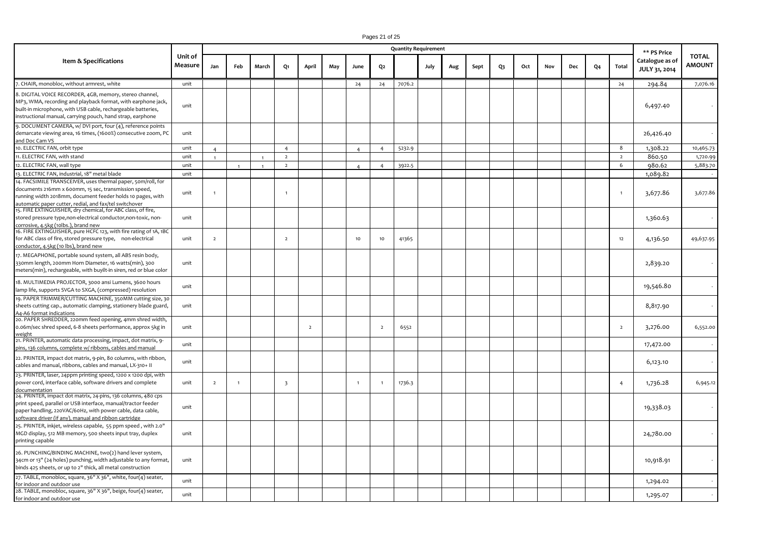| Item & Specifications | Unit of Measure | Quantity Requirement | | | | | | | | | | | | | | | | | | ** PS Price Catalogue as of JULY 31, 2014 | TOTAL AMOUNT |
|---|---|---|---|---|---|---|---|---|---|---|---|---|---|---|---|---|---|---|---|---|---|
| | | Jan | Feb | March | Q1 | April | May | June | Q2 | | July | Aug | Sept | Q3 | Oct | Nov | Dec | Q4 | Total | | |
| 7. CHAIR, monobloc, without armrest, white | unit | | | | | | | 24 | 24 | 7076.2 | | | | | | | | | 24 | 294.84 | 7,076.16 |
| 8. DIGITAL VOICE RECORDER, 4GB, memory, stereo channel, MP3, WMA, recording and playback format, with earphone jack, built-in microphone, with USB cable, rechargeable batteries, instructional manual, carrying pouch, hand strap, earphone | unit | | | | | | | | | | | | | | | | | | | 6,497.40 | - |
| 9. DOCUMENT CAMERA, w/ DVI port, four (4), reference points demarcate viewing area, 16 times, (1600%) consecutive zoom, PC and Doc Cam VS | unit | | | | | | | | | | | | | | | | | | | 26,426.40 | - |
| 10. ELECTRIC FAN, orbit type | unit | 4 | | | 4 | | | 4 | 4 | 5232.9 | | | | | | | | | 8 | 1,308.22 | 10,465.73 |
| 11. ELECTRIC FAN, with stand | unit | 1 | | 1 | 2 | | | | | | | | | | | | | | 2 | 860.50 | 1,720.99 |
| 12. ELECTRIC FAN, wall type | unit | | 1 | 1 | 2 | | | 4 | 4 | 3922.5 | | | | | | | | | 6 | 980.62 | 5,883.70 |
| 13. ELECTRIC FAN, industrial, 18" metal blade | unit | | | | | | | | | | | | | | | | | | | 1,089.82 | - |
| 14. FACSIMILE TRANSCEIVER, uses thermal paper, 50m/roll, for documents 216mm x 600mm, 15 sec, transmission speed, running width 2018mm, document feeder holds 10 pages, with automatic paper cutter, redial, and fax/tel switchover | unit | 1 | | | 1 | | | | | | | | | | | | | | 1 | 3,677.86 | 3,677.86 |
| 15. FIRE EXTINGUISHER, dry chemical, for ABC class, of fire, stored pressure type,non-electrical conductor,non-toxic, non-corrosive, 4.5kg (10lbs.), brand new | unit | | | | | | | | | | | | | | | | | | | 1,360.63 | - |
| 16. FIRE EXTINGUISHER, pure HCFC 123, with fire rating of 1A, 1BC for ABC class of fire, stored pressure type, non-electrical conductor, 4.5kg (10 lbs), brand new | unit | 2 | | | 2 | | | 10 | 10 | 41365 | | | | | | | | | 12 | 4,136.50 | 49,637.95 |
| 17. MEGAPHONE, portable sound system, all ABS resin body, 330mm length, 200mm Horn Diameter, 16 watts(min), 300 meters(min), rechargeable, with buyilt-in siren, red or blue color | unit | | | | | | | | | | | | | | | | | | | 2,839.20 | - |
| 18. MULTIMEDIA PROJECTOR, 3000 ansi Lumens, 3600 hours lamp life, supports SVGA to SXGA, (compressed) resolution | unit | | | | | | | | | | | | | | | | | | | 19,546.80 | - |
| 19. PAPER TRIMMER/CUTTING MACHINE, 350MM cutting size, 30 sheets cutting cap., automatic clamping, stationery blade guard, A4-A6 format indications | unit | | | | | | | | | | | | | | | | | | | 8,817.90 | - |
| 20. PAPER SHREDDER, 220mm feed opening, 4mm shred width, 0.06m/sec shred speed, 6-8 sheets performance, approx 5kg in weight | unit | | | | | 2 | | | 2 | 6552 | | | | | | | | | 2 | 3,276.00 | 6,552.00 |
| 21. PRINTER, automatic data processing, impact, dot matrix, 9-pins, 136 columns, complete w/ ribbons, cables and manual | unit | | | | | | | | | | | | | | | | | | | 17,472.00 | - |
| 22. PRINTER, impact dot matrix, 9-pin, 80 columns, with ribbon, cables and manual, ribbons, cables and manual, LX-310+ II | unit | | | | | | | | | | | | | | | | | | | 6,123.10 | - |
| 23. PRINTER, laser, 24ppm printing speed, 1200 x 1200 dpi, with power cord, interface cable, software drivers and complete documentation | unit | 2 | 1 | | 3 | | | 1 | 1 | 1736.3 | | | | | | | | | 4 | 1,736.28 | 6,945.12 |
| 24. PRINTER, impact dot matrix, 24-pins, 136 columns, 480 cps print speed, parallel or USB interface, manual/tractor feeder paper handling, 220VAC/60Hz, with power cable, data cable, software driver (if any), manual and ribbon cartridge | unit | | | | | | | | | | | | | | | | | | | 19,338.03 | - |
| 25. PRINTER, inkjet, wireless capable, 55 ppm speed , with 2.0" MGD display, 512 MB memory, 500 sheets input tray, duplex printing capable | unit | | | | | | | | | | | | | | | | | | | 24,780.00 | - |
| 26. PUNCHING/BINDING MACHINE, two(2) hand lever system, 34cm or 13" (24 holes) punching, width adjustable to any format, binds 425 sheets, or up to 2" thick, all metal construction | unit | | | | | | | | | | | | | | | | | | | 10,918.91 | - |
| 27. TABLE, monobloc, square, 36" X 36", white, four(4) seater, for indoor and outdoor use | unit | | | | | | | | | | | | | | | | | | | 1,294.02 | - |
| 28. TABLE, monobloc, square, 36" X 36", beige, four(4) seater, for indoor and outdoor use | unit | | | | | | | | | | | | | | | | | | | 1,295.07 | - |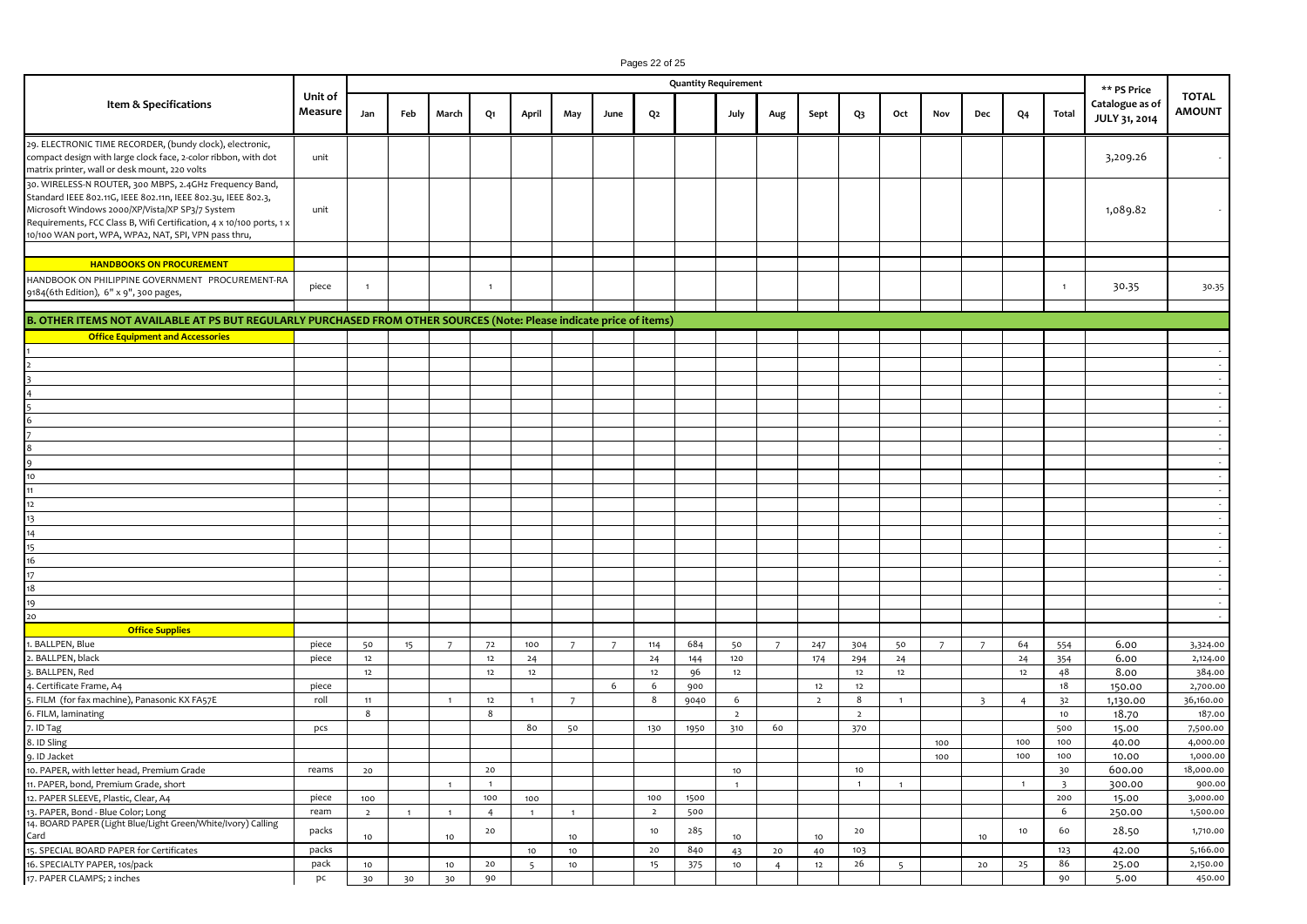| Item & Specifications | Unit of Measure | Quantity Requirement | | | | | | | | | | | | | | | | | | ** PS Price Catalogue as of JULY 31, 2014 | TOTAL AMOUNT |
|---|---|---|---|---|---|---|---|---|---|---|---|---|---|---|---|---|---|---|---|---|---|
| | | Jan | Feb | March | Q1 | April | May | June | Q2 | | July | Aug | Sept | Q3 | Oct | Nov | Dec | Q4 | Total | | |
| 29. ELECTRONIC TIME RECORDER, (bundy clock), electronic, compact design with large clock face, 2-color ribbon, with dot matrix printer, wall or desk mount, 220 volts | unit | | | | | | | | | | | | | | | | | | | 3,209.26 | - |
| 30. WIRELESS-N ROUTER, 300 MBPS, 2.4GHz Frequency Band, Standard IEEE 802.11G, IEEE 802.11n, IEEE 802.3u, IEEE 802.3, Microsoft Windows 2000/XP/Vista/XP SP3/7 System Requirements, FCC Class B, Wifi Certification, 4 x 10/100 ports, 1 x 10/100 WAN port, WPA, WPA2, NAT, SPI, VPN pass thru, | unit | | | | | | | | | | | | | | | | | | | 1,089.82 | - |
| | | | | | | | | | | | | | | | | | | | | | |
| **HANDBOOKS ON PROCUREMENT** | | | | | | | | | | | | | | | | | | | | | |
| HANDBOOK ON PHILIPPINE GOVERNMENT PROCUREMENT-RA 9184(6th Edition), 6" x 9", 300 pages, | piece | 1 | | | 1 | | | | | | | | | | | | | | 1 | 30.35 | 30.35 |
| | | | | | | | | | | | | | | | | | | | | | |
| **B. OTHER ITEMS NOT AVAILABLE AT PS BUT REGULARLY PURCHASED FROM OTHER SOURCES (Note: Please indicate price of items)** | | | | | | | | | | | | | | | | | | | | | |
| **Office Equipment and Accessories** | | | | | | | | | | | | | | | | | | | | | |
| 1 | | | | | | | | | | | | | | | | | | | | | - |
| 2 | | | | | | | | | | | | | | | | | | | | | - |
| 3 | | | | | | | | | | | | | | | | | | | | | - |
| 4 | | | | | | | | | | | | | | | | | | | | | - |
| 5 | | | | | | | | | | | | | | | | | | | | | - |
| 6 | | | | | | | | | | | | | | | | | | | | | - |
| 7 | | | | | | | | | | | | | | | | | | | | | - |
| 8 | | | | | | | | | | | | | | | | | | | | | - |
| 9 | | | | | | | | | | | | | | | | | | | | | - |
| 10 | | | | | | | | | | | | | | | | | | | | | - |
| 11 | | | | | | | | | | | | | | | | | | | | | - |
| 12 | | | | | | | | | | | | | | | | | | | | | - |
| 13 | | | | | | | | | | | | | | | | | | | | | - |
| 14 | | | | | | | | | | | | | | | | | | | | | - |
| 15 | | | | | | | | | | | | | | | | | | | | | - |
| 16 | | | | | | | | | | | | | | | | | | | | | - |
| 17 | | | | | | | | | | | | | | | | | | | | | - |
| 18 | | | | | | | | | | | | | | | | | | | | | - |
| 19 | | | | | | | | | | | | | | | | | | | | | - |
| 20 | | | | | | | | | | | | | | | | | | | | | - |
| **Office Supplies** | | | | | | | | | | | | | | | | | | | | | |
| 1. BALLPEN, Blue | piece | 50 | 15 | 7 | 72 | 100 | 7 | 7 | 114 | 684 | 50 | 7 | 247 | 304 | 50 | 7 | 7 | 64 | 554 | 6.00 | 3,324.00 |
| 2. BALLPEN, black | piece | 12 | | | 12 | 24 | | | 24 | 144 | 120 | | 174 | 294 | 24 | | | 24 | 354 | 6.00 | 2,124.00 |
| 3. BALLPEN, Red | | 12 | | | 12 | 12 | | | 12 | 96 | 12 | | | 12 | 12 | | | 12 | 48 | 8.00 | 384.00 |
| 4. Certificate Frame, A4 | piece | | | | | | | 6 | 6 | 900 | | | 12 | 12 | | | | | 18 | 150.00 | 2,700.00 |
| 5. FILM (for fax machine), Panasonic KX FA57E | roll | 11 | | 1 | 12 | 1 | 7 | | 8 | 9040 | 6 | | 2 | 8 | 1 | | 3 | 4 | 32 | 1,130.00 | 36,160.00 |
| 6. FILM, laminating | | 8 | | | 8 | | | | | | 2 | | | 2 | | | | | 10 | 18.70 | 187.00 |
| 7. ID Tag | pcs | | | | | 80 | 50 | | 130 | 1950 | 310 | 60 | | 370 | | | | | 500 | 15.00 | 7,500.00 |
| 8. ID Sling | | | | | | | | | | | | | | | | 100 | | 100 | 100 | 40.00 | 4,000.00 |
| 9. ID Jacket | | | | | | | | | | | | | | | | 100 | | 100 | 100 | 10.00 | 1,000.00 |
| 10. PAPER, with letter head, Premium Grade | reams | 20 | | | 20 | | | | | | 10 | | | 10 | | | | | 30 | 600.00 | 18,000.00 |
| 11. PAPER, bond, Premium Grade, short | | | | 1 | 1 | | | | | | 1 | | | 1 | 1 | | | 1 | 3 | 300.00 | 900.00 |
| 12. PAPER SLEEVE, Plastic, Clear, A4 | piece | 100 | | | 100 | 100 | | | 100 | 1500 | | | | | | | | | 200 | 15.00 | 3,000.00 |
| 13. PAPER, Bond - Blue Color; Long | ream | 2 | 1 | 1 | 4 | 1 | 1 | | 2 | 500 | | | | | | | | | 6 | 250.00 | 1,500.00 |
| 14. BOARD PAPER (Light Blue/Light Green/White/Ivory) Calling Card | packs | 10 | | 10 | 20 | | 10 | | 10 | 285 | 10 | | 10 | 20 | | | 10 | 10 | 60 | 28.50 | 1,710.00 |
| 15. SPECIAL BOARD PAPER for Certificates | packs | | | | | 10 | 10 | | 20 | 840 | 43 | 20 | 40 | 103 | | | | | 123 | 42.00 | 5,166.00 |
| 16. SPECIALTY PAPER, 10s/pack | pack | 10 | | 10 | 20 | 5 | 10 | | 15 | 375 | 10 | 4 | 12 | 26 | 5 | | 20 | 25 | 86 | 25.00 | 2,150.00 |
| 17. PAPER CLAMPS; 2 inches | pc | 30 | 30 | 30 | 90 | | | | | | | | | | | | | | 90 | 5.00 | 450.00 |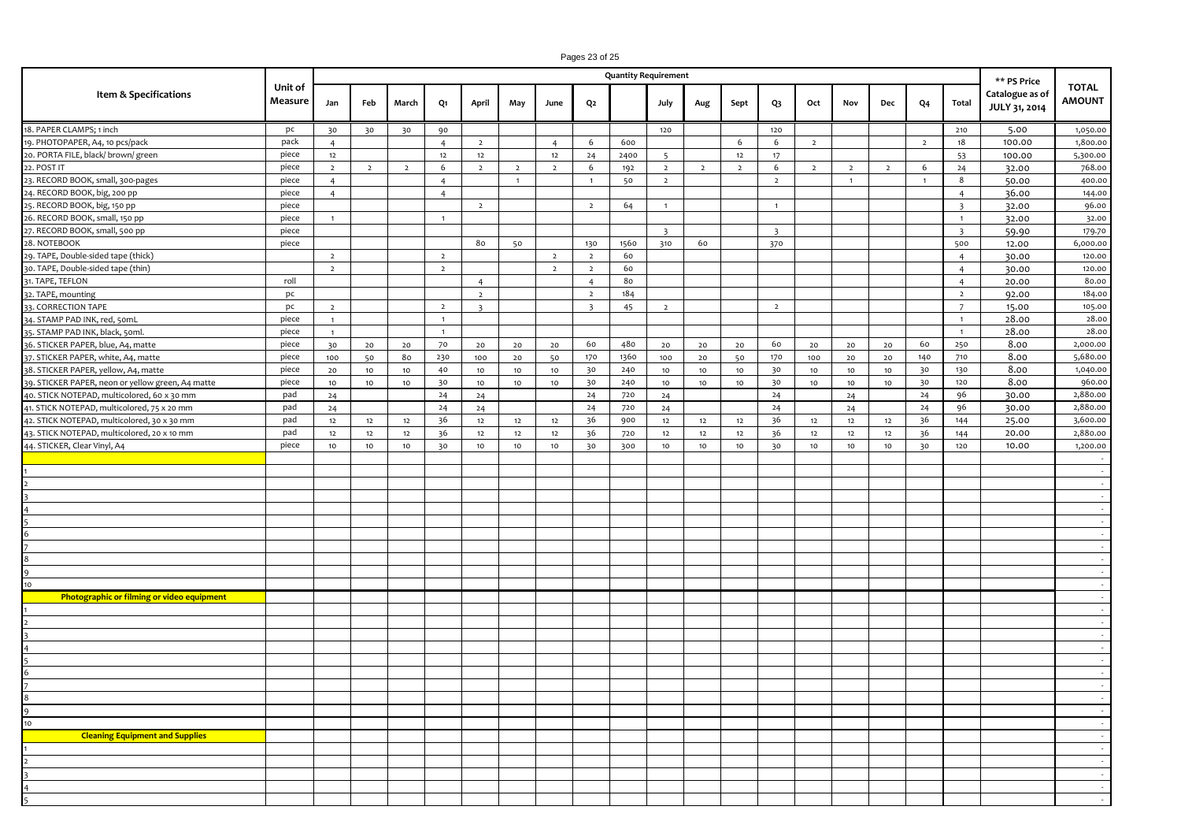| Item & Specifications | Unit of Measure | Quantity Requirement | | | | | | | | | | | | | | | | | | ** PS Price Catalogue as of JULY 31, 2014 | TOTAL AMOUNT |
|---|---|---|---|---|---|---|---|---|---|---|---|---|---|---|---|---|---|---|---|---|---|
| | | Jan | Feb | March | Q1 | April | May | June | Q2 | | July | Aug | Sept | Q3 | Oct | Nov | Dec | Q4 | Total | | |
| 18. PAPER CLAMPS; 1 inch | pc | 30 | 30 | 30 | 90 | | | | | | 120 | | | 120 | | | | | 210 | 5.00 | 1,050.00 |
| 19. PHOTOPAPER, A4, 10 pcs/pack | pack | 4 | | | 4 | 2 | | 4 | 6 | 600 | | | 6 | 6 | 2 | | | 2 | 18 | 100.00 | 1,800.00 |
| 20. PORTA FILE, black/ brown/ green | piece | 12 | | | 12 | 12 | | 12 | 24 | 2400 | 5 | | 12 | 17 | | | | | 53 | 100.00 | 5,300.00 |
| 22. POST IT | piece | 2 | 2 | 2 | 6 | 2 | 2 | 2 | 6 | 192 | 2 | 2 | 2 | 6 | 2 | 2 | 2 | 6 | 24 | 32.00 | 768.00 |
| 23. RECORD BOOK, small, 300-pages | piece | 4 | | | 4 | | 1 | | 1 | 50 | 2 | | | 2 | | 1 | | 1 | 8 | 50.00 | 400.00 |
| 24. RECORD BOOK, big, 200 pp | piece | 4 | | | 4 | | | | | | | | | | | | | | 4 | 36.00 | 144.00 |
| 25. RECORD BOOK, big, 150 pp | piece | | | | | 2 | | | 2 | 64 | 1 | | | 1 | | | | | 3 | 32.00 | 96.00 |
| 26. RECORD BOOK, small, 150 pp | piece | 1 | | | 1 | | | | | | | | | | | | | | 1 | 32.00 | 32.00 |
| 27. RECORD BOOK, small, 500 pp | piece | | | | | | | | | | 3 | | | 3 | | | | | 3 | 59.90 | 179.70 |
| 28. NOTEBOOK | piece | | | | | 80 | 50 | | 130 | 1560 | 310 | 60 | | 370 | | | | | 500 | 12.00 | 6,000.00 |
| 29. TAPE, Double-sided tape (thick) | | 2 | | | 2 | | | 2 | 2 | 60 | | | | | | | | | 4 | 30.00 | 120.00 |
| 30. TAPE, Double-sided tape (thin) | | 2 | | | 2 | | | 2 | 2 | 60 | | | | | | | | | 4 | 30.00 | 120.00 |
| 31. TAPE, TEFLON | roll | | | | | 4 | | | 4 | 80 | | | | | | | | | 4 | 20.00 | 80.00 |
| 32. TAPE, mounting | pc | | | | | 2 | | | 2 | 184 | | | | | | | | | 2 | 92.00 | 184.00 |
| 33. CORRECTION TAPE | pc | 2 | | | 2 | 3 | | | 3 | 45 | 2 | | | 2 | | | | | 7 | 15.00 | 105.00 |
| 34. STAMP PAD INK, red, 50mL | piece | 1 | | | 1 | | | | | | | | | | | | | | 1 | 28.00 | 28.00 |
| 35. STAMP PAD INK, black, 50ml. | piece | 1 | | | 1 | | | | | | | | | | | | | | 1 | 28.00 | 28.00 |
| 36. STICKER PAPER, blue, A4, matte | piece | 30 | 20 | 20 | 70 | 20 | 20 | 20 | 60 | 480 | 20 | 20 | 20 | 60 | 20 | 20 | 20 | 60 | 250 | 8.00 | 2,000.00 |
| 37. STICKER PAPER, white, A4, matte | piece | 100 | 50 | 80 | 230 | 100 | 20 | 50 | 170 | 1360 | 100 | 20 | 50 | 170 | 100 | 20 | 20 | 140 | 710 | 8.00 | 5,680.00 |
| 38. STICKER PAPER, yellow, A4, matte | piece | 20 | 10 | 10 | 40 | 10 | 10 | 10 | 30 | 240 | 10 | 10 | 10 | 30 | 10 | 10 | 10 | 30 | 130 | 8.00 | 1,040.00 |
| 39. STICKER PAPER, neon or yellow green, A4 matte | piece | 10 | 10 | 10 | 30 | 10 | 10 | 10 | 30 | 240 | 10 | 10 | 10 | 30 | 10 | 10 | 10 | 30 | 120 | 8.00 | 960.00 |
| 40. STICK NOTEPAD, multicolored, 60 x 30 mm | pad | 24 | | | 24 | 24 | | | 24 | 720 | 24 | | | 24 | | 24 | | 24 | 96 | 30.00 | 2,880.00 |
| 41. STICK NOTEPAD, multicolored, 75 x 20 mm | pad | 24 | | | 24 | 24 | | | 24 | 720 | 24 | | | 24 | | 24 | | 24 | 96 | 30.00 | 2,880.00 |
| 42. STICK NOTEPAD, multicolored, 30 x 30 mm | pad | 12 | 12 | 12 | 36 | 12 | 12 | 12 | 36 | 900 | 12 | 12 | 12 | 36 | 12 | 12 | 12 | 36 | 144 | 25.00 | 3,600.00 |
| 43. STICK NOTEPAD, multicolored, 20 x 10 mm | pad | 12 | 12 | 12 | 36 | 12 | 12 | 12 | 36 | 720 | 12 | 12 | 12 | 36 | 12 | 12 | 12 | 36 | 144 | 20.00 | 2,880.00 |
| 44. STICKER, Clear Vinyl, A4 | piece | 10 | 10 | 10 | 30 | 10 | 10 | 10 | 30 | 300 | 10 | 10 | 10 | 30 | 10 | 10 | 10 | 30 | 120 | 10.00 | 1,200.00 |
| | | | | | | | | | | | | | | | | | | | | | - |
| 1 | | | | | | | | | | | | | | | | | | | | | - |
| 2 | | | | | | | | | | | | | | | | | | | | | - |
| 3 | | | | | | | | | | | | | | | | | | | | | - |
| 4 | | | | | | | | | | | | | | | | | | | | | - |
| 5 | | | | | | | | | | | | | | | | | | | | | - |
| 6 | | | | | | | | | | | | | | | | | | | | | - |
| 7 | | | | | | | | | | | | | | | | | | | | | - |
| 8 | | | | | | | | | | | | | | | | | | | | | - |
| 9 | | | | | | | | | | | | | | | | | | | | | - |
| 10 | | | | | | | | | | | | | | | | | | | | | - |
| **Photographic or filming or video equipment** | | | | | | | | | | | | | | | | | | | | | - |
| 1 | | | | | | | | | | | | | | | | | | | | | - |
| 2 | | | | | | | | | | | | | | | | | | | | | - |
| 3 | | | | | | | | | | | | | | | | | | | | | - |
| 4 | | | | | | | | | | | | | | | | | | | | | - |
| 5 | | | | | | | | | | | | | | | | | | | | | - |
| 6 | | | | | | | | | | | | | | | | | | | | | - |
| 7 | | | | | | | | | | | | | | | | | | | | | - |
| 8 | | | | | | | | | | | | | | | | | | | | | - |
| 9 | | | | | | | | | | | | | | | | | | | | | - |
| 10 | | | | | | | | | | | | | | | | | | | | | - |
| **Cleaning Equipment and Supplies** | | | | | | | | | | | | | | | | | | | | | - |
| 1 | | | | | | | | | | | | | | | | | | | | | - |
| 2 | | | | | | | | | | | | | | | | | | | | | - |
| 3 | | | | | | | | | | | | | | | | | | | | | - |
| 4 | | | | | | | | | | | | | | | | | | | | | - |
| 5 | | | | | | | | | | | | | | | | | | | | | - |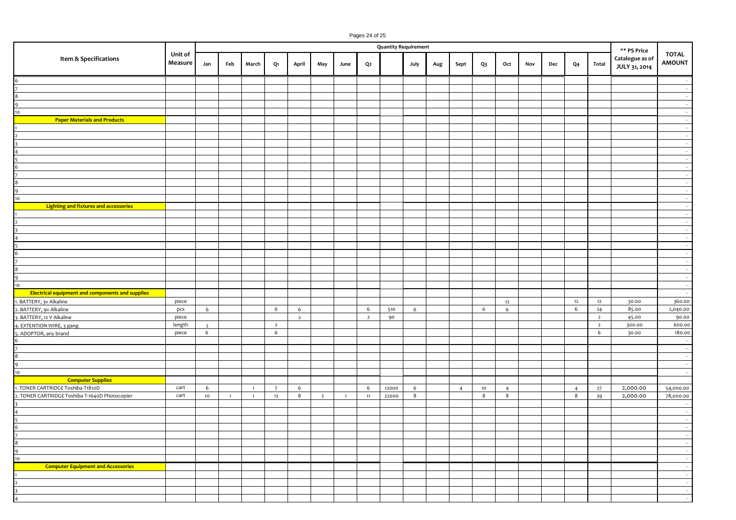| Item & Specifications | Unit of Measure | Quantity Requirement | | | | | | | | | | | | | | | | | | ** PS Price Catalogue as of JULY 31, 2014 | TOTAL AMOUNT |
|---|---|---|---|---|---|---|---|---|---|---|---|---|---|---|---|---|---|---|---|---|---|
| | | Jan | Feb | March | Q1 | April | May | June | Q2 | | July | Aug | Sept | Q3 | Oct | Nov | Dec | Q4 | Total | | |
| 6 | | | | | | | | | | | | | | | | | | | | | - |
| 7 | | | | | | | | | | | | | | | | | | | | | - |
| 8 | | | | | | | | | | | | | | | | | | | | | - |
| 9 | | | | | | | | | | | | | | | | | | | | | - |
| 10 | | | | | | | | | | | | | | | | | | | | | - |
| **Paper Materials and Products** | | | | | | | | | | | | | | | | | | | | | - |
| 1 | | | | | | | | | | | | | | | | | | | | | - |
| 2 | | | | | | | | | | | | | | | | | | | | | - |
| 3 | | | | | | | | | | | | | | | | | | | | | - |
| 4 | | | | | | | | | | | | | | | | | | | | | - |
| 5 | | | | | | | | | | | | | | | | | | | | | - |
| 6 | | | | | | | | | | | | | | | | | | | | | - |
| 7 | | | | | | | | | | | | | | | | | | | | | - |
| 8 | | | | | | | | | | | | | | | | | | | | | - |
| 9 | | | | | | | | | | | | | | | | | | | | | - |
| 10 | | | | | | | | | | | | | | | | | | | | | - |
| **Lighting and fixtures and accessories** | | | | | | | | | | | | | | | | | | | | | - |
| 1 | | | | | | | | | | | | | | | | | | | | | - |
| 2 | | | | | | | | | | | | | | | | | | | | | - |
| 3 | | | | | | | | | | | | | | | | | | | | | - |
| 4 | | | | | | | | | | | | | | | | | | | | | - |
| 5 | | | | | | | | | | | | | | | | | | | | | - |
| 6 | | | | | | | | | | | | | | | | | | | | | - |
| 7 | | | | | | | | | | | | | | | | | | | | | - |
| 8 | | | | | | | | | | | | | | | | | | | | | - |
| 9 | | | | | | | | | | | | | | | | | | | | | - |
| 10 | | | | | | | | | | | | | | | | | | | | | - |
| **Electrical equipment and components and supplies** | | | | | | | | | | | | | | | | | | | | | - |
| 1. BATTERY, 3v Alkaline | piece | | | | | | | | | | | | | | 12 | | | 12 | 12 | 30.00 | 360.00 |
| 2. BATTERY, 9v Alkaline | pcs | 6 | | | 6 | 6 | | | 6 | 510 | 6 | | | 6 | 6 | | | 6 | 24 | 85.00 | 2,040.00 |
| 3. BATTERY, 12 V Alkaline | piece | | | | | 2 | | | 2 | 90 | | | | | | | | | 2 | 45.00 | 90.00 |
| 4. EXTENTION WIRE, 3 gang | length | 2 | | | 2 | | | | | | | | | | | | | | 2 | 300.00 | 600.00 |
| 5. ADOPTOR, any brand | piece | 6 | | | 6 | | | | | | | | | | | | | | 6 | 30.00 | 180.00 |
| 6 | | | | | | | | | | | | | | | | | | | | | - |
| 7 | | | | | | | | | | | | | | | | | | | | | - |
| 8 | | | | | | | | | | | | | | | | | | | | | - |
| 9 | | | | | | | | | | | | | | | | | | | | | - |
| 10 | | | | | | | | | | | | | | | | | | | | | - |
| **Computer Supplies** | | | | | | | | | | | | | | | | | | | | | |
| 1. TONER CARTRIDGE Toshiba T1810D | cart | 6 | | 1 | 7 | 6 | | | 6 | 12000 | 6 | | 4 | 10 | 4 | | | 4 | 27 | 2,000.00 | 54,000.00 |
| 2. TONER CARTRIDGE Toshiba T-1640D Photocopier | cart | 10 | 1 | 1 | 12 | 8 | 2 | 1 | 11 | 22000 | 8 | | | 8 | 8 | | | 8 | 39 | 2,000.00 | 78,000.00 |
| 3 | | | | | | | | | | | | | | | | | | | | | - |
| 4 | | | | | | | | | | | | | | | | | | | | | - |
| 5 | | | | | | | | | | | | | | | | | | | | | - |
| 6 | | | | | | | | | | | | | | | | | | | | | - |
| 7 | | | | | | | | | | | | | | | | | | | | | - |
| 8 | | | | | | | | | | | | | | | | | | | | | - |
| 9 | | | | | | | | | | | | | | | | | | | | | - |
| 10 | | | | | | | | | | | | | | | | | | | | | - |
| **Computer Equipment and Accessories** | | | | | | | | | | | | | | | | | | | | | - |
| 1 | | | | | | | | | | | | | | | | | | | | | - |
| 2 | | | | | | | | | | | | | | | | | | | | | - |
| 3 | | | | | | | | | | | | | | | | | | | | | - |
| 4 | | | | | | | | | | | | | | | | | | | | | - |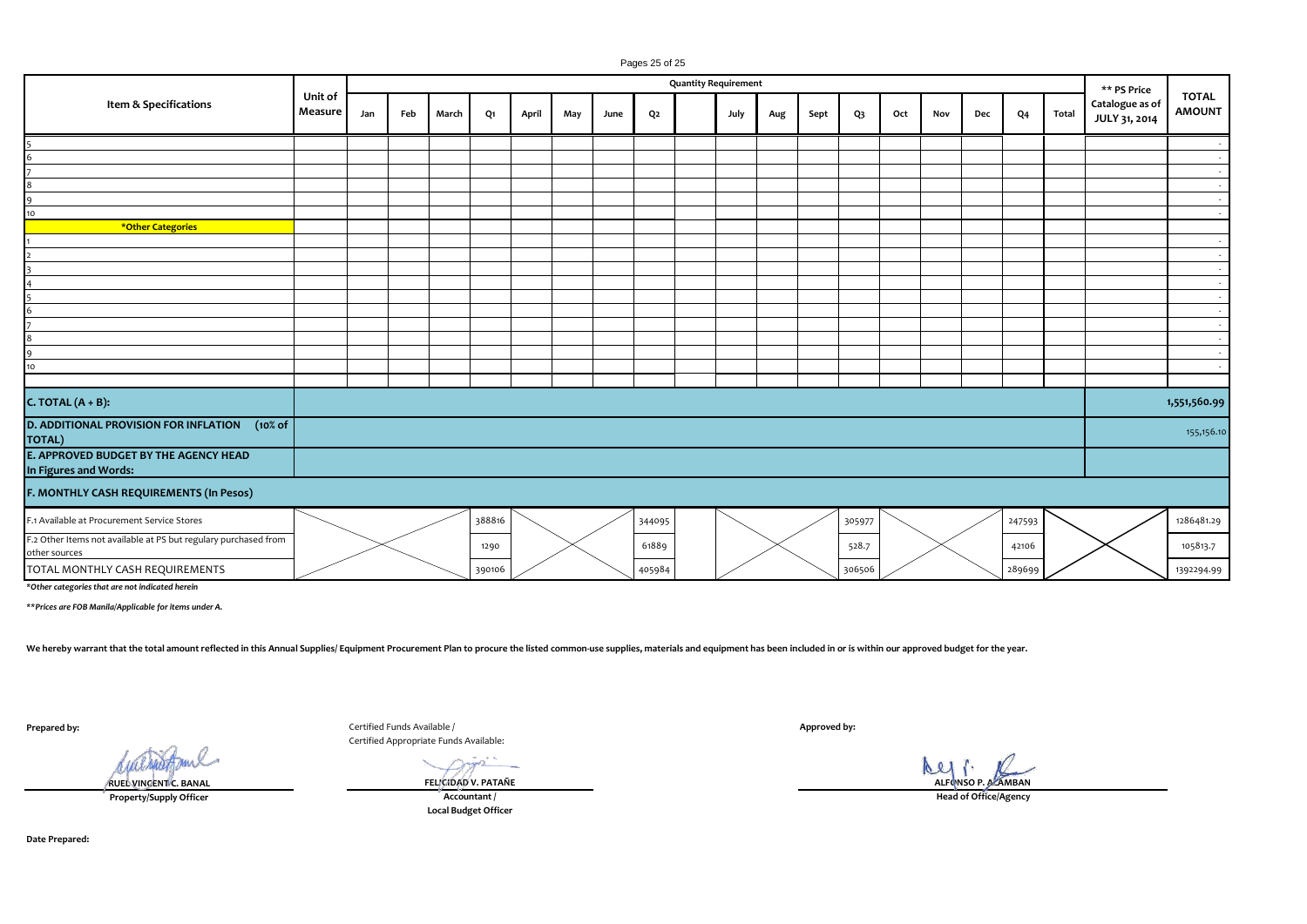| Item & Specifications | Unit of Measure | Quantity Requirement | | | | | | | | | | | | | | | | | | ** PS Price Catalogue as of JULY 31, 2014 | TOTAL AMOUNT |
|---|---|---|---|---|---|---|---|---|---|---|---|---|---|---|---|---|---|---|---|---|---|
| | | Jan | Feb | March | Q1 | April | May | June | Q2 | | July | Aug | Sept | Q3 | Oct | Nov | Dec | Q4 | Total | | |
| 5 | | | | | | | | | | | | | | | | | | | | | - |
| 6 | | | | | | | | | | | | | | | | | | | | | - |
| 7 | | | | | | | | | | | | | | | | | | | | | - |
| 8 | | | | | | | | | | | | | | | | | | | | | - |
| 9 | | | | | | | | | | | | | | | | | | | | | - |
| 10 | | | | | | | | | | | | | | | | | | | | | - |
| ***Other Categories** | | | | | | | | | | | | | | | | | | | | | |
| 1 | | | | | | | | | | | | | | | | | | | | | - |
| 2 | | | | | | | | | | | | | | | | | | | | | - |
| 3 | | | | | | | | | | | | | | | | | | | | | - |
| 4 | | | | | | | | | | | | | | | | | | | | | - |
| 5 | | | | | | | | | | | | | | | | | | | | | - |
| 6 | | | | | | | | | | | | | | | | | | | | | - |
| 7 | | | | | | | | | | | | | | | | | | | | | - |
| 8 | | | | | | | | | | | | | | | | | | | | | - |
| 9 | | | | | | | | | | | | | | | | | | | | | - |
| 10 | | | | | | | | | | | | | | | | | | | | | - |
| | | | | | | | | | | | | | | | | | | | | | |
| **C. TOTAL (A + B):** | | | | | | | | | | | | | | | | | | | | | **1,551,560.99** |
| **D. ADDITIONAL PROVISION FOR INFLATION (10% of TOTAL)** | | | | | | | | | | | | | | | | | | | | | 155,156.10 |
| **E. APPROVED BUDGET BY THE AGENCY HEAD In Figures and Words:** | | | | | | | | | | | | | | | | | | | | | |
| **F. MONTHLY CASH REQUIREMENTS (In Pesos)** | | | | | | | | | | | | | | | | | | | | | |
| F.1 Available at Procurement Service Stores | | | | | 388816 | | | | 344095 | | | | | 305977 | | | | 247593 | | | 1286481.29 |
| F.2 Other Items not available at PS but regulary purchased from other sources | | | | | 1290 | | | | 61889 | | | | | 528.7 | | | | 42106 | | | 105813.7 |
| TOTAL MONTHLY CASH REQUIREMENTS | | | | | 390106 | | | | 405984 | | | | | 306506 | | | | 289699 | | | 1392294.99 |

**Other categories that are not indicated herein*

***Prices are FOB Manila/Applicable for items under A.*

**We hereby warrant that the total amount reflected in this Annual Supplies/ Equipment Procurement Plan to procure the listed common-use supplies, materials and equipment has been included in or is within our approved budget for the year.**

**Prepared by:**

**RUEL VINCENT C. BANAL**
**Property/Supply Officer**

Certified Funds Available /
Certified Appropriate Funds Available:

**FELICIDAD V. PATAÑE**
**Accountant /**
**Local Budget Officer**

**Approved by:**

**ALFONSO P. ALAMBAN**
**Head of Office/Agency**

**Date Prepared:**